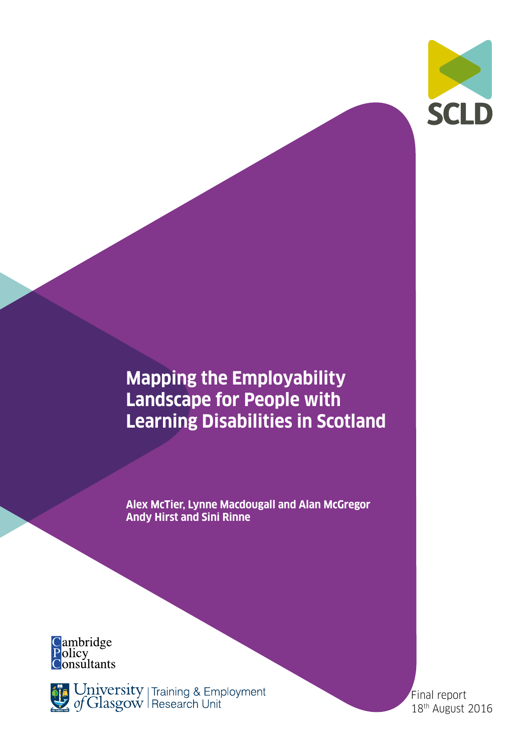SCLD

# Mapping the Employability Landscape for People with Learning Disabilities in Scotland

**Alex McTier, Lynne Macdougall and Alan McGregor**
**Andy Hirst and Sini Rinne**

Cambridge Policy Consultants

University of Glasgow | Training & Employment Research Unit

Final report
18th August 2016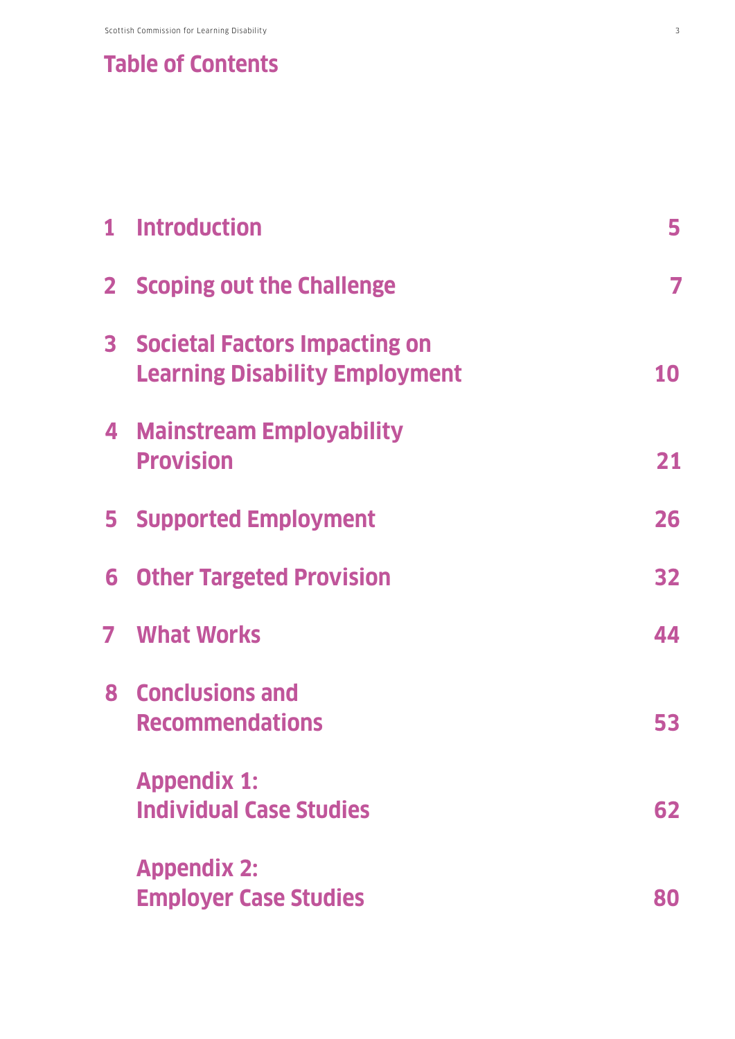# Table of Contents

| | | |
|---|---|---|
| 1 | Introduction | 5 |
| 2 | Scoping out the Challenge | 7 |
| 3 | Societal Factors Impacting on Learning Disability Employment | 10 |
| 4 | Mainstream Employability Provision | 21 |
| 5 | Supported Employment | 26 |
| 6 | Other Targeted Provision | 32 |
| 7 | What Works | 44 |
| 8 | Conclusions and Recommendations | 53 |
| | Appendix 1: Individual Case Studies | 62 |
| | Appendix 2: Employer Case Studies | 80 |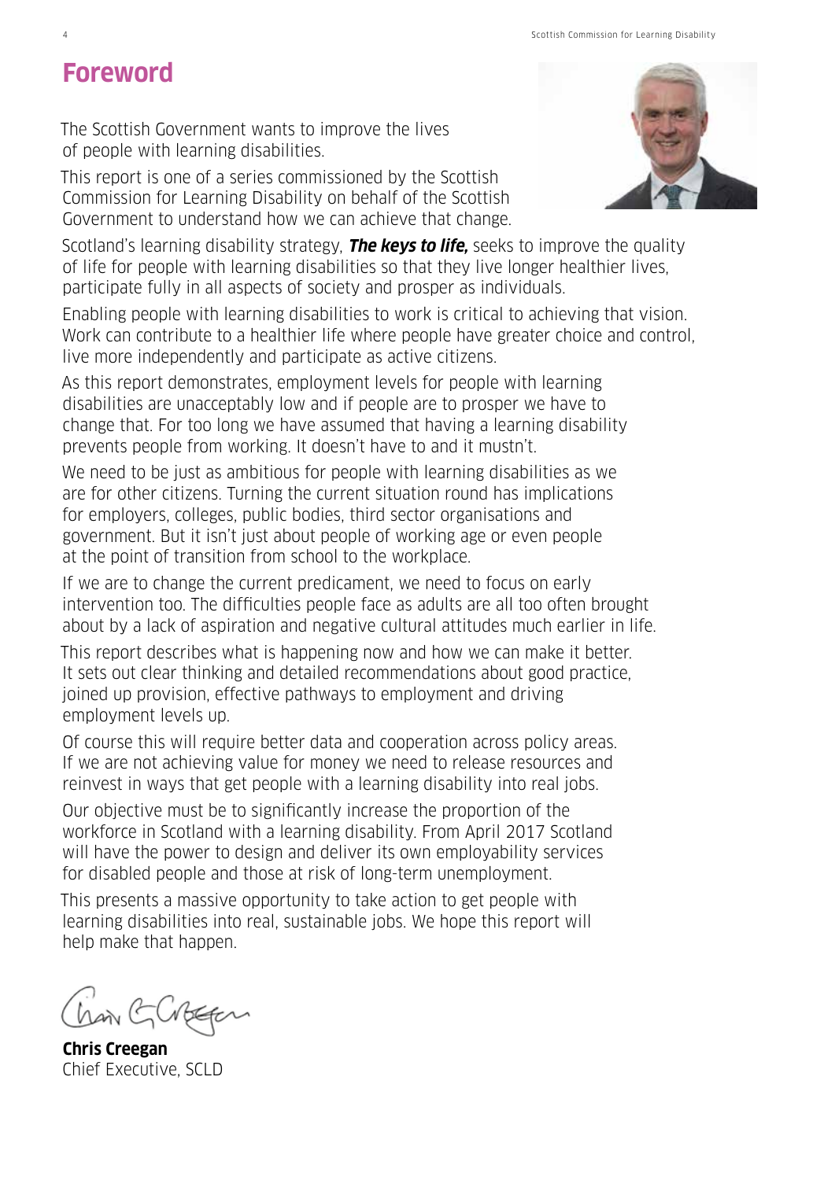# Foreword

The Scottish Government wants to improve the lives of people with learning disabilities.

This report is one of a series commissioned by the Scottish Commission for Learning Disability on behalf of the Scottish Government to understand how we can achieve that change.

Scotland's learning disability strategy, ***The keys to life,*** seeks to improve the quality of life for people with learning disabilities so that they live longer healthier lives, participate fully in all aspects of society and prosper as individuals.

Enabling people with learning disabilities to work is critical to achieving that vision. Work can contribute to a healthier life where people have greater choice and control, live more independently and participate as active citizens.

As this report demonstrates, employment levels for people with learning disabilities are unacceptably low and if people are to prosper we have to change that. For too long we have assumed that having a learning disability prevents people from working. It doesn't have to and it mustn't.

We need to be just as ambitious for people with learning disabilities as we are for other citizens. Turning the current situation round has implications for employers, colleges, public bodies, third sector organisations and government. But it isn't just about people of working age or even people at the point of transition from school to the workplace.

If we are to change the current predicament, we need to focus on early intervention too. The difficulties people face as adults are all too often brought about by a lack of aspiration and negative cultural attitudes much earlier in life.

This report describes what is happening now and how we can make it better. It sets out clear thinking and detailed recommendations about good practice, joined up provision, effective pathways to employment and driving employment levels up.

Of course this will require better data and cooperation across policy areas. If we are not achieving value for money we need to release resources and reinvest in ways that get people with a learning disability into real jobs.

Our objective must be to significantly increase the proportion of the workforce in Scotland with a learning disability. From April 2017 Scotland will have the power to design and deliver its own employability services for disabled people and those at risk of long-term unemployment.

This presents a massive opportunity to take action to get people with learning disabilities into real, sustainable jobs. We hope this report will help make that happen.

**Chris Creegan**
Chief Executive, SCLD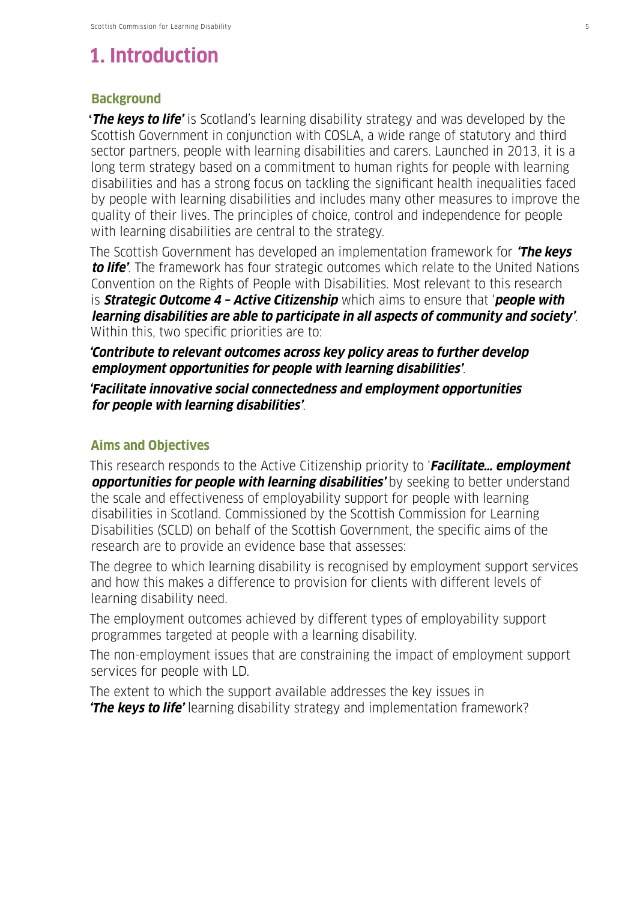# 1. Introduction

## Background

'***The keys to life'*** is Scotland's learning disability strategy and was developed by the Scottish Government in conjunction with COSLA, a wide range of statutory and third sector partners, people with learning disabilities and carers. Launched in 2013, it is a long term strategy based on a commitment to human rights for people with learning disabilities and has a strong focus on tackling the significant health inequalities faced by people with learning disabilities and includes many other measures to improve the quality of their lives. The principles of choice, control and independence for people with learning disabilities are central to the strategy.

The Scottish Government has developed an implementation framework for ***'The keys to life'***. The framework has four strategic outcomes which relate to the United Nations Convention on the Rights of People with Disabilities. Most relevant to this research is ***Strategic Outcome 4 – Active Citizenship*** which aims to ensure that '***people with learning disabilities are able to participate in all aspects of community and society'***. Within this, two specific priorities are to:

***'Contribute to relevant outcomes across key policy areas to further develop employment opportunities for people with learning disabilities'***.

***'Facilitate innovative social connectedness and employment opportunities for people with learning disabilities'***.

## Aims and Objectives

This research responds to the Active Citizenship priority to '***Facilitate... employment opportunities for people with learning disabilities'*** by seeking to better understand the scale and effectiveness of employability support for people with learning disabilities in Scotland. Commissioned by the Scottish Commission for Learning Disabilities (SCLD) on behalf of the Scottish Government, the specific aims of the research are to provide an evidence base that assesses:

The degree to which learning disability is recognised by employment support services and how this makes a difference to provision for clients with different levels of learning disability need.

The employment outcomes achieved by different types of employability support programmes targeted at people with a learning disability.

The non-employment issues that are constraining the impact of employment support services for people with LD.

The extent to which the support available addresses the key issues in ***'The keys to life'*** learning disability strategy and implementation framework?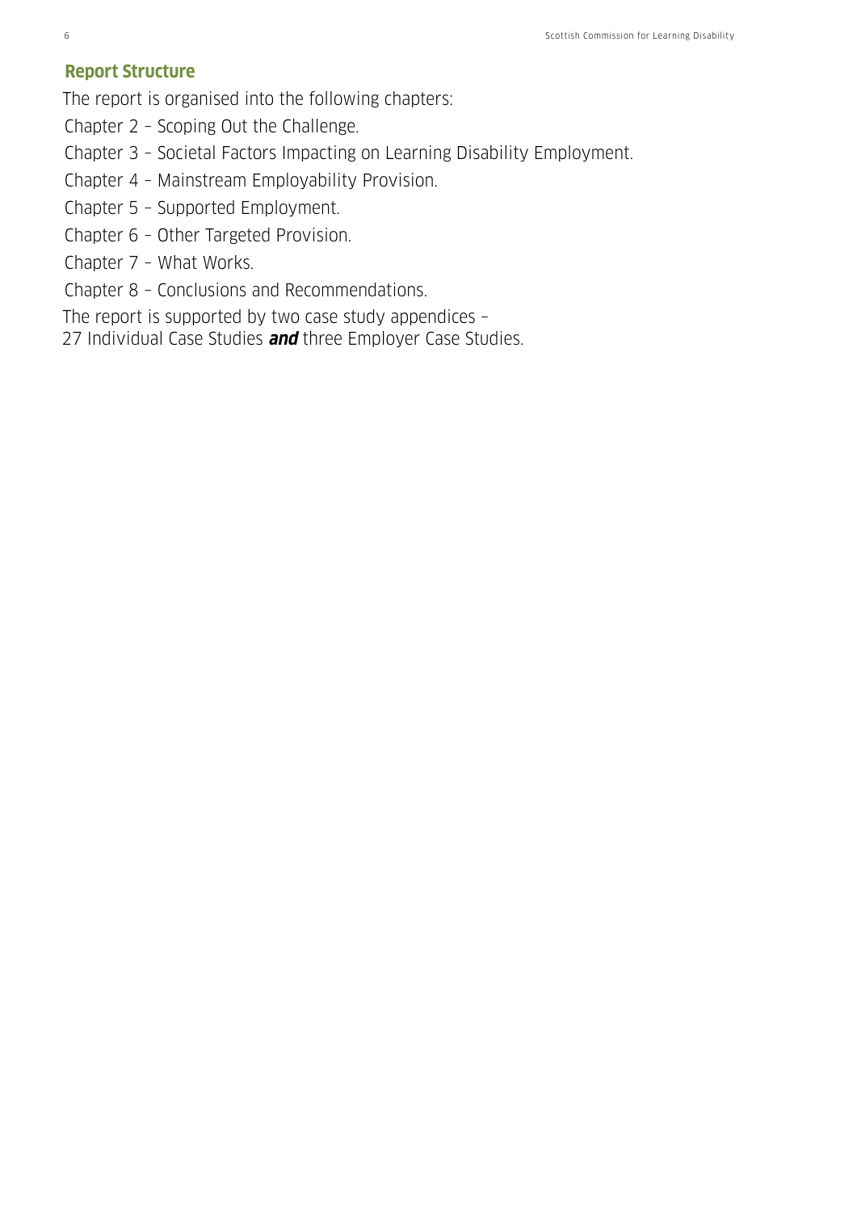## Report Structure

The report is organised into the following chapters:

Chapter 2 – Scoping Out the Challenge.

Chapter 3 – Societal Factors Impacting on Learning Disability Employment.

Chapter 4 – Mainstream Employability Provision.

Chapter 5 – Supported Employment.

Chapter 6 – Other Targeted Provision.

Chapter 7 – What Works.

Chapter 8 – Conclusions and Recommendations.

The report is supported by two case study appendices –
27 Individual Case Studies ***and*** three Employer Case Studies.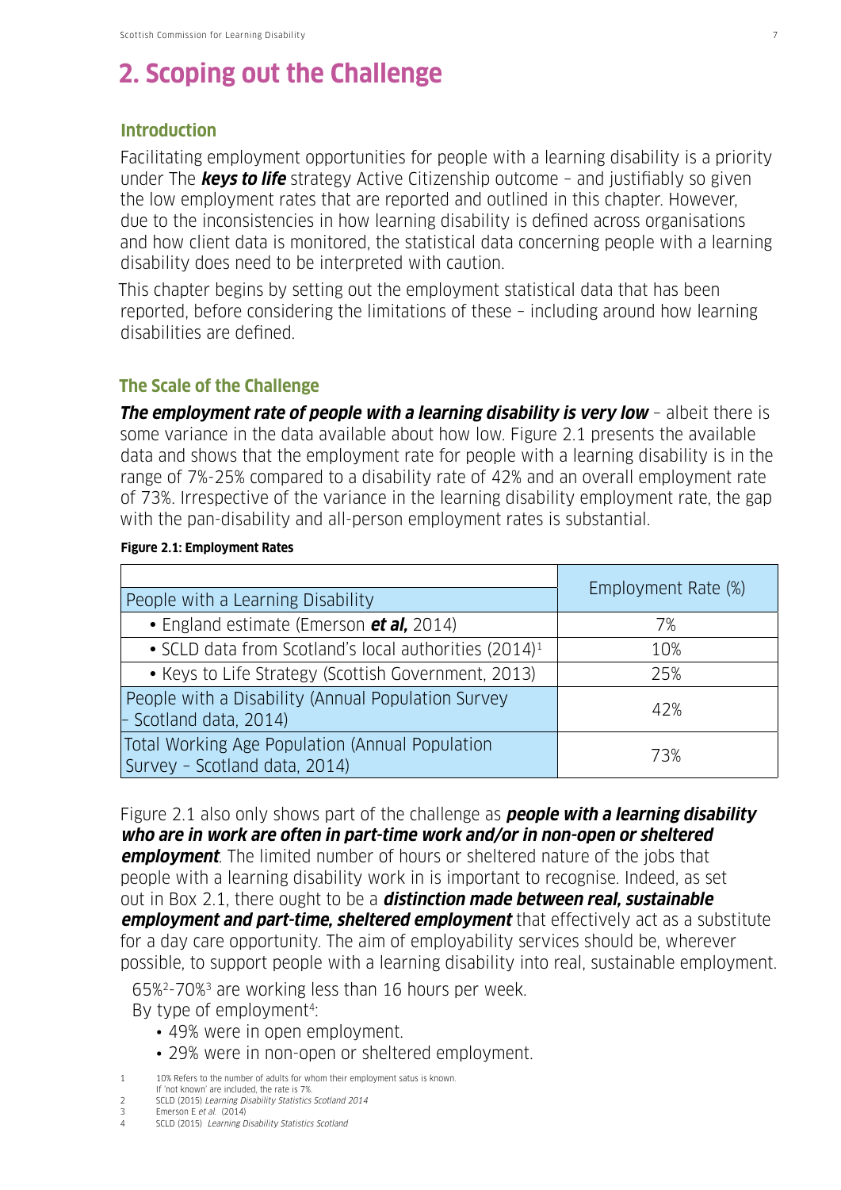## 2. Scoping out the Challenge

### Introduction

Facilitating employment opportunities for people with a learning disability is a priority under The ***keys to life*** strategy Active Citizenship outcome – and justifiably so given the low employment rates that are reported and outlined in this chapter. However, due to the inconsistencies in how learning disability is defined across organisations and how client data is monitored, the statistical data concerning people with a learning disability does need to be interpreted with caution.

This chapter begins by setting out the employment statistical data that has been reported, before considering the limitations of these – including around how learning disabilities are defined.

### The Scale of the Challenge

***The employment rate of people with a learning disability is very low*** – albeit there is some variance in the data available about how low. Figure 2.1 presents the available data and shows that the employment rate for people with a learning disability is in the range of 7%-25% compared to a disability rate of 42% and an overall employment rate of 73%. Irrespective of the variance in the learning disability employment rate, the gap with the pan-disability and all-person employment rates is substantial.

**Figure 2.1: Employment Rates**

| | Employment Rate (%) |
|---|---|
| People with a Learning Disability | |
| • England estimate (Emerson ***et al,*** 2014) | 7% |
| • SCLD data from Scotland's local authorities (2014)[1] | 10% |
| • Keys to Life Strategy (Scottish Government, 2013) | 25% |
| People with a Disability (Annual Population Survey – Scotland data, 2014) | 42% |
| Total Working Age Population (Annual Population Survey – Scotland data, 2014) | 73% |

Figure 2.1 also only shows part of the challenge as ***people with a learning disability who are in work are often in part-time work and/or in non-open or sheltered employment***. The limited number of hours or sheltered nature of the jobs that people with a learning disability work in is important to recognise. Indeed, as set out in Box 2.1, there ought to be a ***distinction made between real, sustainable employment and part-time, sheltered employment*** that effectively act as a substitute for a day care opportunity. The aim of employability services should be, wherever possible, to support people with a learning disability into real, sustainable employment.

65%[2]-70%[3] are working less than 16 hours per week.

By type of employment[4]:

- 49% were in open employment.
- 29% were in non-open or sheltered employment.

1 10% Refers to the number of adults for whom their employment satus is known. If 'not known' are included, the rate is 7%.

2 SCLD (2015) *Learning Disability Statistics Scotland 2014*

3 Emerson E *et al.* (2014)

4 SCLD (2015) *Learning Disability Statistics Scotland*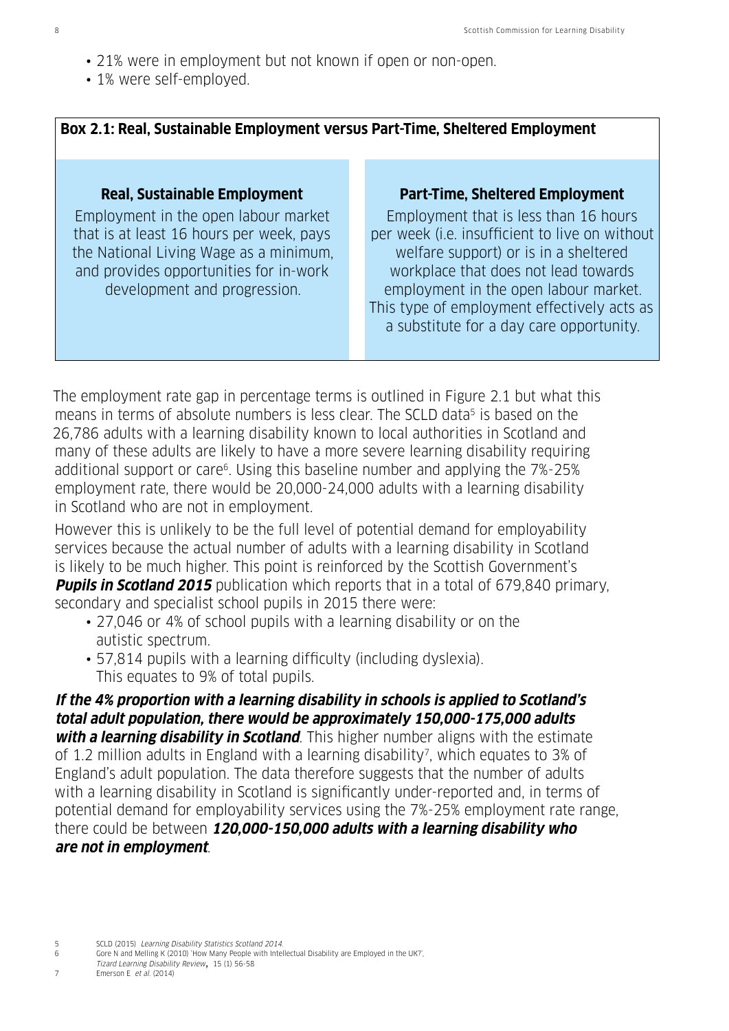- 21% were in employment but not known if open or non-open.
- 1% were self-employed.

**Box 2.1: Real, Sustainable Employment versus Part-Time, Sheltered Employment**

| Real, Sustainable Employment | Part-Time, Sheltered Employment |
| --- | --- |
| Employment in the open labour market that is at least 16 hours per week, pays the National Living Wage as a minimum, and provides opportunities for in-work development and progression. | Employment that is less than 16 hours per week (i.e. insufficient to live on without welfare support) or is in a sheltered workplace that does not lead towards employment in the open labour market. This type of employment effectively acts as a substitute for a day care opportunity. |

The employment rate gap in percentage terms is outlined in Figure 2.1 but what this means in terms of absolute numbers is less clear. The SCLD data[5] is based on the 26,786 adults with a learning disability known to local authorities in Scotland and many of these adults are likely to have a more severe learning disability requiring additional support or care[6]. Using this baseline number and applying the 7%-25% employment rate, there would be 20,000-24,000 adults with a learning disability in Scotland who are not in employment.

However this is unlikely to be the full level of potential demand for employability services because the actual number of adults with a learning disability in Scotland is likely to be much higher. This point is reinforced by the Scottish Government's ***Pupils in Scotland 2015*** publication which reports that in a total of 679,840 primary, secondary and specialist school pupils in 2015 there were:

- 27,046 or 4% of school pupils with a learning disability or on the autistic spectrum.
- 57,814 pupils with a learning difficulty (including dyslexia). This equates to 9% of total pupils.

***If the 4% proportion with a learning disability in schools is applied to Scotland's total adult population, there would be approximately 150,000-175,000 adults with a learning disability in Scotland***. This higher number aligns with the estimate of 1.2 million adults in England with a learning disability[7], which equates to 3% of England's adult population. The data therefore suggests that the number of adults with a learning disability in Scotland is significantly under-reported and, in terms of potential demand for employability services using the 7%-25% employment rate range, there could be between ***120,000-150,000 adults with a learning disability who are not in employment***.

5 SCLD (2015) *Learning Disability Statistics Scotland 2014*.

6 Gore N and Melling K (2010) 'How Many People with Intellectual Disability are Employed in the UK?', *Tizard Learning Disability Review*, 15 (1) 56-58

7 Emerson E *et al.* (2014)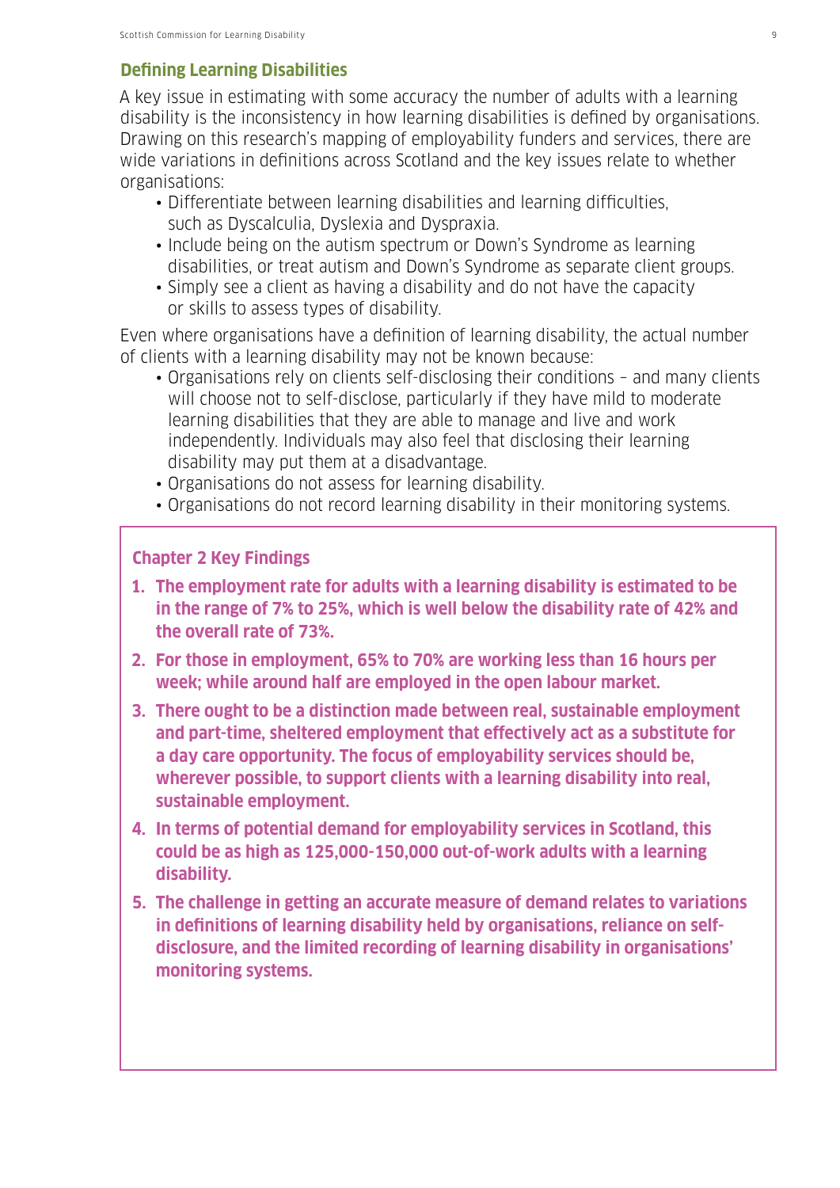## Defining Learning Disabilities

A key issue in estimating with some accuracy the number of adults with a learning disability is the inconsistency in how learning disabilities is defined by organisations. Drawing on this research's mapping of employability funders and services, there are wide variations in definitions across Scotland and the key issues relate to whether organisations:

- Differentiate between learning disabilities and learning difficulties, such as Dyscalculia, Dyslexia and Dyspraxia.
- Include being on the autism spectrum or Down's Syndrome as learning disabilities, or treat autism and Down's Syndrome as separate client groups.
- Simply see a client as having a disability and do not have the capacity or skills to assess types of disability.

Even where organisations have a definition of learning disability, the actual number of clients with a learning disability may not be known because:

- Organisations rely on clients self-disclosing their conditions – and many clients will choose not to self-disclose, particularly if they have mild to moderate learning disabilities that they are able to manage and live and work independently. Individuals may also feel that disclosing their learning disability may put them at a disadvantage.
- Organisations do not assess for learning disability.
- Organisations do not record learning disability in their monitoring systems.

### Chapter 2 Key Findings

1. **The employment rate for adults with a learning disability is estimated to be in the range of 7% to 25%, which is well below the disability rate of 42% and the overall rate of 73%.**
2. **For those in employment, 65% to 70% are working less than 16 hours per week; while around half are employed in the open labour market.**
3. **There ought to be a distinction made between real, sustainable employment and part-time, sheltered employment that effectively act as a substitute for a day care opportunity. The focus of employability services should be, wherever possible, to support clients with a learning disability into real, sustainable employment.**
4. **In terms of potential demand for employability services in Scotland, this could be as high as 125,000-150,000 out-of-work adults with a learning disability.**
5. **The challenge in getting an accurate measure of demand relates to variations in definitions of learning disability held by organisations, reliance on self-disclosure, and the limited recording of learning disability in organisations' monitoring systems.**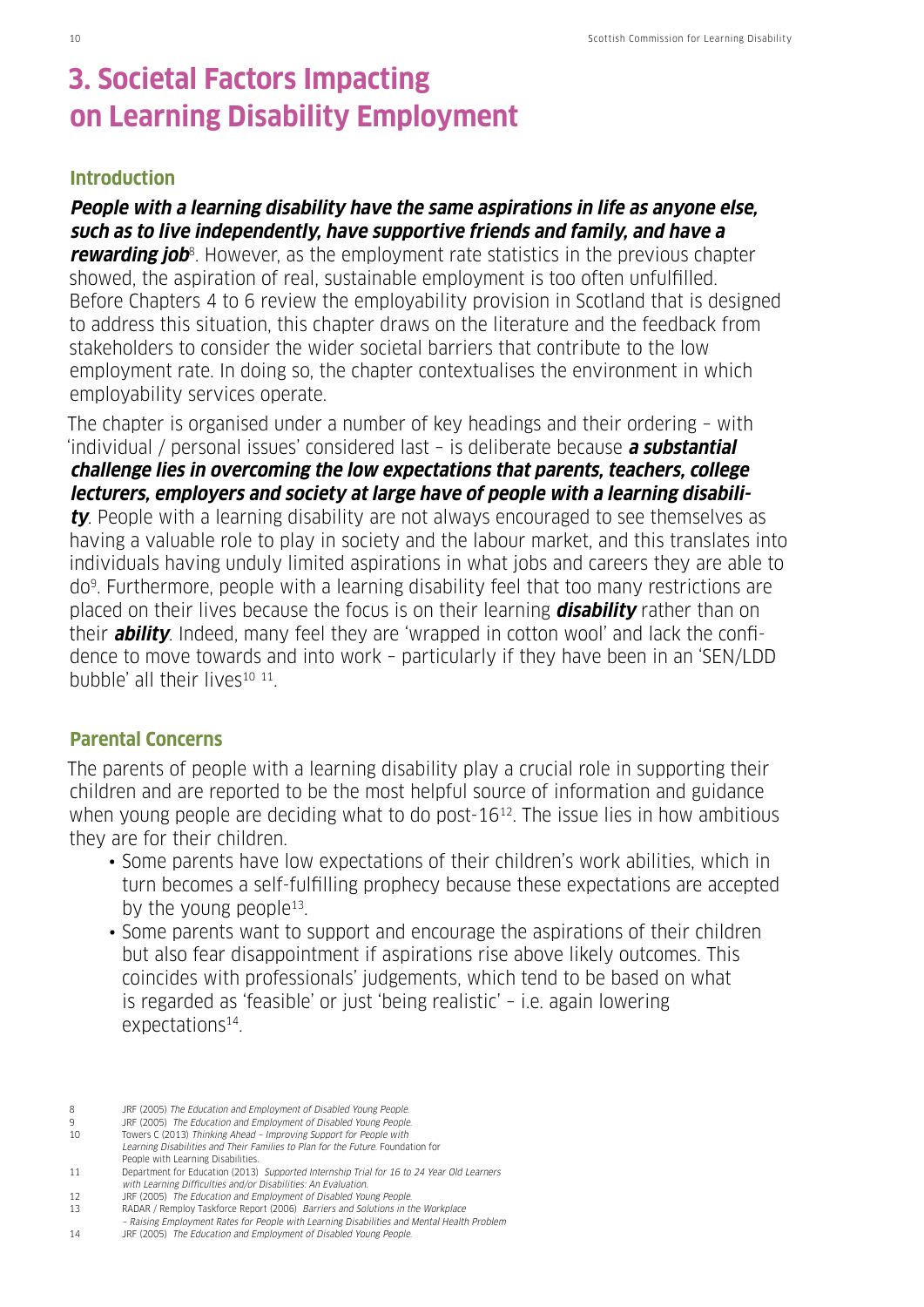# 3. Societal Factors Impacting on Learning Disability Employment

## Introduction

***People with a learning disability have the same aspirations in life as anyone else, such as to live independently, have supportive friends and family, and have a rewarding job***[8]. However, as the employment rate statistics in the previous chapter showed, the aspiration of real, sustainable employment is too often unfulfilled. Before Chapters 4 to 6 review the employability provision in Scotland that is designed to address this situation, this chapter draws on the literature and the feedback from stakeholders to consider the wider societal barriers that contribute to the low employment rate. In doing so, the chapter contextualises the environment in which employability services operate.

The chapter is organised under a number of key headings and their ordering – with 'individual / personal issues' considered last – is deliberate because ***a substantial challenge lies in overcoming the low expectations that parents, teachers, college lecturers, employers and society at large have of people with a learning disability***. People with a learning disability are not always encouraged to see themselves as having a valuable role to play in society and the labour market, and this translates into individuals having unduly limited aspirations in what jobs and careers they are able to do[9]. Furthermore, people with a learning disability feel that too many restrictions are placed on their lives because the focus is on their learning ***disability*** rather than on their ***ability***. Indeed, many feel they are 'wrapped in cotton wool' and lack the confidence to move towards and into work – particularly if they have been in an 'SEN/LDD bubble' all their lives[10 11].

## Parental Concerns

The parents of people with a learning disability play a crucial role in supporting their children and are reported to be the most helpful source of information and guidance when young people are deciding what to do post-16[12]. The issue lies in how ambitious they are for their children.

- Some parents have low expectations of their children's work abilities, which in turn becomes a self-fulfilling prophecy because these expectations are accepted by the young people[13].
- Some parents want to support and encourage the aspirations of their children but also fear disappointment if aspirations rise above likely outcomes. This coincides with professionals' judgements, which tend to be based on what is regarded as 'feasible' or just 'being realistic' – i.e. again lowering expectations[14].

---

8 JRF (2005) *The Education and Employment of Disabled Young People.*

9 JRF (2005) *The Education and Employment of Disabled Young People.*

10 Towers C (2013) *Thinking Ahead – Improving Support for People with Learning Disabilities and Their Families to Plan for the Future.* Foundation for People with Learning Disabilities.

11 Department for Education (2013) *Supported Internship Trial for 16 to 24 Year Old Learners with Learning Difficulties and/or Disabilities: An Evaluation.*

12 JRF (2005) *The Education and Employment of Disabled Young People.*

13 RADAR / Remploy Taskforce Report (2006) *Barriers and Solutions in the Workplace – Raising Employment Rates for People with Learning Disabilities and Mental Health Problem*

14 JRF (2005) *The Education and Employment of Disabled Young People.*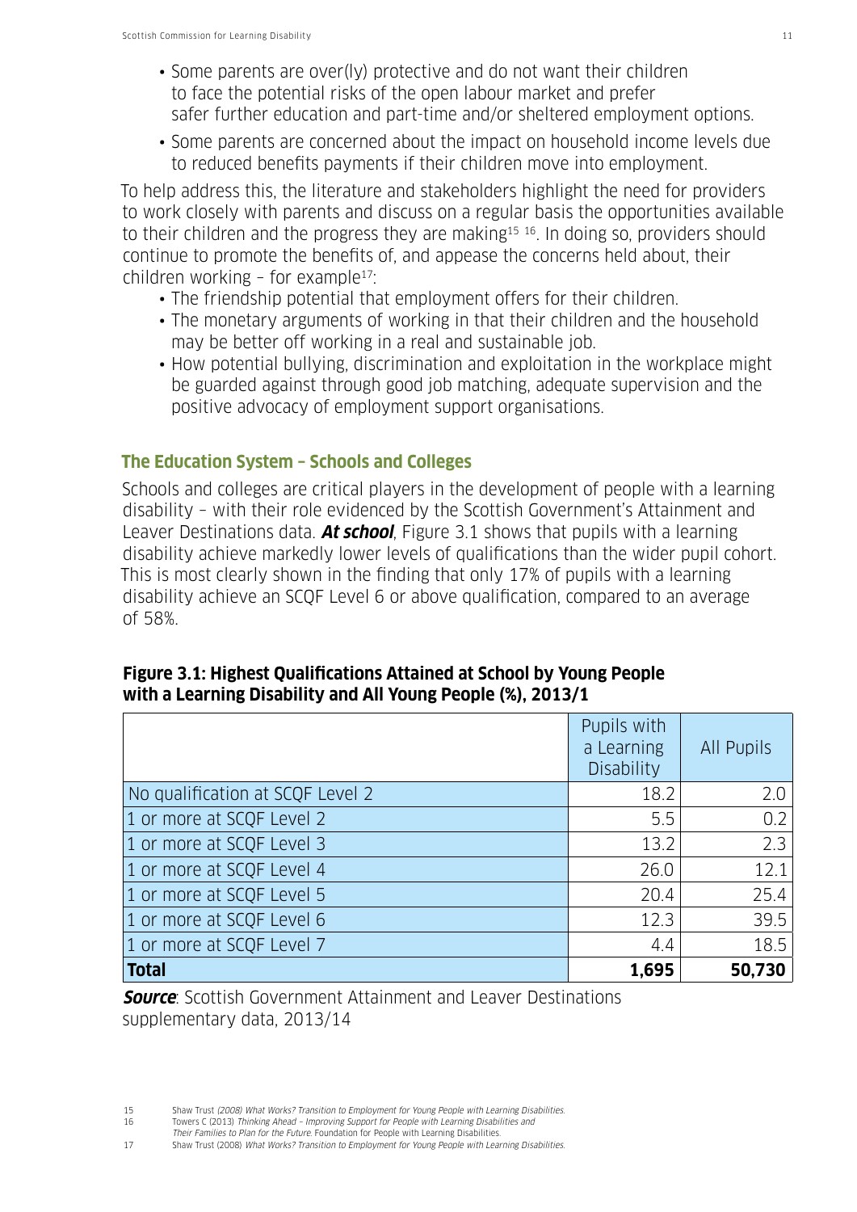- Some parents are over(ly) protective and do not want their children to face the potential risks of the open labour market and prefer safer further education and part-time and/or sheltered employment options.
- Some parents are concerned about the impact on household income levels due to reduced benefits payments if their children move into employment.

To help address this, the literature and stakeholders highlight the need for providers to work closely with parents and discuss on a regular basis the opportunities available to their children and the progress they are making[15] [16]. In doing so, providers should continue to promote the benefits of, and appease the concerns held about, their children working – for example[17]:

- The friendship potential that employment offers for their children.
- The monetary arguments of working in that their children and the household may be better off working in a real and sustainable job.
- How potential bullying, discrimination and exploitation in the workplace might be guarded against through good job matching, adequate supervision and the positive advocacy of employment support organisations.

## The Education System – Schools and Colleges

Schools and colleges are critical players in the development of people with a learning disability – with their role evidenced by the Scottish Government's Attainment and Leaver Destinations data. ***At school***, Figure 3.1 shows that pupils with a learning disability achieve markedly lower levels of qualifications than the wider pupil cohort. This is most clearly shown in the finding that only 17% of pupils with a learning disability achieve an SCQF Level 6 or above qualification, compared to an average of 58%.

**Figure 3.1: Highest Qualifications Attained at School by Young People with a Learning Disability and All Young People (%), 2013/1**

| | Pupils with a Learning Disability | All Pupils |
|---|---|---|
| No qualification at SCQF Level 2 | 18.2 | 2.0 |
| 1 or more at SCQF Level 2 | 5.5 | 0.2 |
| 1 or more at SCQF Level 3 | 13.2 | 2.3 |
| 1 or more at SCQF Level 4 | 26.0 | 12.1 |
| 1 or more at SCQF Level 5 | 20.4 | 25.4 |
| 1 or more at SCQF Level 6 | 12.3 | 39.5 |
| 1 or more at SCQF Level 7 | 4.4 | 18.5 |
| **Total** | **1,695** | **50,730** |

***Source***: Scottish Government Attainment and Leaver Destinations supplementary data, 2013/14

15 Shaw Trust *(2008) What Works? Transition to Employment for Young People with Learning Disabilities.*

16 Towers C (2013) *Thinking Ahead – Improving Support for People with Learning Disabilities and Their Families to Plan for the Future.* Foundation for People with Learning Disabilities.

17 Shaw Trust (2008) *What Works? Transition to Employment for Young People with Learning Disabilities.*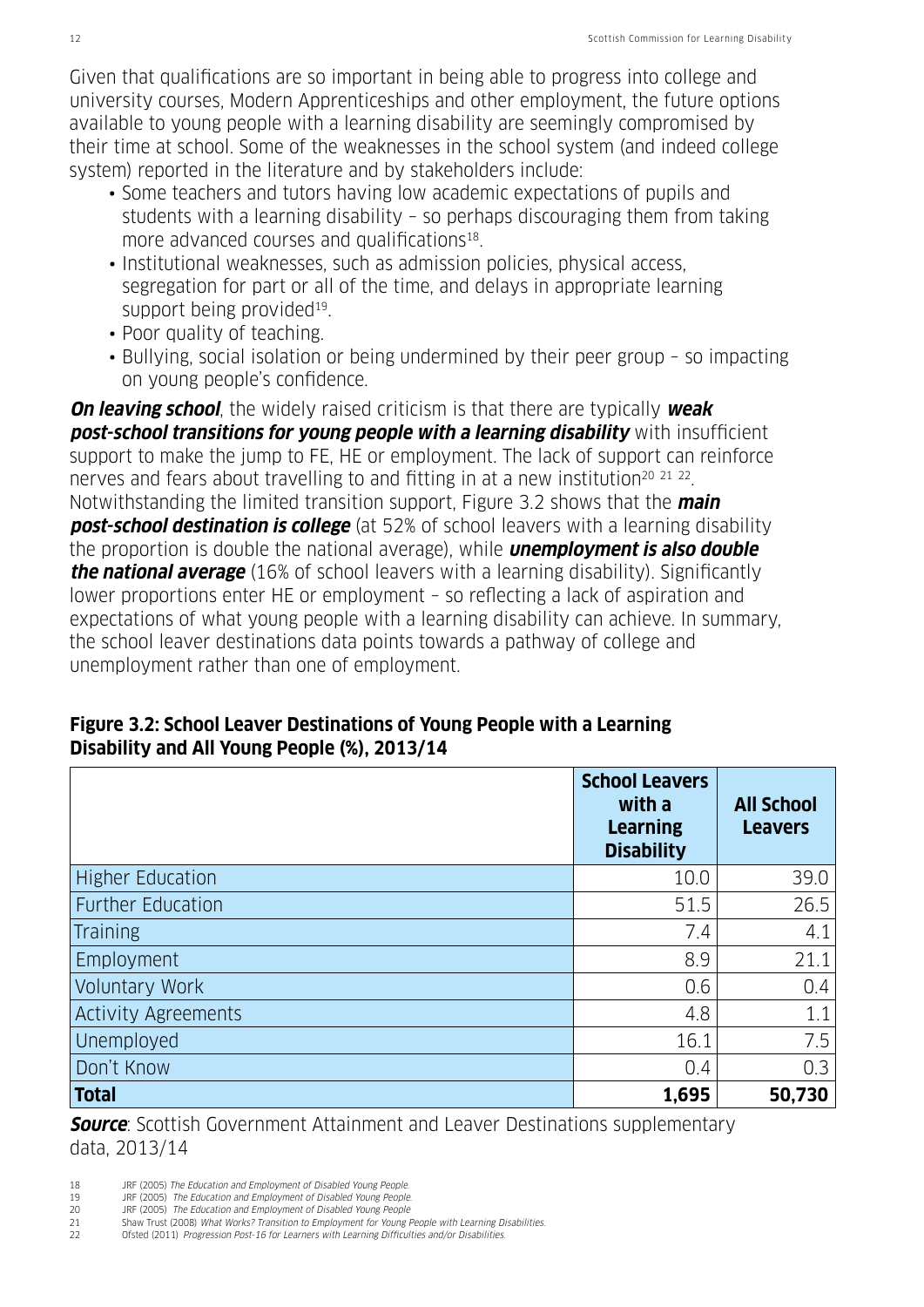Given that qualifications are so important in being able to progress into college and university courses, Modern Apprenticeships and other employment, the future options available to young people with a learning disability are seemingly compromised by their time at school. Some of the weaknesses in the school system (and indeed college system) reported in the literature and by stakeholders include:

- Some teachers and tutors having low academic expectations of pupils and students with a learning disability – so perhaps discouraging them from taking more advanced courses and qualifications[18].
- Institutional weaknesses, such as admission policies, physical access, segregation for part or all of the time, and delays in appropriate learning support being provided[19].
- Poor quality of teaching.
- Bullying, social isolation or being undermined by their peer group – so impacting on young people's confidence.

***On leaving school***, the widely raised criticism is that there are typically ***weak post-school transitions for young people with a learning disability*** with insufficient support to make the jump to FE, HE or employment. The lack of support can reinforce nerves and fears about travelling to and fitting in at a new institution[20 21 22]. Notwithstanding the limited transition support, Figure 3.2 shows that the ***main post-school destination is college*** (at 52% of school leavers with a learning disability the proportion is double the national average), while ***unemployment is also double the national average*** (16% of school leavers with a learning disability). Significantly lower proportions enter HE or employment – so reflecting a lack of aspiration and expectations of what young people with a learning disability can achieve. In summary, the school leaver destinations data points towards a pathway of college and unemployment rather than one of employment.

**Figure 3.2: School Leaver Destinations of Young People with a Learning Disability and All Young People (%), 2013/14**

| | School Leavers with a Learning Disability | All School Leavers |
|---|---|---|
| Higher Education | 10.0 | 39.0 |
| Further Education | 51.5 | 26.5 |
| Training | 7.4 | 4.1 |
| Employment | 8.9 | 21.1 |
| Voluntary Work | 0.6 | 0.4 |
| Activity Agreements | 4.8 | 1.1 |
| Unemployed | 16.1 | 7.5 |
| Don't Know | 0.4 | 0.3 |
| **Total** | **1,695** | **50,730** |

***Source***: Scottish Government Attainment and Leaver Destinations supplementary data, 2013/14

18 JRF (2005) *The Education and Employment of Disabled Young People.*
19 JRF (2005) *The Education and Employment of Disabled Young People.*
20 JRF (2005) *The Education and Employment of Disabled Young People*
21 Shaw Trust (2008) *What Works? Transition to Employment for Young People with Learning Disabilities.*
22 Ofsted (2011) *Progression Post-16 for Learners with Learning Difficulties and/or Disabilities.*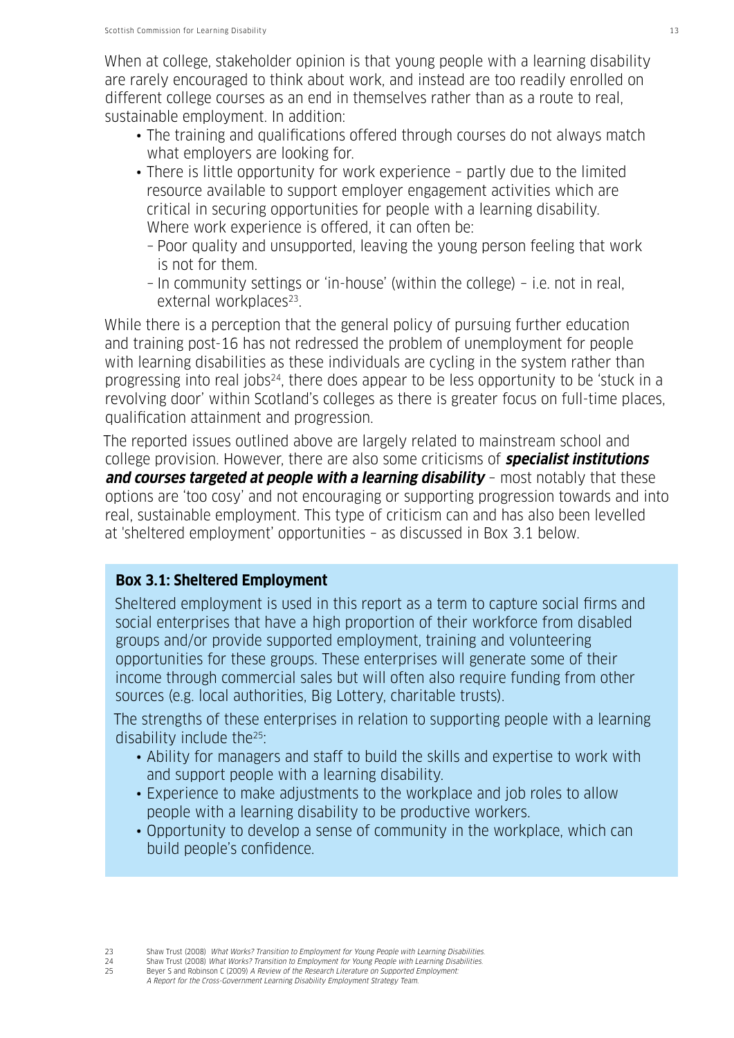When at college, stakeholder opinion is that young people with a learning disability are rarely encouraged to think about work, and instead are too readily enrolled on different college courses as an end in themselves rather than as a route to real, sustainable employment. In addition:

- The training and qualifications offered through courses do not always match what employers are looking for.
- There is little opportunity for work experience – partly due to the limited resource available to support employer engagement activities which are critical in securing opportunities for people with a learning disability. Where work experience is offered, it can often be:
  - Poor quality and unsupported, leaving the young person feeling that work is not for them.
  - In community settings or 'in-house' (within the college) – i.e. not in real, external workplaces[23].

While there is a perception that the general policy of pursuing further education and training post-16 has not redressed the problem of unemployment for people with learning disabilities as these individuals are cycling in the system rather than progressing into real jobs[24], there does appear to be less opportunity to be 'stuck in a revolving door' within Scotland's colleges as there is greater focus on full-time places, qualification attainment and progression.

The reported issues outlined above are largely related to mainstream school and college provision. However, there are also some criticisms of ***specialist institutions and courses targeted at people with a learning disability*** – most notably that these options are 'too cosy' and not encouraging or supporting progression towards and into real, sustainable employment. This type of criticism can and has also been levelled at 'sheltered employment' opportunities – as discussed in Box 3.1 below.

**Box 3.1: Sheltered Employment**

Sheltered employment is used in this report as a term to capture social firms and social enterprises that have a high proportion of their workforce from disabled groups and/or provide supported employment, training and volunteering opportunities for these groups. These enterprises will generate some of their income through commercial sales but will often also require funding from other sources (e.g. local authorities, Big Lottery, charitable trusts).

The strengths of these enterprises in relation to supporting people with a learning disability include the[25]:

- Ability for managers and staff to build the skills and expertise to work with and support people with a learning disability.
- Experience to make adjustments to the workplace and job roles to allow people with a learning disability to be productive workers.
- Opportunity to develop a sense of community in the workplace, which can build people's confidence.

---

23 Shaw Trust (2008) *What Works? Transition to Employment for Young People with Learning Disabilities.*

24 Shaw Trust (2008) *What Works? Transition to Employment for Young People with Learning Disabilities.*

25 Beyer S and Robinson C (2009) *A Review of the Research Literature on Supported Employment: A Report for the Cross-Government Learning Disability Employment Strategy Team.*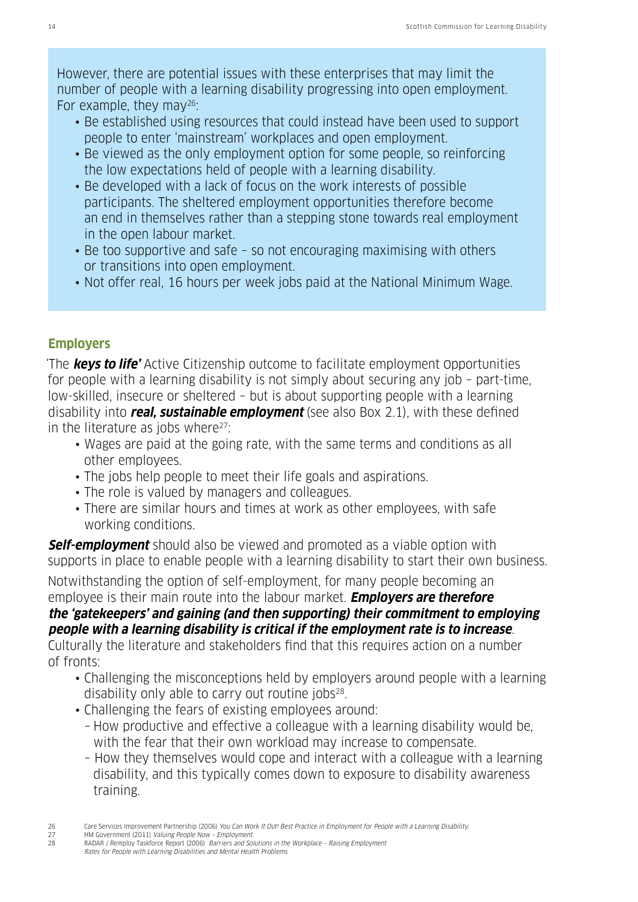However, there are potential issues with these enterprises that may limit the number of people with a learning disability progressing into open employment. For example, they may[26]:

- Be established using resources that could instead have been used to support people to enter 'mainstream' workplaces and open employment.
- Be viewed as the only employment option for some people, so reinforcing the low expectations held of people with a learning disability.
- Be developed with a lack of focus on the work interests of possible participants. The sheltered employment opportunities therefore become an end in themselves rather than a stepping stone towards real employment in the open labour market.
- Be too supportive and safe – so not encouraging maximising with others or transitions into open employment.
- Not offer real, 16 hours per week jobs paid at the National Minimum Wage.

## Employers

'The ***keys to life'*** Active Citizenship outcome to facilitate employment opportunities for people with a learning disability is not simply about securing any job – part-time, low-skilled, insecure or sheltered – but is about supporting people with a learning disability into ***real, sustainable employment*** (see also Box 2.1), with these defined in the literature as jobs where[27]:

- Wages are paid at the going rate, with the same terms and conditions as all other employees.
- The jobs help people to meet their life goals and aspirations.
- The role is valued by managers and colleagues.
- There are similar hours and times at work as other employees, with safe working conditions.

***Self-employment*** should also be viewed and promoted as a viable option with supports in place to enable people with a learning disability to start their own business.

Notwithstanding the option of self-employment, for many people becoming an employee is their main route into the labour market. ***Employers are therefore the 'gatekeepers' and gaining (and then supporting) their commitment to employing people with a learning disability is critical if the employment rate is to increase***. Culturally the literature and stakeholders find that this requires action on a number of fronts:

- Challenging the misconceptions held by employers around people with a learning disability only able to carry out routine jobs[28].
- Challenging the fears of existing employees around:
  - How productive and effective a colleague with a learning disability would be, with the fear that their own workload may increase to compensate.
  - How they themselves would cope and interact with a colleague with a learning disability, and this typically comes down to exposure to disability awareness training.

26 Care Services Improvement Partnership (2006) *You Can Work It Out! Best Practice in Employment for People with a Learning Disability.*

27 HM Government (2011) *Valuing People Now – Employment.*

28 RADAR / Remploy Taskforce Report (2006) *Barriers and Solutions in the Workplace – Raising Employment Rates for People with Learning Disabilities and Mental Health Problems.*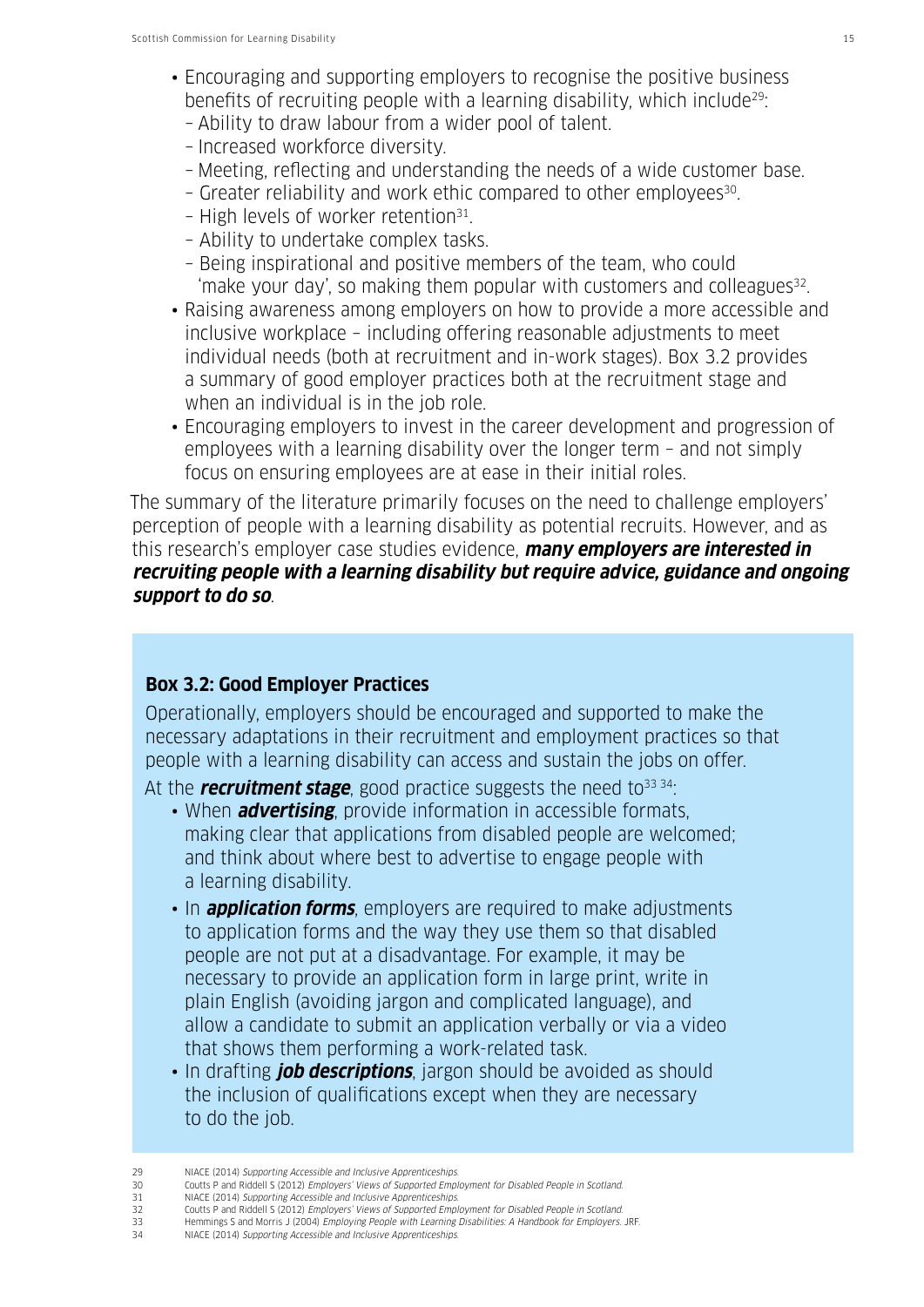- Encouraging and supporting employers to recognise the positive business benefits of recruiting people with a learning disability, which include[29]:
  - Ability to draw labour from a wider pool of talent.
  - Increased workforce diversity.
  - Meeting, reflecting and understanding the needs of a wide customer base.
  - Greater reliability and work ethic compared to other employees[30].
  - High levels of worker retention[31].
  - Ability to undertake complex tasks.
  - Being inspirational and positive members of the team, who could 'make your day', so making them popular with customers and colleagues[32].
- Raising awareness among employers on how to provide a more accessible and inclusive workplace – including offering reasonable adjustments to meet individual needs (both at recruitment and in-work stages). Box 3.2 provides a summary of good employer practices both at the recruitment stage and when an individual is in the job role.
- Encouraging employers to invest in the career development and progression of employees with a learning disability over the longer term – and not simply focus on ensuring employees are at ease in their initial roles.

The summary of the literature primarily focuses on the need to challenge employers' perception of people with a learning disability as potential recruits. However, and as this research's employer case studies evidence, ***many employers are interested in recruiting people with a learning disability but require advice, guidance and ongoing support to do so***.

**Box 3.2: Good Employer Practices**

Operationally, employers should be encouraged and supported to make the necessary adaptations in their recruitment and employment practices so that people with a learning disability can access and sustain the jobs on offer.

At the ***recruitment stage***, good practice suggests the need to[33 34]:

- When ***advertising***, provide information in accessible formats, making clear that applications from disabled people are welcomed; and think about where best to advertise to engage people with a learning disability.
- In ***application forms***, employers are required to make adjustments to application forms and the way they use them so that disabled people are not put at a disadvantage. For example, it may be necessary to provide an application form in large print, write in plain English (avoiding jargon and complicated language), and allow a candidate to submit an application verbally or via a video that shows them performing a work-related task.
- In drafting ***job descriptions***, jargon should be avoided as should the inclusion of qualifications except when they are necessary to do the job.

29 NIACE (2014) *Supporting Accessible and Inclusive Apprenticeships.*
30 Coutts P and Riddell S (2012) *Employers' Views of Supported Employment for Disabled People in Scotland.*
31 NIACE (2014) *Supporting Accessible and Inclusive Apprenticeships.*
32 Coutts P and Riddell S (2012) *Employers' Views of Supported Employment for Disabled People in Scotland.*
33 Hemmings S and Morris J (2004) *Employing People with Learning Disabilities: A Handbook for Employers.* JRF.
34 NIACE (2014) *Supporting Accessible and Inclusive Apprenticeships.*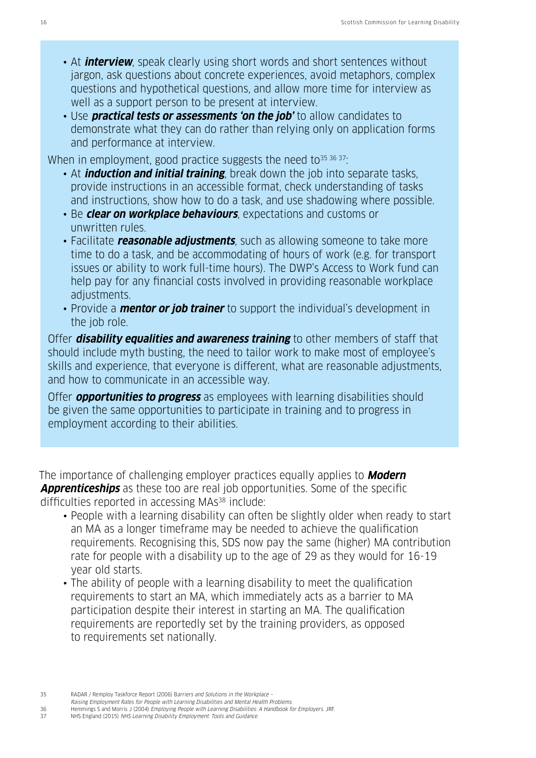- At ***interview***, speak clearly using short words and short sentences without jargon, ask questions about concrete experiences, avoid metaphors, complex questions and hypothetical questions, and allow more time for interview as well as a support person to be present at interview.
- Use ***practical tests or assessments 'on the job'*** to allow candidates to demonstrate what they can do rather than relying only on application forms and performance at interview.

When in employment, good practice suggests the need to[35 36 37]:

- At ***induction and initial training***, break down the job into separate tasks, provide instructions in an accessible format, check understanding of tasks and instructions, show how to do a task, and use shadowing where possible.
- Be ***clear on workplace behaviours***, expectations and customs or unwritten rules.
- Facilitate ***reasonable adjustments***, such as allowing someone to take more time to do a task, and be accommodating of hours of work (e.g. for transport issues or ability to work full-time hours). The DWP's Access to Work fund can help pay for any financial costs involved in providing reasonable workplace adjustments.
- Provide a ***mentor or job trainer*** to support the individual's development in the job role.

Offer ***disability equalities and awareness training*** to other members of staff that should include myth busting, the need to tailor work to make most of employee's skills and experience, that everyone is different, what are reasonable adjustments, and how to communicate in an accessible way.

Offer ***opportunities to progress*** as employees with learning disabilities should be given the same opportunities to participate in training and to progress in employment according to their abilities.

The importance of challenging employer practices equally applies to ***Modern Apprenticeships*** as these too are real job opportunities. Some of the specific difficulties reported in accessing MAs[38] include:

- People with a learning disability can often be slightly older when ready to start an MA as a longer timeframe may be needed to achieve the qualification requirements. Recognising this, SDS now pay the same (higher) MA contribution rate for people with a disability up to the age of 29 as they would for 16-19 year old starts.
- The ability of people with a learning disability to meet the qualification requirements to start an MA, which immediately acts as a barrier to MA participation despite their interest in starting an MA. The qualification requirements are reportedly set by the training providers, as opposed to requirements set nationally.

35 RADAR / Remploy Taskforce Report (2006) *Barriers and Solutions in the Workplace – Raising Employment Rates for People with Learning Disabilities and Mental Health Problems.*

36 Hemmings S and Morris J (2004) *Employing People with Learning Disabilities: A Handbook for Employers.* JRF.

37 NHS England (2015) *NHS Learning Disability Employment: Tools and Guidance.*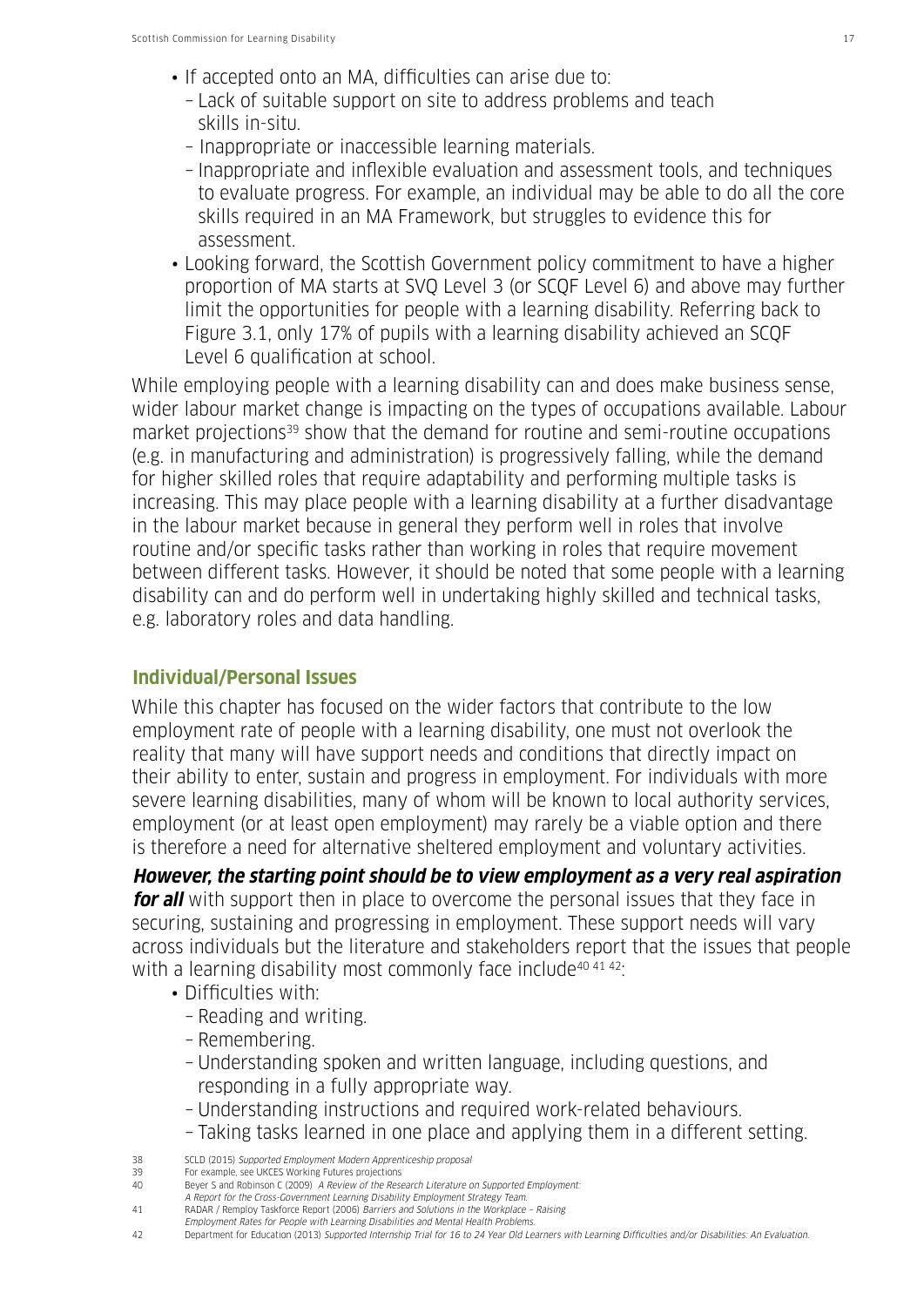- If accepted onto an MA, difficulties can arise due to:
  - Lack of suitable support on site to address problems and teach skills in-situ.
  - Inappropriate or inaccessible learning materials.
  - Inappropriate and inflexible evaluation and assessment tools, and techniques to evaluate progress. For example, an individual may be able to do all the core skills required in an MA Framework, but struggles to evidence this for assessment.
- Looking forward, the Scottish Government policy commitment to have a higher proportion of MA starts at SVQ Level 3 (or SCQF Level 6) and above may further limit the opportunities for people with a learning disability. Referring back to Figure 3.1, only 17% of pupils with a learning disability achieved an SCQF Level 6 qualification at school.

While employing people with a learning disability can and does make business sense, wider labour market change is impacting on the types of occupations available. Labour market projections[39] show that the demand for routine and semi-routine occupations (e.g. in manufacturing and administration) is progressively falling, while the demand for higher skilled roles that require adaptability and performing multiple tasks is increasing. This may place people with a learning disability at a further disadvantage in the labour market because in general they perform well in roles that involve routine and/or specific tasks rather than working in roles that require movement between different tasks. However, it should be noted that some people with a learning disability can and do perform well in undertaking highly skilled and technical tasks, e.g. laboratory roles and data handling.

## Individual/Personal Issues

While this chapter has focused on the wider factors that contribute to the low employment rate of people with a learning disability, one must not overlook the reality that many will have support needs and conditions that directly impact on their ability to enter, sustain and progress in employment. For individuals with more severe learning disabilities, many of whom will be known to local authority services, employment (or at least open employment) may rarely be a viable option and there is therefore a need for alternative sheltered employment and voluntary activities.

***However, the starting point should be to view employment as a very real aspiration for all*** with support then in place to overcome the personal issues that they face in securing, sustaining and progressing in employment. These support needs will vary across individuals but the literature and stakeholders report that the issues that people with a learning disability most commonly face include[40 41 42]:

- Difficulties with:
  - Reading and writing.
  - Remembering.
  - Understanding spoken and written language, including questions, and responding in a fully appropriate way.
  - Understanding instructions and required work-related behaviours.
  - Taking tasks learned in one place and applying them in a different setting.

38 SCLD (2015) *Supported Employment Modern Apprenticeship proposal*

39 For example, see UKCES Working Futures projections

40 Beyer S and Robinson C (2009) *A Review of the Research Literature on Supported Employment: A Report for the Cross-Government Learning Disability Employment Strategy Team.*

41 RADAR / Remploy Taskforce Report (2006) *Barriers and Solutions in the Workplace – Raising Employment Rates for People with Learning Disabilities and Mental Health Problems.*

42 Department for Education (2013) *Supported Internship Trial for 16 to 24 Year Old Learners with Learning Difficulties and/or Disabilities: An Evaluation.*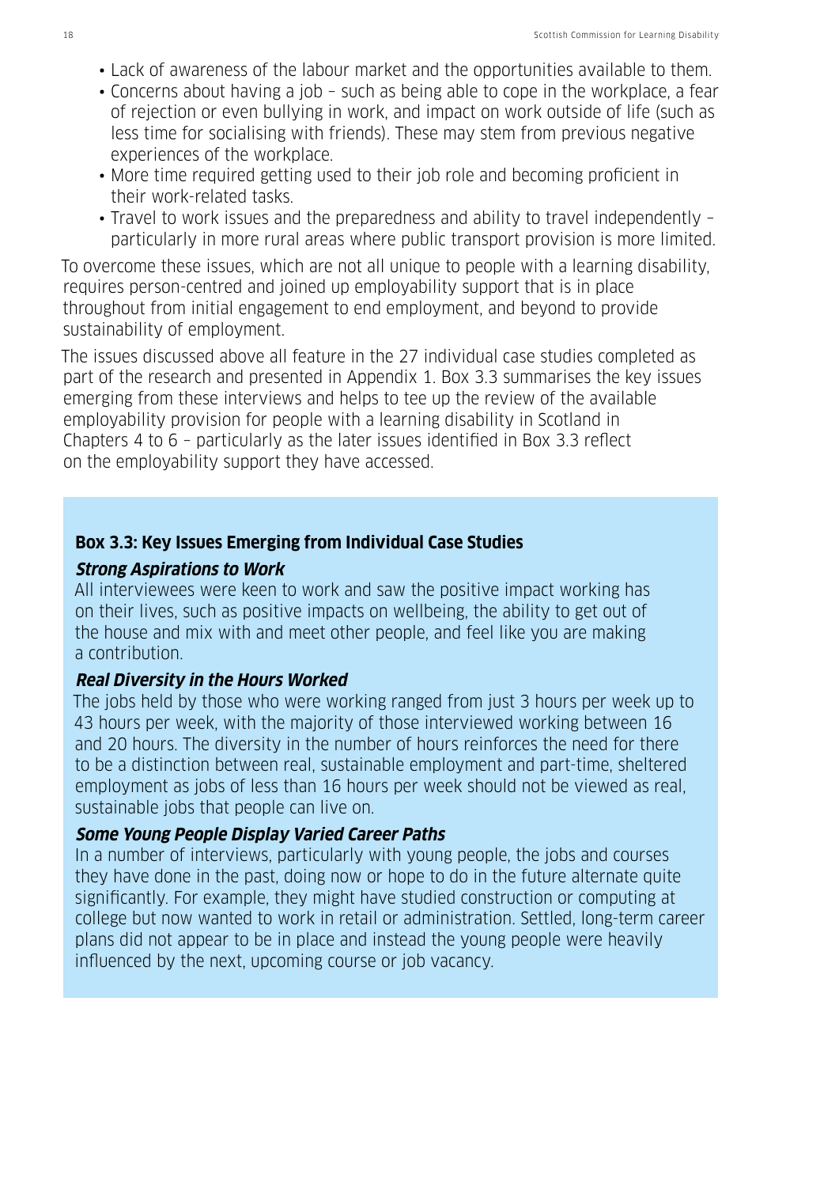- Lack of awareness of the labour market and the opportunities available to them.
- Concerns about having a job – such as being able to cope in the workplace, a fear of rejection or even bullying in work, and impact on work outside of life (such as less time for socialising with friends). These may stem from previous negative experiences of the workplace.
- More time required getting used to their job role and becoming proficient in their work-related tasks.
- Travel to work issues and the preparedness and ability to travel independently – particularly in more rural areas where public transport provision is more limited.

To overcome these issues, which are not all unique to people with a learning disability, requires person-centred and joined up employability support that is in place throughout from initial engagement to end employment, and beyond to provide sustainability of employment.

The issues discussed above all feature in the 27 individual case studies completed as part of the research and presented in Appendix 1. Box 3.3 summarises the key issues emerging from these interviews and helps to tee up the review of the available employability provision for people with a learning disability in Scotland in Chapters 4 to 6 – particularly as the later issues identified in Box 3.3 reflect on the employability support they have accessed.

**Box 3.3: Key Issues Emerging from Individual Case Studies**

***Strong Aspirations to Work***

All interviewees were keen to work and saw the positive impact working has on their lives, such as positive impacts on wellbeing, the ability to get out of the house and mix with and meet other people, and feel like you are making a contribution.

***Real Diversity in the Hours Worked***

The jobs held by those who were working ranged from just 3 hours per week up to 43 hours per week, with the majority of those interviewed working between 16 and 20 hours. The diversity in the number of hours reinforces the need for there to be a distinction between real, sustainable employment and part-time, sheltered employment as jobs of less than 16 hours per week should not be viewed as real, sustainable jobs that people can live on.

***Some Young People Display Varied Career Paths***

In a number of interviews, particularly with young people, the jobs and courses they have done in the past, doing now or hope to do in the future alternate quite significantly. For example, they might have studied construction or computing at college but now wanted to work in retail or administration. Settled, long-term career plans did not appear to be in place and instead the young people were heavily influenced by the next, upcoming course or job vacancy.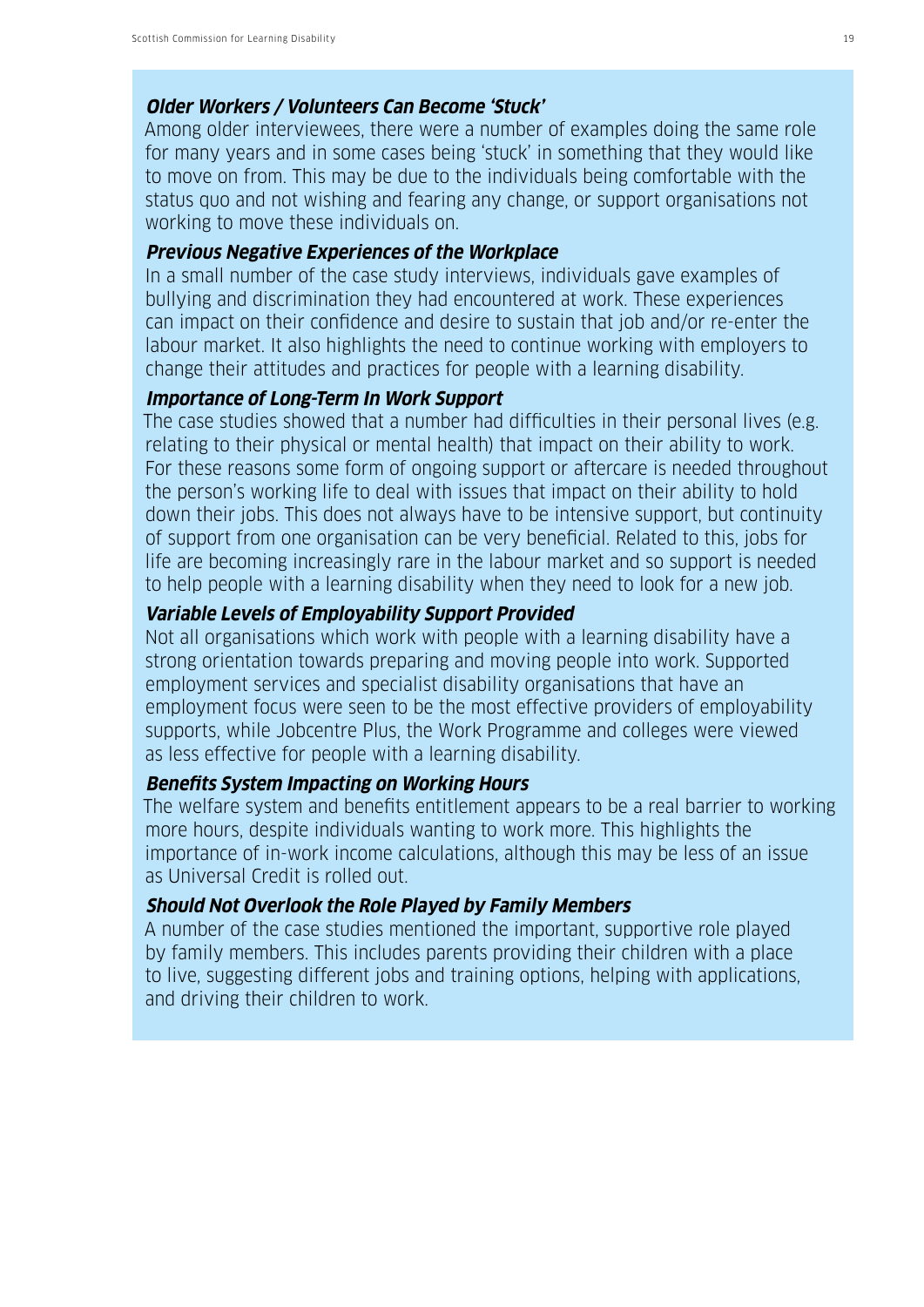***Older Workers / Volunteers Can Become 'Stuck'***

Among older interviewees, there were a number of examples doing the same role for many years and in some cases being 'stuck' in something that they would like to move on from. This may be due to the individuals being comfortable with the status quo and not wishing and fearing any change, or support organisations not working to move these individuals on.

***Previous Negative Experiences of the Workplace***

In a small number of the case study interviews, individuals gave examples of bullying and discrimination they had encountered at work. These experiences can impact on their confidence and desire to sustain that job and/or re-enter the labour market. It also highlights the need to continue working with employers to change their attitudes and practices for people with a learning disability.

***Importance of Long-Term In Work Support***

The case studies showed that a number had difficulties in their personal lives (e.g. relating to their physical or mental health) that impact on their ability to work. For these reasons some form of ongoing support or aftercare is needed throughout the person's working life to deal with issues that impact on their ability to hold down their jobs. This does not always have to be intensive support, but continuity of support from one organisation can be very beneficial. Related to this, jobs for life are becoming increasingly rare in the labour market and so support is needed to help people with a learning disability when they need to look for a new job.

***Variable Levels of Employability Support Provided***

Not all organisations which work with people with a learning disability have a strong orientation towards preparing and moving people into work. Supported employment services and specialist disability organisations that have an employment focus were seen to be the most effective providers of employability supports, while Jobcentre Plus, the Work Programme and colleges were viewed as less effective for people with a learning disability.

***Benefits System Impacting on Working Hours***

The welfare system and benefits entitlement appears to be a real barrier to working more hours, despite individuals wanting to work more. This highlights the importance of in-work income calculations, although this may be less of an issue as Universal Credit is rolled out.

***Should Not Overlook the Role Played by Family Members***

A number of the case studies mentioned the important, supportive role played by family members. This includes parents providing their children with a place to live, suggesting different jobs and training options, helping with applications, and driving their children to work.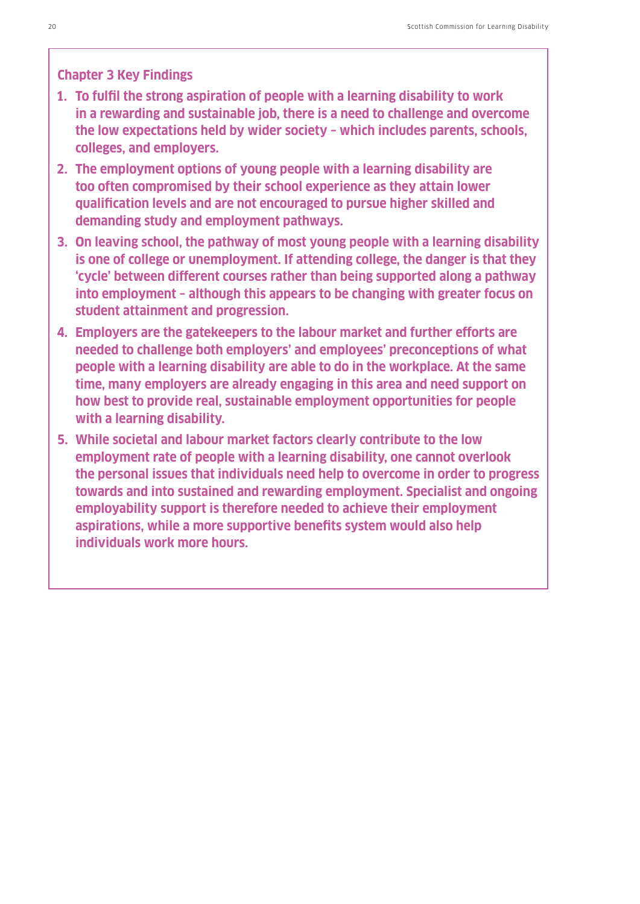## Chapter 3 Key Findings

1. **To fulfil the strong aspiration of people with a learning disability to work in a rewarding and sustainable job, there is a need to challenge and overcome the low expectations held by wider society – which includes parents, schools, colleges, and employers.**
2. **The employment options of young people with a learning disability are too often compromised by their school experience as they attain lower qualification levels and are not encouraged to pursue higher skilled and demanding study and employment pathways.**
3. **On leaving school, the pathway of most young people with a learning disability is one of college or unemployment. If attending college, the danger is that they 'cycle' between different courses rather than being supported along a pathway into employment – although this appears to be changing with greater focus on student attainment and progression.**
4. **Employers are the gatekeepers to the labour market and further efforts are needed to challenge both employers' and employees' preconceptions of what people with a learning disability are able to do in the workplace. At the same time, many employers are already engaging in this area and need support on how best to provide real, sustainable employment opportunities for people with a learning disability.**
5. **While societal and labour market factors clearly contribute to the low employment rate of people with a learning disability, one cannot overlook the personal issues that individuals need help to overcome in order to progress towards and into sustained and rewarding employment. Specialist and ongoing employability support is therefore needed to achieve their employment aspirations, while a more supportive benefits system would also help individuals work more hours.**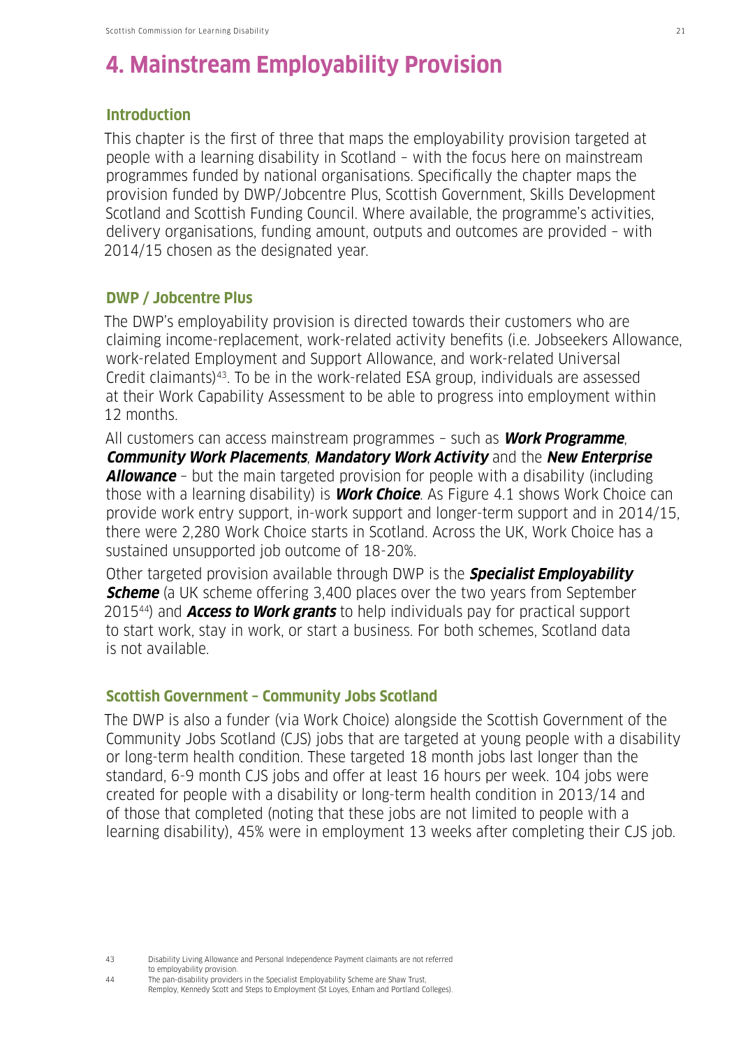# 4. Mainstream Employability Provision

## Introduction

This chapter is the first of three that maps the employability provision targeted at people with a learning disability in Scotland – with the focus here on mainstream programmes funded by national organisations. Specifically the chapter maps the provision funded by DWP/Jobcentre Plus, Scottish Government, Skills Development Scotland and Scottish Funding Council. Where available, the programme's activities, delivery organisations, funding amount, outputs and outcomes are provided – with 2014/15 chosen as the designated year.

## DWP / Jobcentre Plus

The DWP's employability provision is directed towards their customers who are claiming income-replacement, work-related activity benefits (i.e. Jobseekers Allowance, work-related Employment and Support Allowance, and work-related Universal Credit claimants)[43]. To be in the work-related ESA group, individuals are assessed at their Work Capability Assessment to be able to progress into employment within 12 months.

All customers can access mainstream programmes – such as ***Work Programme***, ***Community Work Placements***, ***Mandatory Work Activity*** and the ***New Enterprise Allowance*** – but the main targeted provision for people with a disability (including those with a learning disability) is ***Work Choice***. As Figure 4.1 shows Work Choice can provide work entry support, in-work support and longer-term support and in 2014/15, there were 2,280 Work Choice starts in Scotland. Across the UK, Work Choice has a sustained unsupported job outcome of 18-20%.

Other targeted provision available through DWP is the ***Specialist Employability Scheme*** (a UK scheme offering 3,400 places over the two years from September 2015[44]) and ***Access to Work grants*** to help individuals pay for practical support to start work, stay in work, or start a business. For both schemes, Scotland data is not available.

## Scottish Government – Community Jobs Scotland

The DWP is also a funder (via Work Choice) alongside the Scottish Government of the Community Jobs Scotland (CJS) jobs that are targeted at young people with a disability or long-term health condition. These targeted 18 month jobs last longer than the standard, 6-9 month CJS jobs and offer at least 16 hours per week. 104 jobs were created for people with a disability or long-term health condition in 2013/14 and of those that completed (noting that these jobs are not limited to people with a learning disability), 45% were in employment 13 weeks after completing their CJS job.

---

43 Disability Living Allowance and Personal Independence Payment claimants are not referred to employability provision.

44 The pan-disability providers in the Specialist Employability Scheme are Shaw Trust, Remploy, Kennedy Scott and Steps to Employment (St Loyes, Enham and Portland Colleges).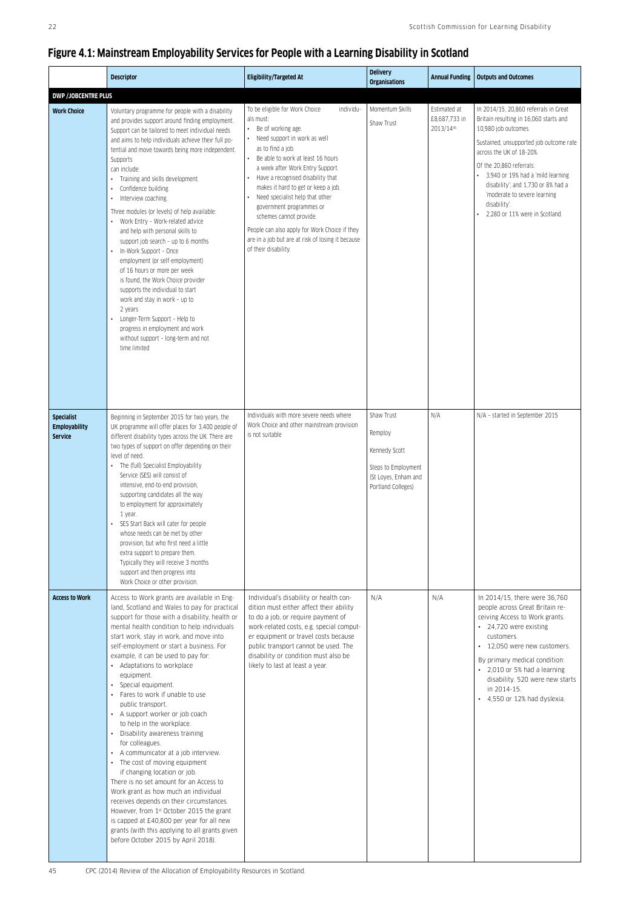## Figure 4.1: Mainstream Employability Services for People with a Learning Disability in Scotland

| | Descriptor | Eligibility/Targeted At | Delivery Organisations | Annual Funding | Outputs and Outcomes |
|---|---|---|---|---|---|
| **DWP /JOBCENTRE PLUS** | | | | | |
| **Work Choice** | Voluntary programme for people with a disability and provides support around finding employment. Support can be tailored to meet individual needs and aims to help individuals achieve their full potential and move towards being more independent. Supports can include: <br>• Training and skills development. <br>• Confidence building. <br>• Interview coaching. <br>Three modules (or levels) of help available: <br>• Work Entry – Work-related advice and help with personal skills to support job search – up to 6 months <br>• In-Work Support – Once employment (or self-employment) of 16 hours or more per week is found, the Work Choice provider supports the individual to start work and stay in work – up to 2 years <br>• Longer-Term Support – Help to progress in employment and work without support – long-term and not time limited | To be eligible for Work Choice individuals must: <br>• Be of working age. <br>• Need support in work as well as to find a job. <br>• Be able to work at least 16 hours a week after Work Entry Support. <br>• Have a recognised disability that makes it hard to get or keep a job. <br>• Need specialist help that other government programmes or schemes cannot provide. <br>People can also apply for Work Choice if they are in a job but are at risk of losing it because of their disability. | Momentum Skills <br>Shaw Trust | Estimated at £8,687,733 in 2013/14[45] | In 2014/15, 20,860 referrals in Great Britain resulting in 16,060 starts and 10,980 job outcomes. <br>Sustained, unsupported job outcome rate across the UK of 18-20%. <br>Of the 20,860 referrals: <br>• 3,940 or 19% had a 'mild learning disability'; and 1,730 or 8% had a 'moderate to severe learning disability'. <br>• 2,280 or 11% were in Scotland. |
| **Specialist Employability Service** | Beginning in September 2015 for two years, the UK programme will offer places for 3,400 people of different disability types across the UK. There are two types of support on offer depending on their level of need. <br>• The (full) Specialist Employability Service (SES) will consist of intensive, end-to-end provision, supporting candidates all the way to employment for approximately 1 year. <br>• SES Start Back will cater for people whose needs can be met by other provision, but who first need a little extra support to prepare them. Typically they will receive 3 months support and then progress into Work Choice or other provision. | Individuals with more severe needs where Work Choice and other mainstream provision is not suitable | Shaw Trust <br>Remploy <br>Kennedy Scott <br>Steps to Employment (St Loyes, Enham and Portland Colleges) | N/A | N/A – started in September 2015 |
| **Access to Work** | Access to Work grants are available in England, Scotland and Wales to pay for practical support for those with a disability, health or mental health condition to help individuals start work, stay in work, and move into self-employment or start a business. For example, it can be used to pay for: <br>• Adaptations to workplace equipment. <br>• Special equipment. <br>• Fares to work if unable to use public transport. <br>• A support worker or job coach to help in the workplace. <br>• Disability awareness training for colleagues. <br>• A communicator at a job interview. <br>• The cost of moving equipment if changing location or job. <br>There is no set amount for an Access to Work grant as how much an individual receives depends on their circumstances. However, from 1st October 2015 the grant is capped at £40,800 per year for all new grants (with this applying to all grants given before October 2015 by April 2018). | Individual's disability or health condition must either affect their ability to do a job, or require payment of work-related costs, e.g. special computer equipment or travel costs because public transport cannot be used. The disability or condition must also be likely to last at least a year. | N/A | N/A | In 2014/15, there were 36,760 people across Great Britain receiving Access to Work grants. <br>• 24,720 were existing customers. <br>• 12,050 were new customers. <br>By primary medical condition: <br>• 2,010 or 5% had a learning disability. 520 were new starts in 2014-15. <br>• 4,550 or 12% had dyslexia. |

[45] CPC (2014) Review of the Allocation of Employability Resources in Scotland.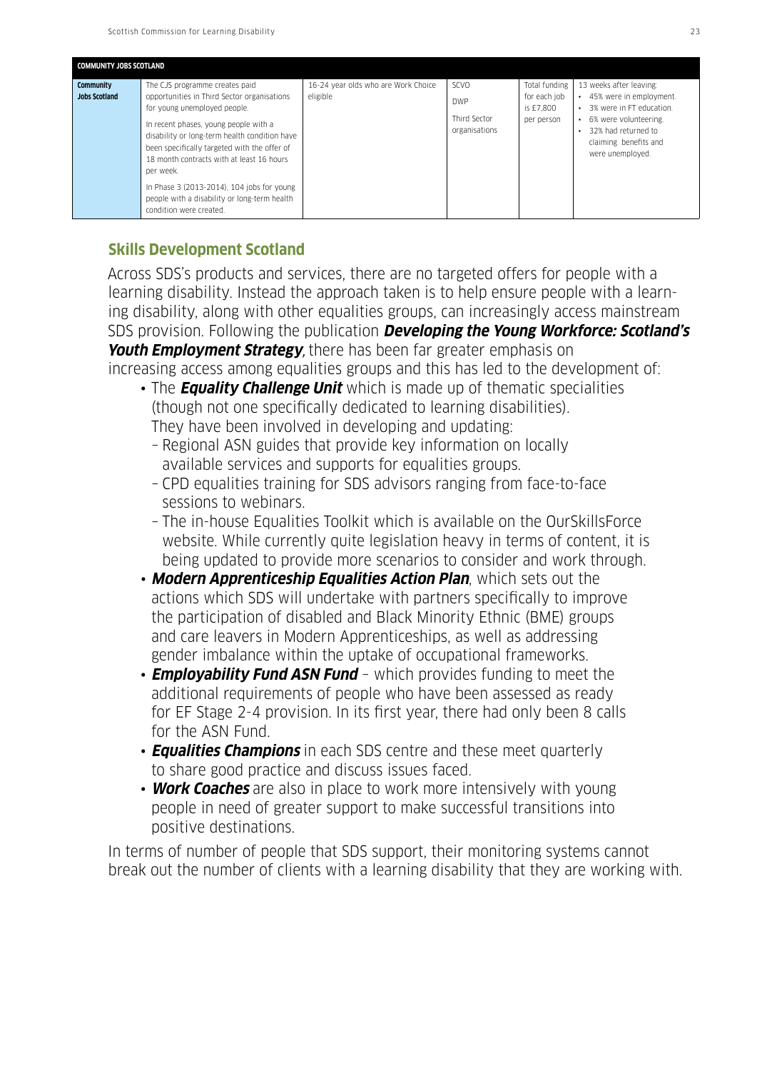| COMMUNITY JOBS SCOTLAND | | | | | |
|---|---|---|---|---|---|
| **Community Jobs Scotland** | The CJS programme creates paid opportunities in Third Sector organisations for young unemployed people. In recent phases, young people with a disability or long-term health condition have been specifically targeted with the offer of 18 month contracts with at least 16 hours per week. In Phase 3 (2013-2014), 104 jobs for young people with a disability or long-term health condition were created. | 16-24 year olds who are Work Choice eligible | SCVO DWP Third Sector organisations | Total funding for each job is £7,800 per person | 13 weeks after leaving: • 45% were in employment. • 3% were in FT education. • 6% were volunteering. • 32% had returned to claiming benefits and were unemployed. |

## Skills Development Scotland

Across SDS's products and services, there are no targeted offers for people with a learning disability. Instead the approach taken is to help ensure people with a learning disability, along with other equalities groups, can increasingly access mainstream SDS provision. Following the publication ***Developing the Young Workforce: Scotland's Youth Employment Strategy***, there has been far greater emphasis on increasing access among equalities groups and this has led to the development of:

- The ***Equality Challenge Unit*** which is made up of thematic specialities (though not one specifically dedicated to learning disabilities). They have been involved in developing and updating:
  - Regional ASN guides that provide key information on locally available services and supports for equalities groups.
  - CPD equalities training for SDS advisors ranging from face-to-face sessions to webinars.
  - The in-house Equalities Toolkit which is available on the OurSkillsForce website. While currently quite legislation heavy in terms of content, it is being updated to provide more scenarios to consider and work through.
- ***Modern Apprenticeship Equalities Action Plan***, which sets out the actions which SDS will undertake with partners specifically to improve the participation of disabled and Black Minority Ethnic (BME) groups and care leavers in Modern Apprenticeships, as well as addressing gender imbalance within the uptake of occupational frameworks.
- ***Employability Fund ASN Fund*** – which provides funding to meet the additional requirements of people who have been assessed as ready for EF Stage 2-4 provision. In its first year, there had only been 8 calls for the ASN Fund.
- ***Equalities Champions*** in each SDS centre and these meet quarterly to share good practice and discuss issues faced.
- ***Work Coaches*** are also in place to work more intensively with young people in need of greater support to make successful transitions into positive destinations.

In terms of number of people that SDS support, their monitoring systems cannot break out the number of clients with a learning disability that they are working with.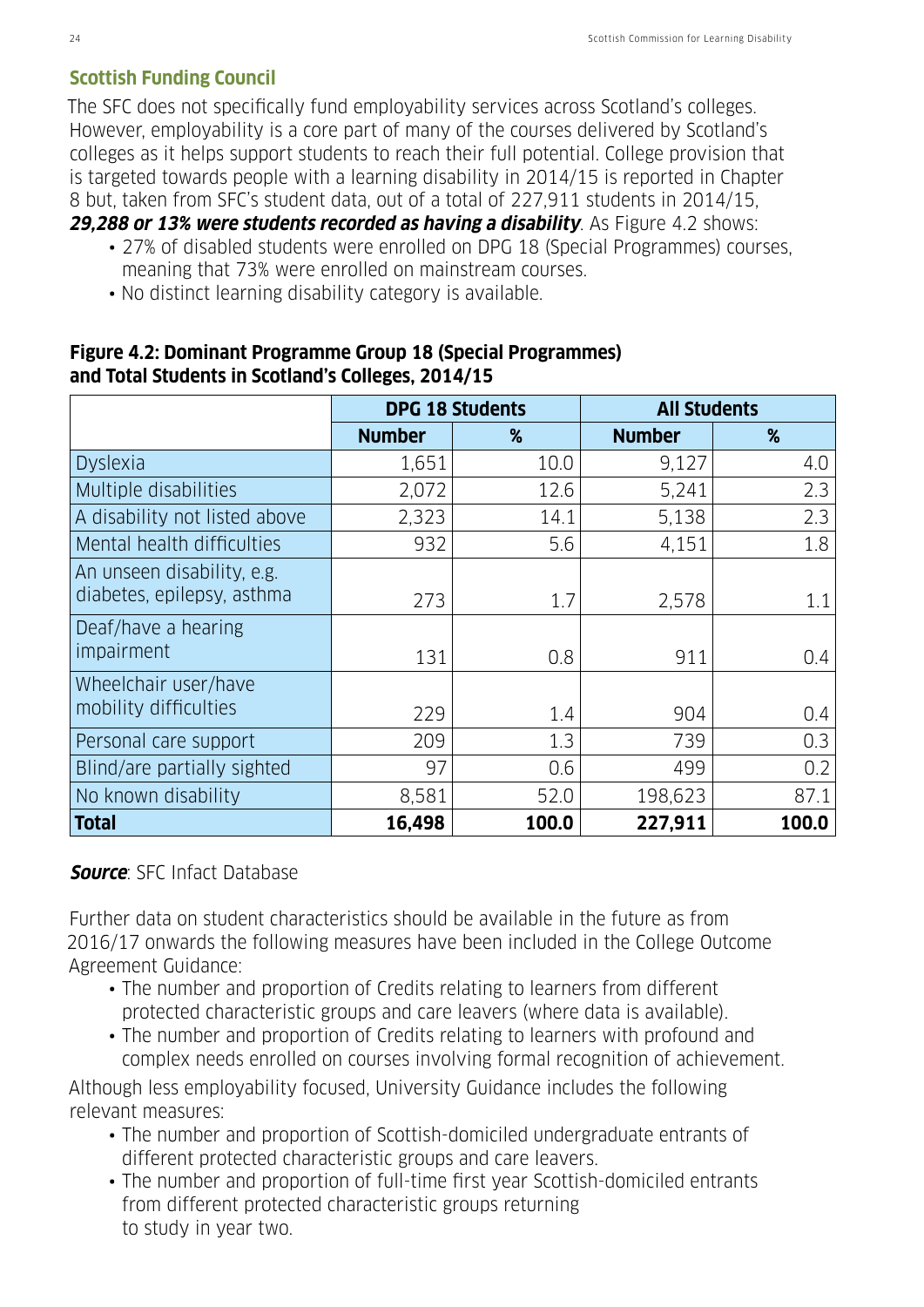## Scottish Funding Council

The SFC does not specifically fund employability services across Scotland's colleges. However, employability is a core part of many of the courses delivered by Scotland's colleges as it helps support students to reach their full potential. College provision that is targeted towards people with a learning disability in 2014/15 is reported in Chapter 8 but, taken from SFC's student data, out of a total of 227,911 students in 2014/15, ***29,288 or 13% were students recorded as having a disability***. As Figure 4.2 shows:

- 27% of disabled students were enrolled on DPG 18 (Special Programmes) courses, meaning that 73% were enrolled on mainstream courses.
- No distinct learning disability category is available.

**Figure 4.2: Dominant Programme Group 18 (Special Programmes) and Total Students in Scotland's Colleges, 2014/15**

| | DPG 18 Students | | All Students | |
|---|---|---|---|---|
| | **Number** | **%** | **Number** | **%** |
| Dyslexia | 1,651 | 10.0 | 9,127 | 4.0 |
| Multiple disabilities | 2,072 | 12.6 | 5,241 | 2.3 |
| A disability not listed above | 2,323 | 14.1 | 5,138 | 2.3 |
| Mental health difficulties | 932 | 5.6 | 4,151 | 1.8 |
| An unseen disability, e.g. diabetes, epilepsy, asthma | 273 | 1.7 | 2,578 | 1.1 |
| Deaf/have a hearing impairment | 131 | 0.8 | 911 | 0.4 |
| Wheelchair user/have mobility difficulties | 229 | 1.4 | 904 | 0.4 |
| Personal care support | 209 | 1.3 | 739 | 0.3 |
| Blind/are partially sighted | 97 | 0.6 | 499 | 0.2 |
| No known disability | 8,581 | 52.0 | 198,623 | 87.1 |
| **Total** | **16,498** | **100.0** | **227,911** | **100.0** |

***Source***: SFC Infact Database

Further data on student characteristics should be available in the future as from 2016/17 onwards the following measures have been included in the College Outcome Agreement Guidance:

- The number and proportion of Credits relating to learners from different protected characteristic groups and care leavers (where data is available).
- The number and proportion of Credits relating to learners with profound and complex needs enrolled on courses involving formal recognition of achievement.

Although less employability focused, University Guidance includes the following relevant measures:

- The number and proportion of Scottish-domiciled undergraduate entrants of different protected characteristic groups and care leavers.
- The number and proportion of full-time first year Scottish-domiciled entrants from different protected characteristic groups returning to study in year two.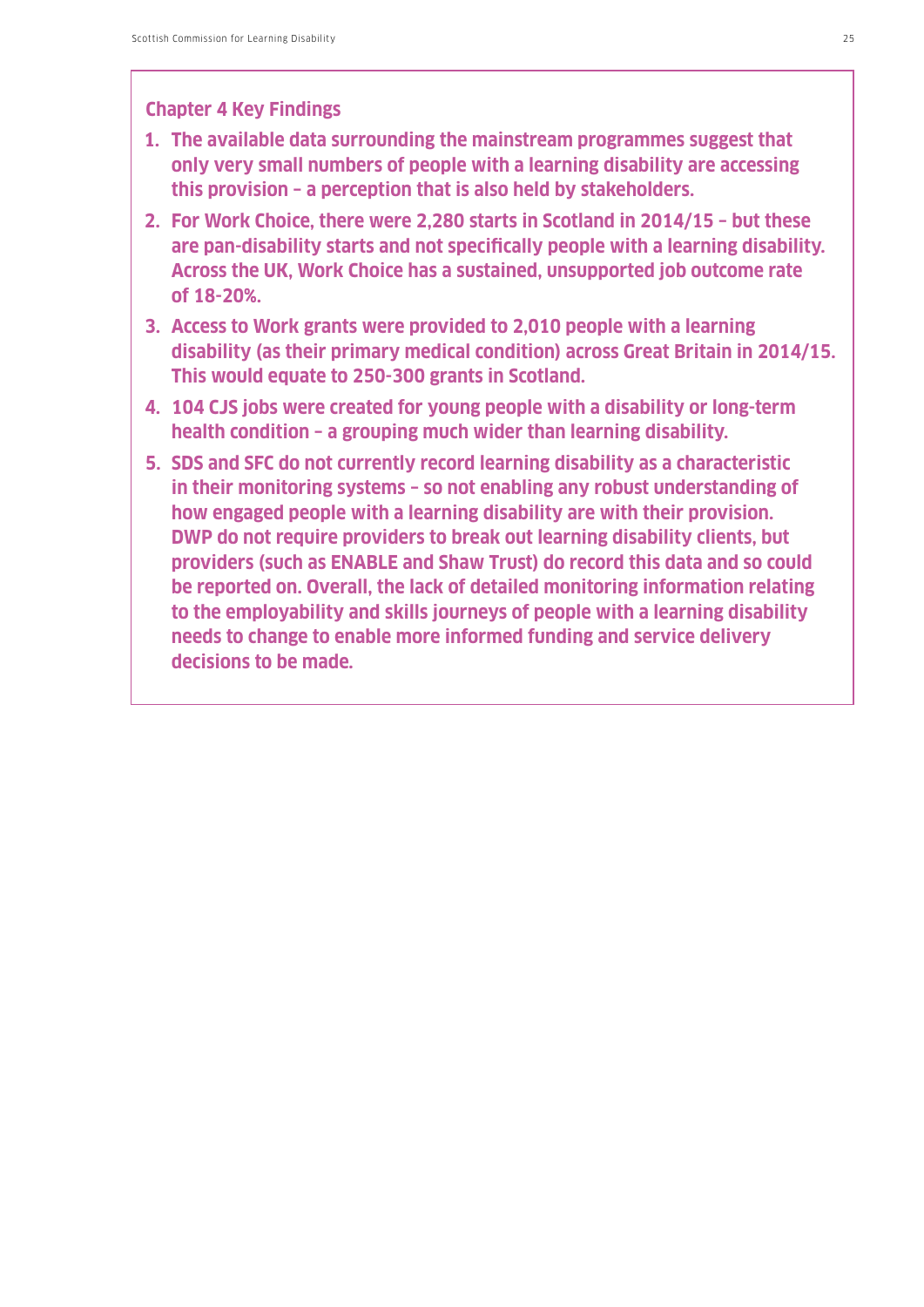### Chapter 4 Key Findings

1. **The available data surrounding the mainstream programmes suggest that only very small numbers of people with a learning disability are accessing this provision – a perception that is also held by stakeholders.**
2. **For Work Choice, there were 2,280 starts in Scotland in 2014/15 – but these are pan-disability starts and not specifically people with a learning disability. Across the UK, Work Choice has a sustained, unsupported job outcome rate of 18-20%.**
3. **Access to Work grants were provided to 2,010 people with a learning disability (as their primary medical condition) across Great Britain in 2014/15. This would equate to 250-300 grants in Scotland.**
4. **104 CJS jobs were created for young people with a disability or long-term health condition – a grouping much wider than learning disability.**
5. **SDS and SFC do not currently record learning disability as a characteristic in their monitoring systems – so not enabling any robust understanding of how engaged people with a learning disability are with their provision. DWP do not require providers to break out learning disability clients, but providers (such as ENABLE and Shaw Trust) do record this data and so could be reported on. Overall, the lack of detailed monitoring information relating to the employability and skills journeys of people with a learning disability needs to change to enable more informed funding and service delivery decisions to be made.**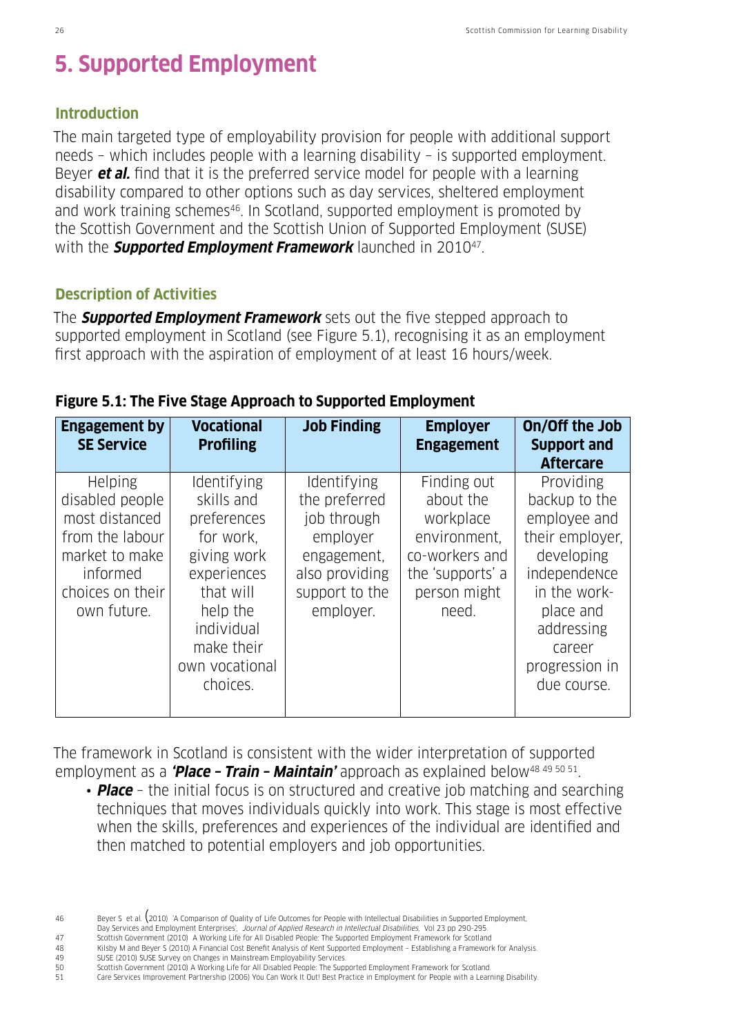# 5. Supported Employment

## Introduction

The main targeted type of employability provision for people with additional support needs – which includes people with a learning disability – is supported employment. Beyer ***et al.*** find that it is the preferred service model for people with a learning disability compared to other options such as day services, sheltered employment and work training schemes[46]. In Scotland, supported employment is promoted by the Scottish Government and the Scottish Union of Supported Employment (SUSE) with the ***Supported Employment Framework*** launched in 2010[47].

## Description of Activities

The ***Supported Employment Framework*** sets out the five stepped approach to supported employment in Scotland (see Figure 5.1), recognising it as an employment first approach with the aspiration of employment of at least 16 hours/week.

**Figure 5.1: The Five Stage Approach to Supported Employment**

| Engagement by SE Service | Vocational Profiling | Job Finding | Employer Engagement | On/Off the Job Support and Aftercare |
|---|---|---|---|---|
| Helping disabled people most distanced from the labour market to make informed choices on their own future. | Identifying skills and preferences for work, giving work experiences that will help the individual make their own vocational choices. | Identifying the preferred job through employer engagement, also providing support to the employer. | Finding out about the workplace environment, co-workers and the 'supports' a person might need. | Providing backup to the employee and their employer, developing independence in the work-place and addressing career progression in due course. |

The framework in Scotland is consistent with the wider interpretation of supported employment as a ***'Place – Train – Maintain'*** approach as explained below[48 49 50 51].

- ***Place*** – the initial focus is on structured and creative job matching and searching techniques that moves individuals quickly into work. This stage is most effective when the skills, preferences and experiences of the individual are identified and then matched to potential employers and job opportunities.

---

46 Beyer S et al. (2010) 'A Comparison of Quality of Life Outcomes for People with Intellectual Disabilities in Supported Employment, Day Services and Employment Enterprises', *Journal of Applied Research in Intellectual Disabilities*, Vol 23 pp 290-295.

47 Scottish Government (2010) A Working Life for All Disabled People: The Supported Employment Framework for Scotland

48 Kilsby M and Beyer S (2010) A Financial Cost Benefit Analysis of Kent Supported Employment – Establishing a Framework for Analysis.

49 SUSE (2010) SUSE Survey on Changes in Mainstream Employability Services.

50 Scottish Government (2010) A Working Life for All Disabled People: The Supported Employment Framework for Scotland.

51 Care Services Improvement Partnership (2006) You Can Work It Out! Best Practice in Employment for People with a Learning Disability.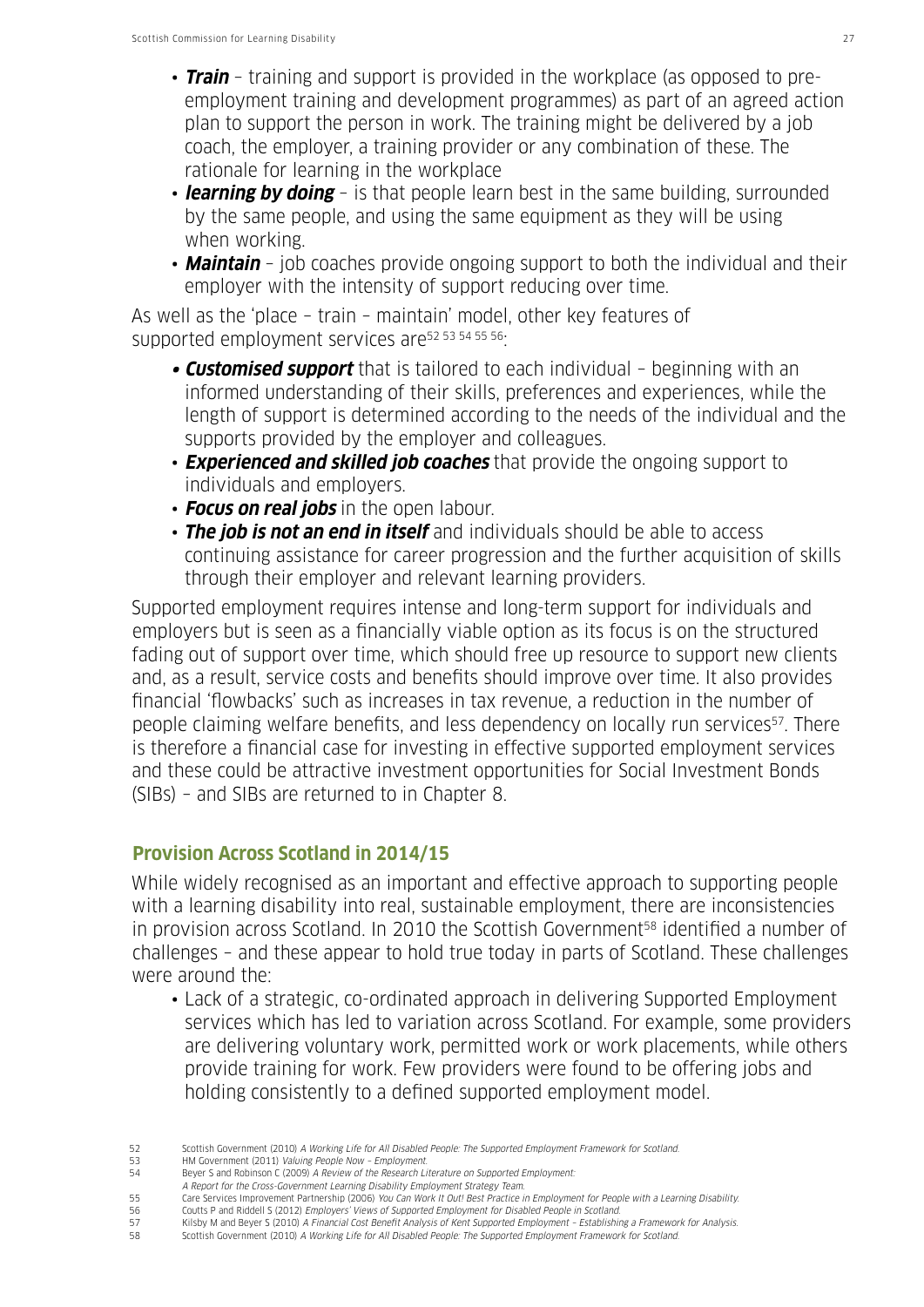- ***Train*** – training and support is provided in the workplace (as opposed to pre-employment training and development programmes) as part of an agreed action plan to support the person in work. The training might be delivered by a job coach, the employer, a training provider or any combination of these. The rationale for learning in the workplace
- ***learning by doing*** – is that people learn best in the same building, surrounded by the same people, and using the same equipment as they will be using when working.
- ***Maintain*** – job coaches provide ongoing support to both the individual and their employer with the intensity of support reducing over time.

As well as the 'place – train – maintain' model, other key features of supported employment services are[52 53 54 55 56]:

- ***Customised support*** that is tailored to each individual – beginning with an informed understanding of their skills, preferences and experiences, while the length of support is determined according to the needs of the individual and the supports provided by the employer and colleagues.
- ***Experienced and skilled job coaches*** that provide the ongoing support to individuals and employers.
- ***Focus on real jobs*** in the open labour.
- ***The job is not an end in itself*** and individuals should be able to access continuing assistance for career progression and the further acquisition of skills through their employer and relevant learning providers.

Supported employment requires intense and long-term support for individuals and employers but is seen as a financially viable option as its focus is on the structured fading out of support over time, which should free up resource to support new clients and, as a result, service costs and benefits should improve over time. It also provides financial 'flowbacks' such as increases in tax revenue, a reduction in the number of people claiming welfare benefits, and less dependency on locally run services[57]. There is therefore a financial case for investing in effective supported employment services and these could be attractive investment opportunities for Social Investment Bonds (SIBs) – and SIBs are returned to in Chapter 8.

## Provision Across Scotland in 2014/15

While widely recognised as an important and effective approach to supporting people with a learning disability into real, sustainable employment, there are inconsistencies in provision across Scotland. In 2010 the Scottish Government[58] identified a number of challenges – and these appear to hold true today in parts of Scotland. These challenges were around the:

- Lack of a strategic, co-ordinated approach in delivering Supported Employment services which has led to variation across Scotland. For example, some providers are delivering voluntary work, permitted work or work placements, while others provide training for work. Few providers were found to be offering jobs and holding consistently to a defined supported employment model.

52 Scottish Government (2010) *A Working Life for All Disabled People: The Supported Employment Framework for Scotland.*
53 HM Government (2011) *Valuing People Now – Employment.*
54 Beyer S and Robinson C (2009) *A Review of the Research Literature on Supported Employment: A Report for the Cross-Government Learning Disability Employment Strategy Team.*
55 Care Services Improvement Partnership (2006) *You Can Work It Out! Best Practice in Employment for People with a Learning Disability.*
56 Coutts P and Riddell S (2012) *Employers' Views of Supported Employment for Disabled People in Scotland.*
57 Kilsby M and Beyer S (2010) *A Financial Cost Benefit Analysis of Kent Supported Employment – Establishing a Framework for Analysis.*
58 Scottish Government (2010) *A Working Life for All Disabled People: The Supported Employment Framework for Scotland.*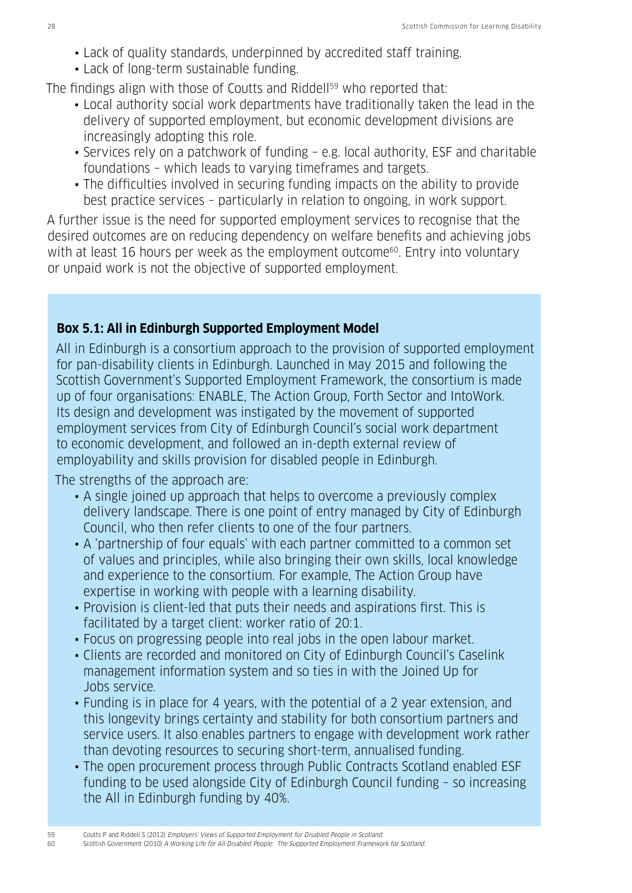- Lack of quality standards, underpinned by accredited staff training.
- Lack of long-term sustainable funding.

The findings align with those of Coutts and Riddell[59] who reported that:

- Local authority social work departments have traditionally taken the lead in the delivery of supported employment, but economic development divisions are increasingly adopting this role.
- Services rely on a patchwork of funding – e.g. local authority, ESF and charitable foundations – which leads to varying timeframes and targets.
- The difficulties involved in securing funding impacts on the ability to provide best practice services – particularly in relation to ongoing, in work support.

A further issue is the need for supported employment services to recognise that the desired outcomes are on reducing dependency on welfare benefits and achieving jobs with at least 16 hours per week as the employment outcome[60]. Entry into voluntary or unpaid work is not the objective of supported employment.

**Box 5.1: All in Edinburgh Supported Employment Model**

All in Edinburgh is a consortium approach to the provision of supported employment for pan-disability clients in Edinburgh. Launched in May 2015 and following the Scottish Government's Supported Employment Framework, the consortium is made up of four organisations: ENABLE, The Action Group, Forth Sector and IntoWork. Its design and development was instigated by the movement of supported employment services from City of Edinburgh Council's social work department to economic development, and followed an in-depth external review of employability and skills provision for disabled people in Edinburgh.

The strengths of the approach are:

- A single joined up approach that helps to overcome a previously complex delivery landscape. There is one point of entry managed by City of Edinburgh Council, who then refer clients to one of the four partners.
- A 'partnership of four equals' with each partner committed to a common set of values and principles, while also bringing their own skills, local knowledge and experience to the consortium. For example, The Action Group have expertise in working with people with a learning disability.
- Provision is client-led that puts their needs and aspirations first. This is facilitated by a target client: worker ratio of 20:1.
- Focus on progressing people into real jobs in the open labour market.
- Clients are recorded and monitored on City of Edinburgh Council's Caselink management information system and so ties in with the Joined Up for Jobs service.
- Funding is in place for 4 years, with the potential of a 2 year extension, and this longevity brings certainty and stability for both consortium partners and service users. It also enables partners to engage with development work rather than devoting resources to securing short-term, annualised funding.
- The open procurement process through Public Contracts Scotland enabled ESF funding to be used alongside City of Edinburgh Council funding – so increasing the All in Edinburgh funding by 40%.

[59] Coutts P and Riddell S (2012) *Employers' Views of Supported Employment for Disabled People in Scotland.*

[60] Scottish Government (2010) *A Working Life for All Disabled People: The Supported Employment Framework for Scotland.*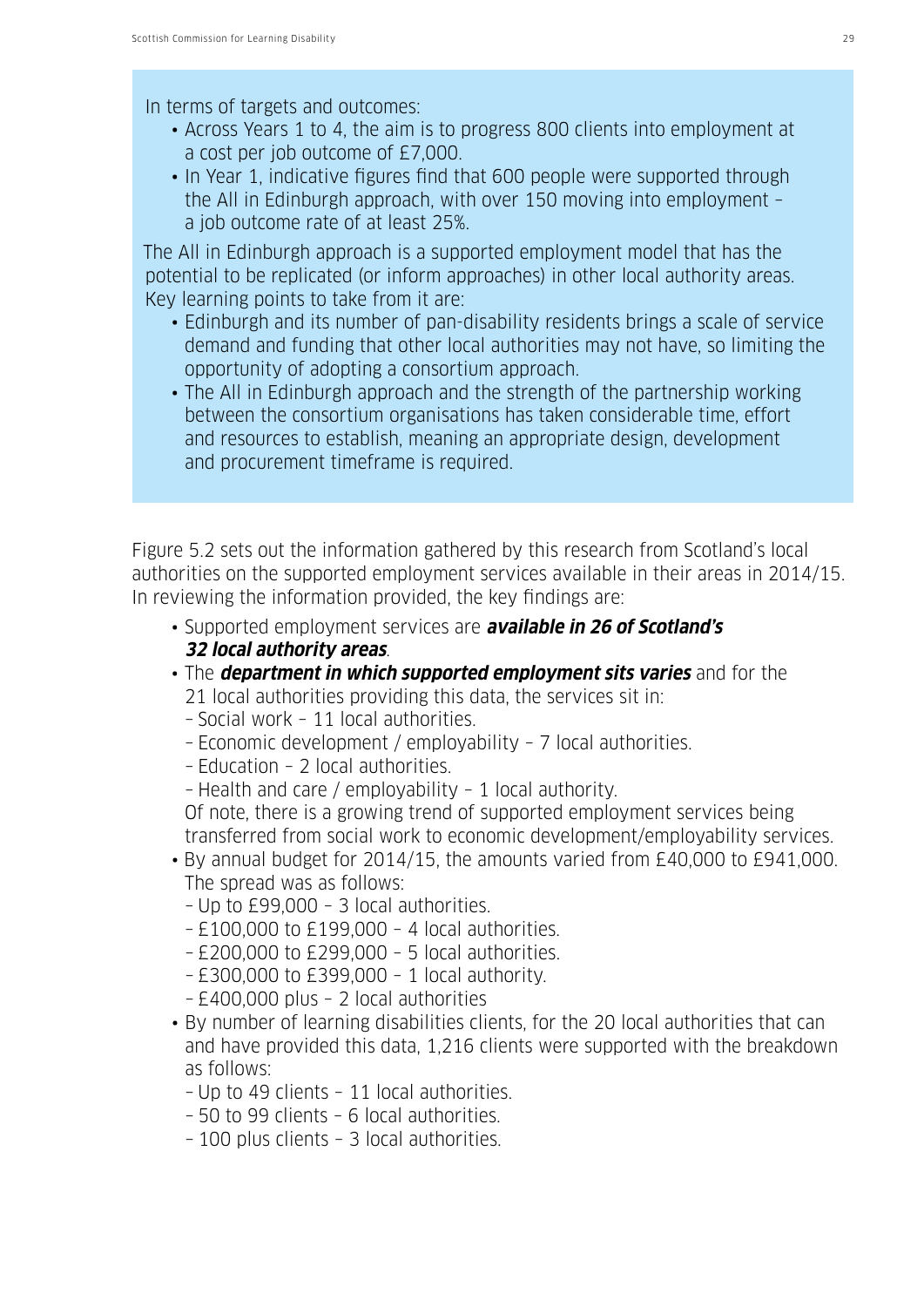In terms of targets and outcomes:

- Across Years 1 to 4, the aim is to progress 800 clients into employment at a cost per job outcome of £7,000.
- In Year 1, indicative figures find that 600 people were supported through the All in Edinburgh approach, with over 150 moving into employment – a job outcome rate of at least 25%.

The All in Edinburgh approach is a supported employment model that has the potential to be replicated (or inform approaches) in other local authority areas. Key learning points to take from it are:

- Edinburgh and its number of pan-disability residents brings a scale of service demand and funding that other local authorities may not have, so limiting the opportunity of adopting a consortium approach.
- The All in Edinburgh approach and the strength of the partnership working between the consortium organisations has taken considerable time, effort and resources to establish, meaning an appropriate design, development and procurement timeframe is required.

Figure 5.2 sets out the information gathered by this research from Scotland's local authorities on the supported employment services available in their areas in 2014/15. In reviewing the information provided, the key findings are:

- Supported employment services are ***available in 26 of Scotland's 32 local authority areas***.
- The ***department in which supported employment sits varies*** and for the 21 local authorities providing this data, the services sit in:
  - Social work – 11 local authorities.
  - Economic development / employability – 7 local authorities.
  - Education – 2 local authorities.
  - Health and care / employability – 1 local authority.

  Of note, there is a growing trend of supported employment services being transferred from social work to economic development/employability services.
- By annual budget for 2014/15, the amounts varied from £40,000 to £941,000. The spread was as follows:
  - Up to £99,000 – 3 local authorities.
  - £100,000 to £199,000 – 4 local authorities.
  - £200,000 to £299,000 – 5 local authorities.
  - £300,000 to £399,000 – 1 local authority.
  - £400,000 plus – 2 local authorities
- By number of learning disabilities clients, for the 20 local authorities that can and have provided this data, 1,216 clients were supported with the breakdown as follows:
  - Up to 49 clients – 11 local authorities.
  - 50 to 99 clients – 6 local authorities.
  - 100 plus clients – 3 local authorities.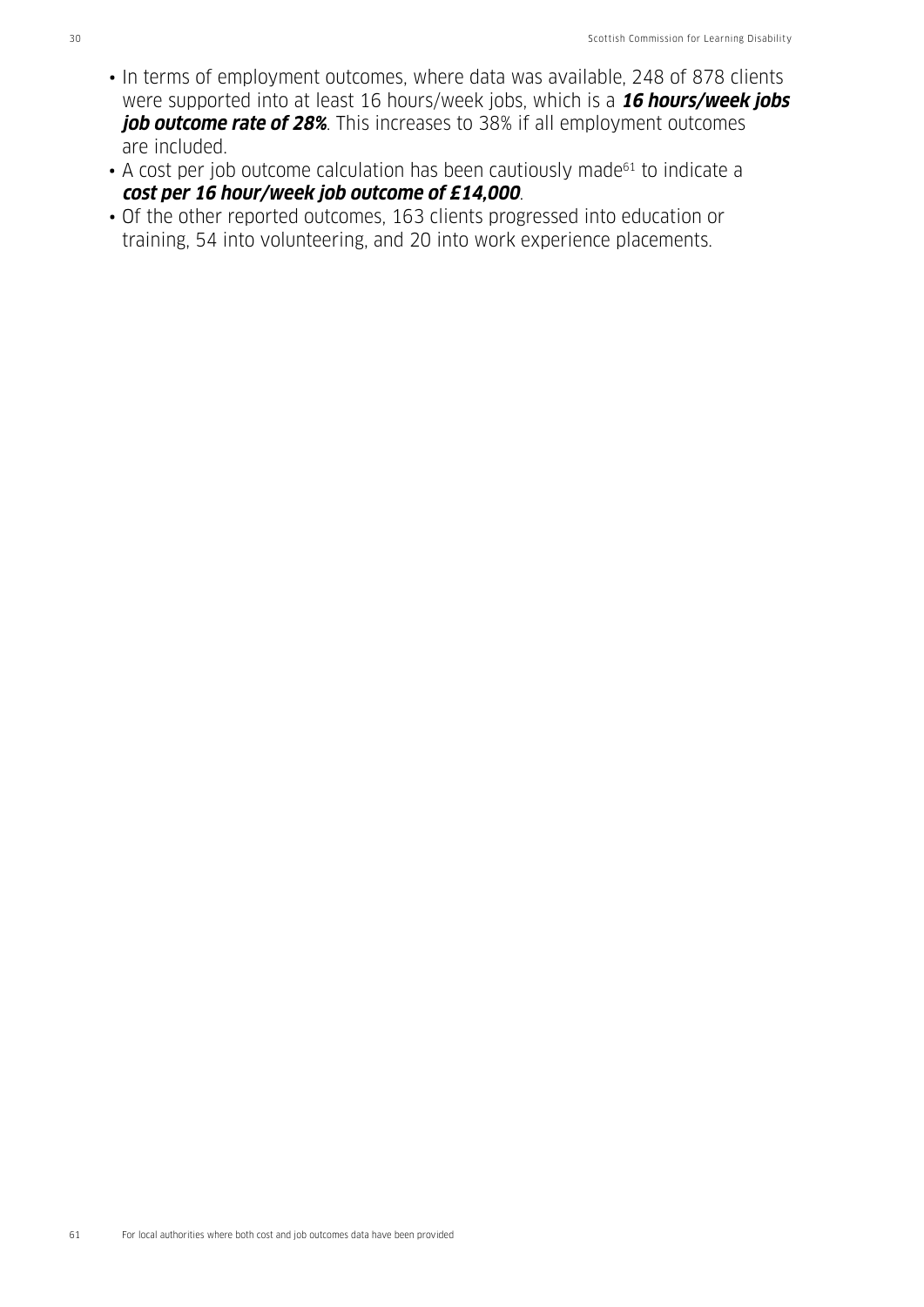- In terms of employment outcomes, where data was available, 248 of 878 clients were supported into at least 16 hours/week jobs, which is a ***16 hours/week jobs job outcome rate of 28%***. This increases to 38% if all employment outcomes are included.
- A cost per job outcome calculation has been cautiously made[61] to indicate a ***cost per 16 hour/week job outcome of £14,000***.
- Of the other reported outcomes, 163 clients progressed into education or training, 54 into volunteering, and 20 into work experience placements.

61 For local authorities where both cost and job outcomes data have been provided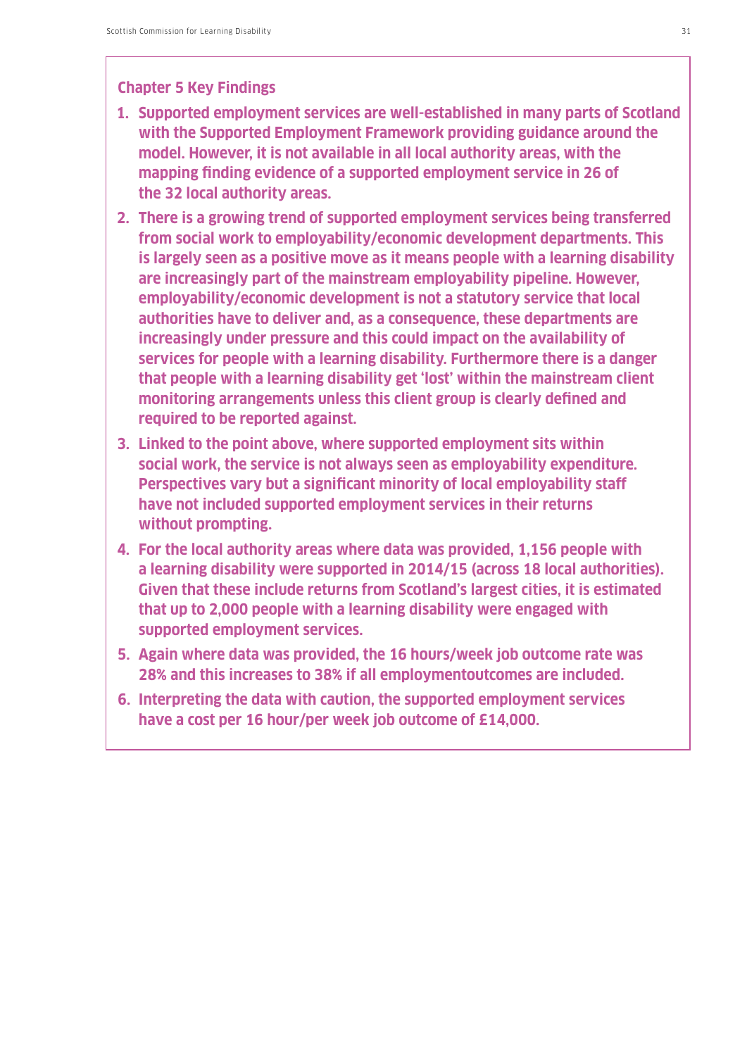### Chapter 5 Key Findings

1. **Supported employment services are well-established in many parts of Scotland with the Supported Employment Framework providing guidance around the model. However, it is not available in all local authority areas, with the mapping finding evidence of a supported employment service in 26 of the 32 local authority areas.**
2. **There is a growing trend of supported employment services being transferred from social work to employability/economic development departments. This is largely seen as a positive move as it means people with a learning disability are increasingly part of the mainstream employability pipeline. However, employability/economic development is not a statutory service that local authorities have to deliver and, as a consequence, these departments are increasingly under pressure and this could impact on the availability of services for people with a learning disability. Furthermore there is a danger that people with a learning disability get 'lost' within the mainstream client monitoring arrangements unless this client group is clearly defined and required to be reported against.**
3. **Linked to the point above, where supported employment sits within social work, the service is not always seen as employability expenditure. Perspectives vary but a significant minority of local employability staff have not included supported employment services in their returns without prompting.**
4. **For the local authority areas where data was provided, 1,156 people with a learning disability were supported in 2014/15 (across 18 local authorities). Given that these include returns from Scotland's largest cities, it is estimated that up to 2,000 people with a learning disability were engaged with supported employment services.**
5. **Again where data was provided, the 16 hours/week job outcome rate was 28% and this increases to 38% if all employmentoutcomes are included.**
6. **Interpreting the data with caution, the supported employment services have a cost per 16 hour/per week job outcome of £14,000.**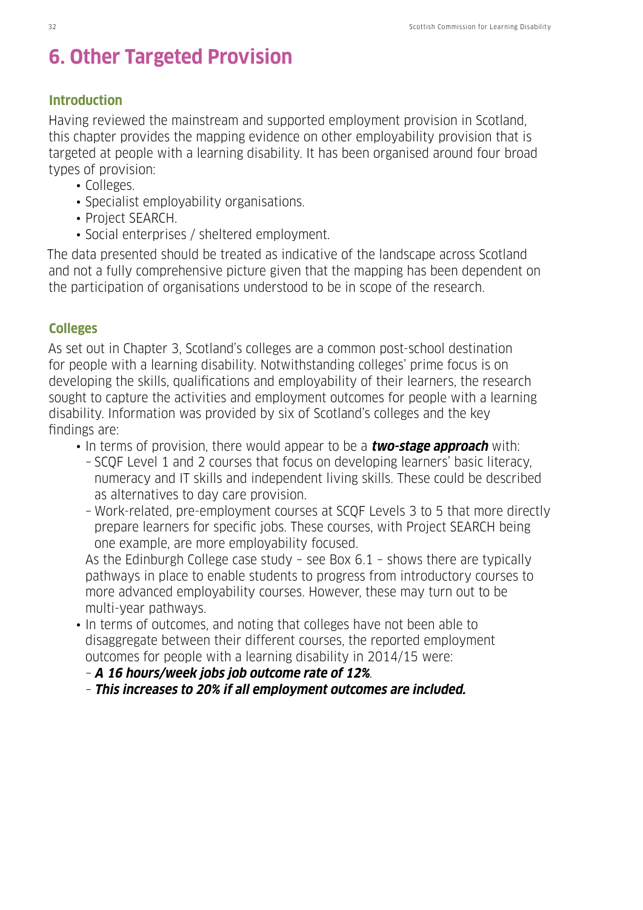# 6. Other Targeted Provision

## Introduction

Having reviewed the mainstream and supported employment provision in Scotland, this chapter provides the mapping evidence on other employability provision that is targeted at people with a learning disability. It has been organised around four broad types of provision:

- Colleges.
- Specialist employability organisations.
- Project SEARCH.
- Social enterprises / sheltered employment.

The data presented should be treated as indicative of the landscape across Scotland and not a fully comprehensive picture given that the mapping has been dependent on the participation of organisations understood to be in scope of the research.

## Colleges

As set out in Chapter 3, Scotland's colleges are a common post-school destination for people with a learning disability. Notwithstanding colleges' prime focus is on developing the skills, qualifications and employability of their learners, the research sought to capture the activities and employment outcomes for people with a learning disability. Information was provided by six of Scotland's colleges and the key findings are:

- In terms of provision, there would appear to be a ***two-stage approach*** with:
  - SCQF Level 1 and 2 courses that focus on developing learners' basic literacy, numeracy and IT skills and independent living skills. These could be described as alternatives to day care provision.
  - Work-related, pre-employment courses at SCQF Levels 3 to 5 that more directly prepare learners for specific jobs. These courses, with Project SEARCH being one example, are more employability focused.

  As the Edinburgh College case study – see Box 6.1 – shows there are typically pathways in place to enable students to progress from introductory courses to more advanced employability courses. However, these may turn out to be multi-year pathways.
- In terms of outcomes, and noting that colleges have not been able to disaggregate between their different courses, the reported employment outcomes for people with a learning disability in 2014/15 were:
  - ***A 16 hours/week jobs job outcome rate of 12%***.
  - ***This increases to 20% if all employment outcomes are included.***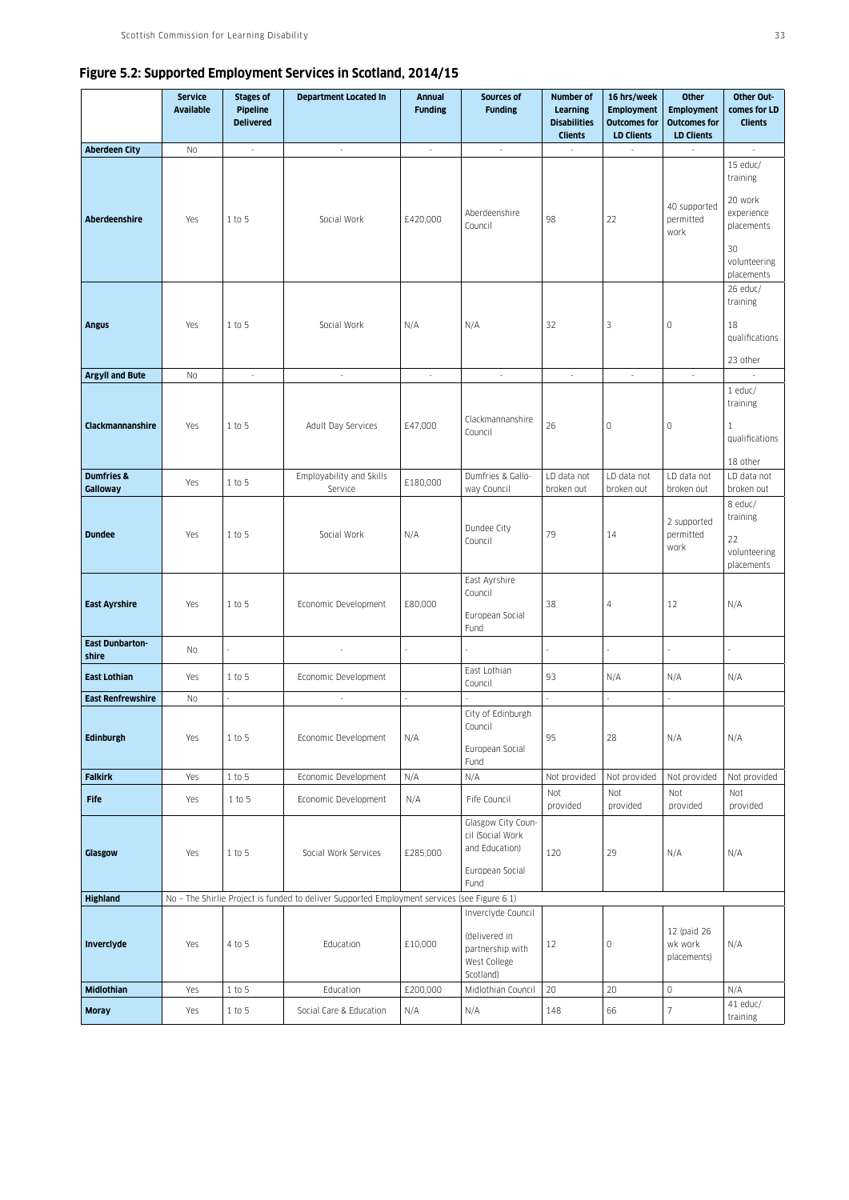## Figure 5.2: Supported Employment Services in Scotland, 2014/15

| | Service Available | Stages of Pipeline Delivered | Department Located In | Annual Funding | Sources of Funding | Number of Learning Disabilities Clients | 16 hrs/week Employment Outcomes for LD Clients | Other Employment Outcomes for LD Clients | Other Outcomes for LD Clients |
|---|---|---|---|---|---|---|---|---|---|
| **Aberdeen City** | No | - | - | - | - | - | - | - | - |
| **Aberdeenshire** | Yes | 1 to 5 | Social Work | £420,000 | Aberdeenshire Council | 98 | 22 | 40 supported permitted work | 15 educ/ training<br>20 work experience placements<br>30 volunteering placements |
| **Angus** | Yes | 1 to 5 | Social Work | N/A | N/A | 32 | 3 | 0 | 26 educ/ training<br>18 qualifications<br>23 other |
| **Argyll and Bute** | No | - | - | - | - | - | - | - | - |
| **Clackmannanshire** | Yes | 1 to 5 | Adult Day Services | £47,000 | Clackmannanshire Council | 26 | 0 | 0 | 1 educ/ training<br>1 qualifications<br>18 other |
| **Dumfries & Galloway** | Yes | 1 to 5 | Employability and Skills Service | £180,000 | Dumfries & Galloway Council | LD data not broken out | LD data not broken out | LD data not broken out | LD data not broken out |
| **Dundee** | Yes | 1 to 5 | Social Work | N/A | Dundee City Council | 79 | 14 | 2 supported permitted work | 8 educ/ training<br>22 volunteering placements |
| **East Ayrshire** | Yes | 1 to 5 | Economic Development | £80,000 | East Ayrshire Council<br>European Social Fund | 38 | 4 | 12 | N/A |
| **East Dunbartonshire** | No | - | - | - | - | - | - | - | - |
| **East Lothian** | Yes | 1 to 5 | Economic Development | | East Lothian Council | 93 | N/A | N/A | N/A |
| **East Renfrewshire** | No | - | - | - | - | - | - | - | |
| **Edinburgh** | Yes | 1 to 5 | Economic Development | N/A | City of Edinburgh Council<br>European Social Fund | 95 | 28 | N/A | N/A |
| **Falkirk** | Yes | 1 to 5 | Economic Development | N/A | N/A | Not provided | Not provided | Not provided | Not provided |
| **Fife** | Yes | 1 to 5 | Economic Development | N/A | Fife Council | Not provided | Not provided | Not provided | Not provided |
| **Glasgow** | Yes | 1 to 5 | Social Work Services | £285,000 | Glasgow City Council (Social Work and Education)<br>European Social Fund | 120 | 29 | N/A | N/A |
| **Highland** | No – The Shirlie Project is funded to deliver Supported Employment services (see Figure 6.1) | | | | | | | | |
| **Inverclyde** | Yes | 4 to 5 | Education | £10,000 | Inverclyde Council<br>(delivered in partnership with West College Scotland) | 12 | 0 | 12 (paid 26 wk work placements) | N/A |
| **Midlothian** | Yes | 1 to 5 | Education | £200,000 | Midlothian Council | 20 | 20 | 0 | N/A |
| **Moray** | Yes | 1 to 5 | Social Care & Education | N/A | N/A | 148 | 66 | 7 | 41 educ/ training |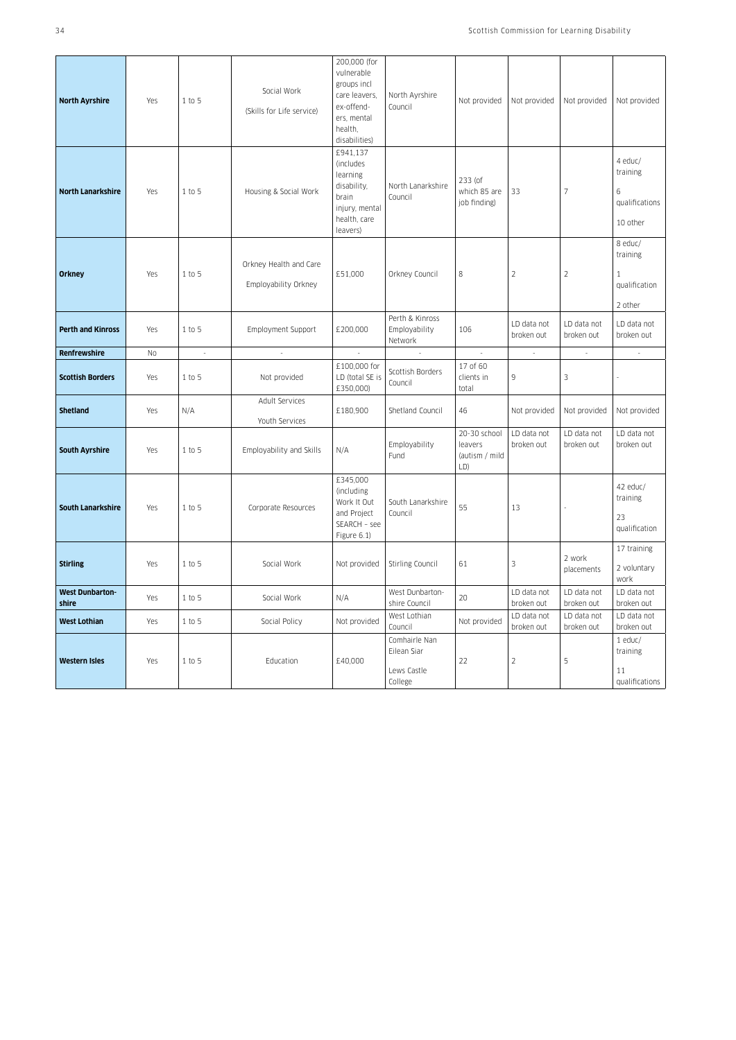| | | | | | | | | | |
|---|---|---|---|---|---|---|---|---|---|
| **North Ayrshire** | Yes | 1 to 5 | Social Work (Skills for Life service) | 200,000 (for vulnerable groups incl care leavers, ex-offenders, mental health, disabilities) | North Ayrshire Council | Not provided | Not provided | Not provided | Not provided |
| **North Lanarkshire** | Yes | 1 to 5 | Housing & Social Work | £941,137 (includes learning disability, brain injury, mental health, care leavers) | North Lanarkshire Council | 233 (of which 85 are job finding) | 33 | 7 | 4 educ/ training<br>6 qualifications<br>10 other |
| **Orkney** | Yes | 1 to 5 | Orkney Health and Care<br>Employability Orkney | £51,000 | Orkney Council | 8 | 2 | 2 | 8 educ/ training<br>1 qualification<br>2 other |
| **Perth and Kinross** | Yes | 1 to 5 | Employment Support | £200,000 | Perth & Kinross Employability Network | 106 | LD data not broken out | LD data not broken out | LD data not broken out |
| **Renfrewshire** | No | - | - | - | - | - | - | - | - |
| **Scottish Borders** | Yes | 1 to 5 | Not provided | £100,000 for LD (total SE is £350,000) | Scottish Borders Council | 17 of 60 clients in total | 9 | 3 | - |
| **Shetland** | Yes | N/A | Adult Services<br>Youth Services | £180,900 | Shetland Council | 46 | Not provided | Not provided | Not provided |
| **South Ayrshire** | Yes | 1 to 5 | Employability and Skills | N/A | Employability Fund | 20-30 school leavers (autism / mild LD) | LD data not broken out | LD data not broken out | LD data not broken out |
| **South Lanarkshire** | Yes | 1 to 5 | Corporate Resources | £345,000 (including Work It Out and Project SEARCH – see Figure 6.1) | South Lanarkshire Council | 55 | 13 | - | 42 educ/ training<br>23 qualification |
| **Stirling** | Yes | 1 to 5 | Social Work | Not provided | Stirling Council | 61 | 3 | 2 work placements | 17 training<br>2 voluntary work |
| **West Dunbartonshire** | Yes | 1 to 5 | Social Work | N/A | West Dunbartonshire Council | 20 | LD data not broken out | LD data not broken out | LD data not broken out |
| **West Lothian** | Yes | 1 to 5 | Social Policy | Not provided | West Lothian Council | Not provided | LD data not broken out | LD data not broken out | LD data not broken out |
| **Western Isles** | Yes | 1 to 5 | Education | £40,000 | Comhairle Nan Eilean Siar<br>Lews Castle College | 22 | 2 | 5 | 1 educ/ training<br>11 qualifications |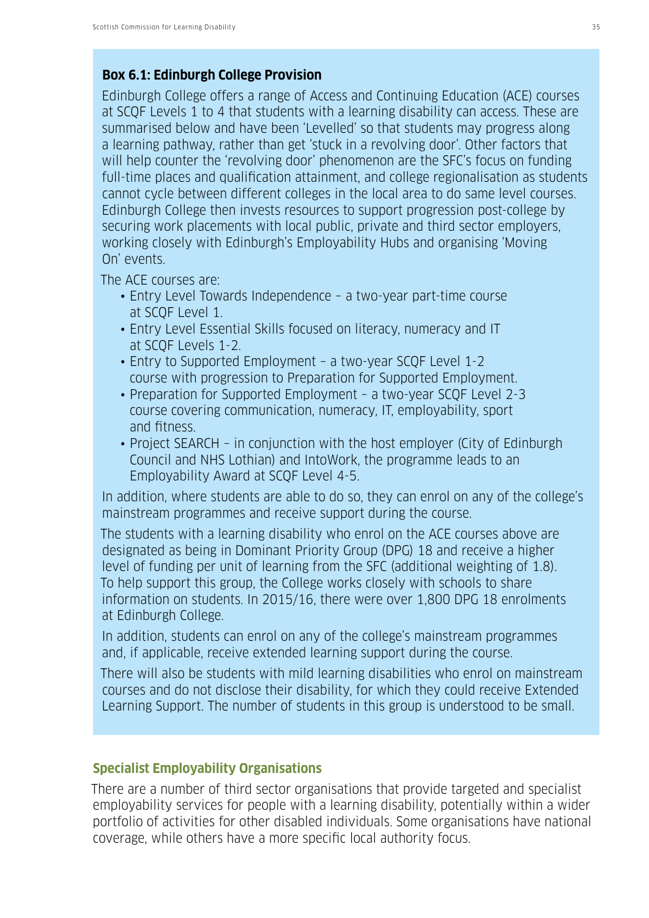**Box 6.1: Edinburgh College Provision**

Edinburgh College offers a range of Access and Continuing Education (ACE) courses at SCQF Levels 1 to 4 that students with a learning disability can access. These are summarised below and have been 'Levelled' so that students may progress along a learning pathway, rather than get 'stuck in a revolving door'. Other factors that will help counter the 'revolving door' phenomenon are the SFC's focus on funding full-time places and qualification attainment, and college regionalisation as students cannot cycle between different colleges in the local area to do same level courses. Edinburgh College then invests resources to support progression post-college by securing work placements with local public, private and third sector employers, working closely with Edinburgh's Employability Hubs and organising 'Moving On' events.

The ACE courses are:

- Entry Level Towards Independence – a two-year part-time course at SCQF Level 1.
- Entry Level Essential Skills focused on literacy, numeracy and IT at SCQF Levels 1-2.
- Entry to Supported Employment – a two-year SCQF Level 1-2 course with progression to Preparation for Supported Employment.
- Preparation for Supported Employment – a two-year SCQF Level 2-3 course covering communication, numeracy, IT, employability, sport and fitness.
- Project SEARCH – in conjunction with the host employer (City of Edinburgh Council and NHS Lothian) and IntoWork, the programme leads to an Employability Award at SCQF Level 4-5.

In addition, where students are able to do so, they can enrol on any of the college's mainstream programmes and receive support during the course.

The students with a learning disability who enrol on the ACE courses above are designated as being in Dominant Priority Group (DPG) 18 and receive a higher level of funding per unit of learning from the SFC (additional weighting of 1.8). To help support this group, the College works closely with schools to share information on students. In 2015/16, there were over 1,800 DPG 18 enrolments at Edinburgh College.

In addition, students can enrol on any of the college's mainstream programmes and, if applicable, receive extended learning support during the course.

There will also be students with mild learning disabilities who enrol on mainstream courses and do not disclose their disability, for which they could receive Extended Learning Support. The number of students in this group is understood to be small.

### Specialist Employability Organisations

There are a number of third sector organisations that provide targeted and specialist employability services for people with a learning disability, potentially within a wider portfolio of activities for other disabled individuals. Some organisations have national coverage, while others have a more specific local authority focus.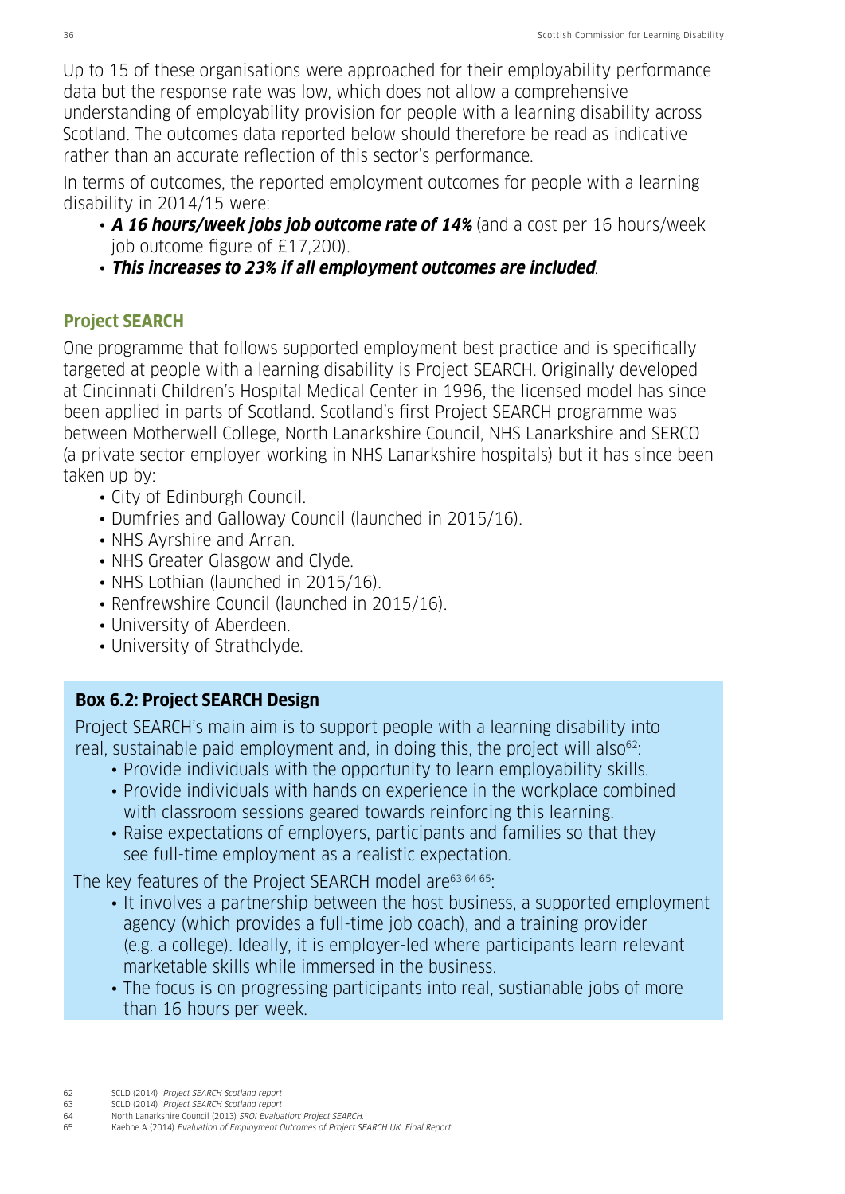Up to 15 of these organisations were approached for their employability performance data but the response rate was low, which does not allow a comprehensive understanding of employability provision for people with a learning disability across Scotland. The outcomes data reported below should therefore be read as indicative rather than an accurate reflection of this sector's performance.

In terms of outcomes, the reported employment outcomes for people with a learning disability in 2014/15 were:

- ***A 16 hours/week jobs job outcome rate of 14%*** (and a cost per 16 hours/week job outcome figure of £17,200).
- ***This increases to 23% if all employment outcomes are included***.

## Project SEARCH

One programme that follows supported employment best practice and is specifically targeted at people with a learning disability is Project SEARCH. Originally developed at Cincinnati Children's Hospital Medical Center in 1996, the licensed model has since been applied in parts of Scotland. Scotland's first Project SEARCH programme was between Motherwell College, North Lanarkshire Council, NHS Lanarkshire and SERCO (a private sector employer working in NHS Lanarkshire hospitals) but it has since been taken up by:

- City of Edinburgh Council.
- Dumfries and Galloway Council (launched in 2015/16).
- NHS Ayrshire and Arran.
- NHS Greater Glasgow and Clyde.
- NHS Lothian (launched in 2015/16).
- Renfrewshire Council (launched in 2015/16).
- University of Aberdeen.
- University of Strathclyde.

### Box 6.2: Project SEARCH Design

Project SEARCH's main aim is to support people with a learning disability into real, sustainable paid employment and, in doing this, the project will also[62]:

- Provide individuals with the opportunity to learn employability skills.
- Provide individuals with hands on experience in the workplace combined with classroom sessions geared towards reinforcing this learning.
- Raise expectations of employers, participants and families so that they see full-time employment as a realistic expectation.

The key features of the Project SEARCH model are[63 64 65]:

- It involves a partnership between the host business, a supported employment agency (which provides a full-time job coach), and a training provider (e.g. a college). Ideally, it is employer-led where participants learn relevant marketable skills while immersed in the business.
- The focus is on progressing participants into real, sustainable jobs of more than 16 hours per week.

62 SCLD (2014) *Project SEARCH Scotland report*
63 SCLD (2014) *Project SEARCH Scotland report*
64 North Lanarkshire Council (2013) *SROI Evaluation: Project SEARCH.*
65 Kaehne A (2014) *Evaluation of Employment Outcomes of Project SEARCH UK: Final Report.*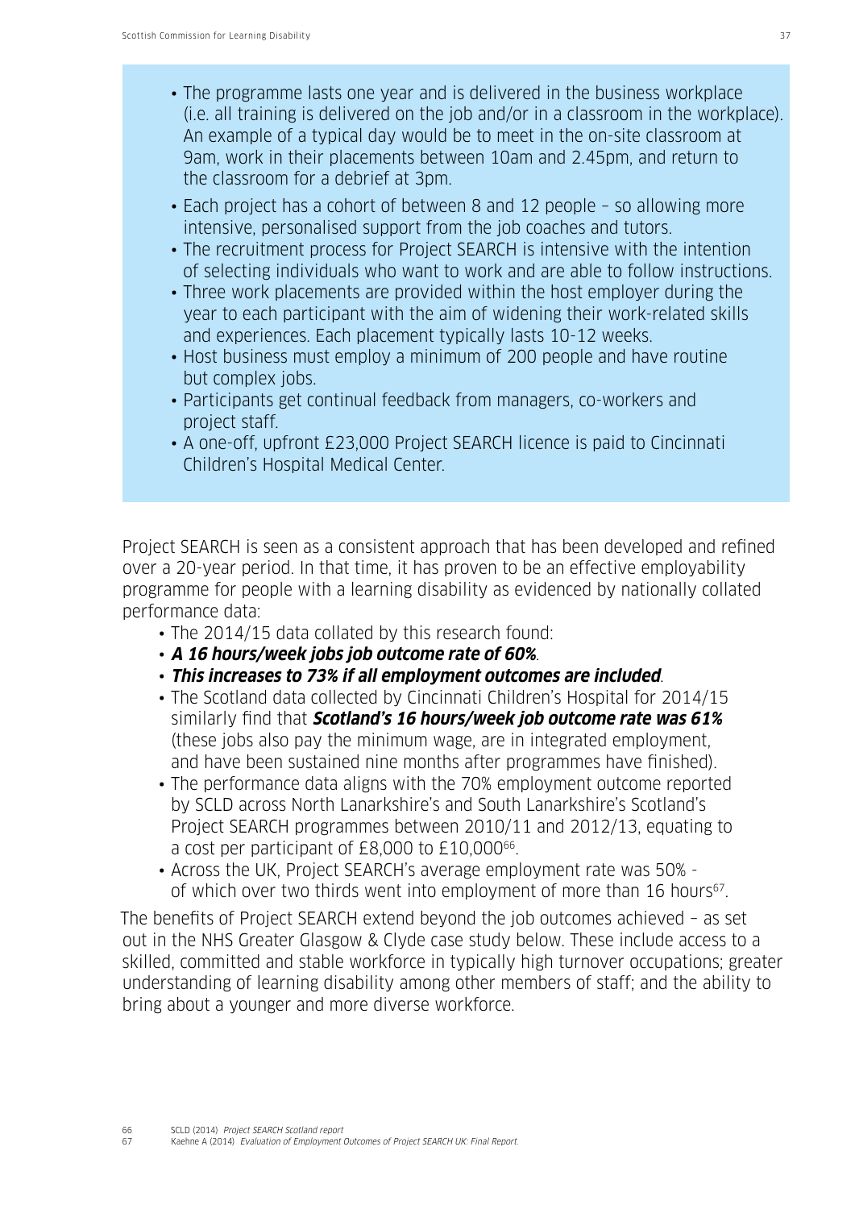- The programme lasts one year and is delivered in the business workplace (i.e. all training is delivered on the job and/or in a classroom in the workplace). An example of a typical day would be to meet in the on-site classroom at 9am, work in their placements between 10am and 2.45pm, and return to the classroom for a debrief at 3pm.
- Each project has a cohort of between 8 and 12 people – so allowing more intensive, personalised support from the job coaches and tutors.
- The recruitment process for Project SEARCH is intensive with the intention of selecting individuals who want to work and are able to follow instructions.
- Three work placements are provided within the host employer during the year to each participant with the aim of widening their work-related skills and experiences. Each placement typically lasts 10-12 weeks.
- Host business must employ a minimum of 200 people and have routine but complex jobs.
- Participants get continual feedback from managers, co-workers and project staff.
- A one-off, upfront £23,000 Project SEARCH licence is paid to Cincinnati Children's Hospital Medical Center.

Project SEARCH is seen as a consistent approach that has been developed and refined over a 20-year period. In that time, it has proven to be an effective employability programme for people with a learning disability as evidenced by nationally collated performance data:

- The 2014/15 data collated by this research found:
- ***A 16 hours/week jobs job outcome rate of 60%***.
- ***This increases to 73% if all employment outcomes are included***.
- The Scotland data collected by Cincinnati Children's Hospital for 2014/15 similarly find that ***Scotland's 16 hours/week job outcome rate was 61%*** (these jobs also pay the minimum wage, are in integrated employment, and have been sustained nine months after programmes have finished).
- The performance data aligns with the 70% employment outcome reported by SCLD across North Lanarkshire's and South Lanarkshire's Scotland's Project SEARCH programmes between 2010/11 and 2012/13, equating to a cost per participant of £8,000 to £10,000[66].
- Across the UK, Project SEARCH's average employment rate was 50% - of which over two thirds went into employment of more than 16 hours[67].

The benefits of Project SEARCH extend beyond the job outcomes achieved – as set out in the NHS Greater Glasgow & Clyde case study below. These include access to a skilled, committed and stable workforce in typically high turnover occupations; greater understanding of learning disability among other members of staff; and the ability to bring about a younger and more diverse workforce.

66 SCLD (2014) *Project SEARCH Scotland report*

67 Kaehne A (2014) *Evaluation of Employment Outcomes of Project SEARCH UK: Final Report.*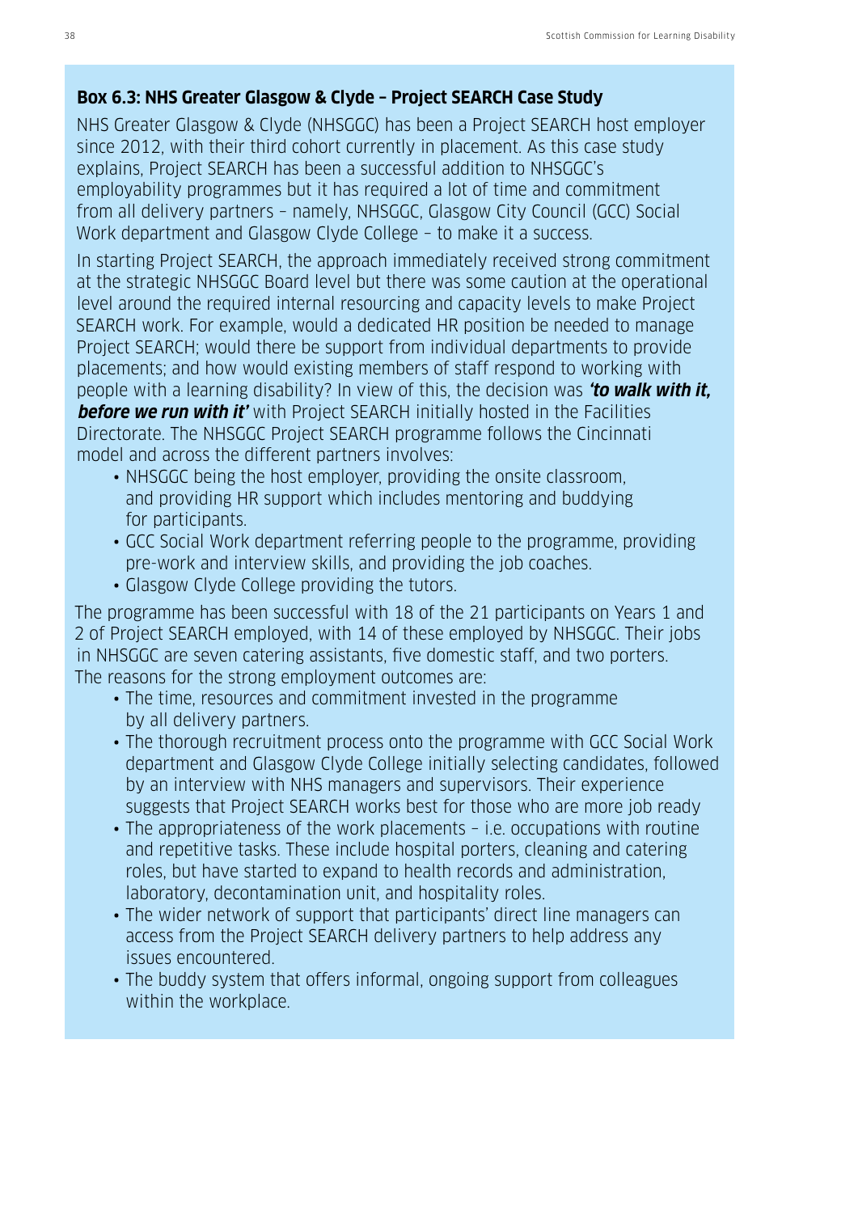**Box 6.3: NHS Greater Glasgow & Clyde – Project SEARCH Case Study**

NHS Greater Glasgow & Clyde (NHSGGC) has been a Project SEARCH host employer since 2012, with their third cohort currently in placement. As this case study explains, Project SEARCH has been a successful addition to NHSGGC's employability programmes but it has required a lot of time and commitment from all delivery partners – namely, NHSGGC, Glasgow City Council (GCC) Social Work department and Glasgow Clyde College – to make it a success.

In starting Project SEARCH, the approach immediately received strong commitment at the strategic NHSGGC Board level but there was some caution at the operational level around the required internal resourcing and capacity levels to make Project SEARCH work. For example, would a dedicated HR position be needed to manage Project SEARCH; would there be support from individual departments to provide placements; and how would existing members of staff respond to working with people with a learning disability? In view of this, the decision was ***'to walk with it, before we run with it'*** with Project SEARCH initially hosted in the Facilities Directorate. The NHSGGC Project SEARCH programme follows the Cincinnati model and across the different partners involves:

- NHSGGC being the host employer, providing the onsite classroom, and providing HR support which includes mentoring and buddying for participants.
- GCC Social Work department referring people to the programme, providing pre-work and interview skills, and providing the job coaches.
- Glasgow Clyde College providing the tutors.

The programme has been successful with 18 of the 21 participants on Years 1 and 2 of Project SEARCH employed, with 14 of these employed by NHSGGC. Their jobs in NHSGGC are seven catering assistants, five domestic staff, and two porters. The reasons for the strong employment outcomes are:

- The time, resources and commitment invested in the programme by all delivery partners.
- The thorough recruitment process onto the programme with GCC Social Work department and Glasgow Clyde College initially selecting candidates, followed by an interview with NHS managers and supervisors. Their experience suggests that Project SEARCH works best for those who are more job ready
- The appropriateness of the work placements – i.e. occupations with routine and repetitive tasks. These include hospital porters, cleaning and catering roles, but have started to expand to health records and administration, laboratory, decontamination unit, and hospitality roles.
- The wider network of support that participants' direct line managers can access from the Project SEARCH delivery partners to help address any issues encountered.
- The buddy system that offers informal, ongoing support from colleagues within the workplace.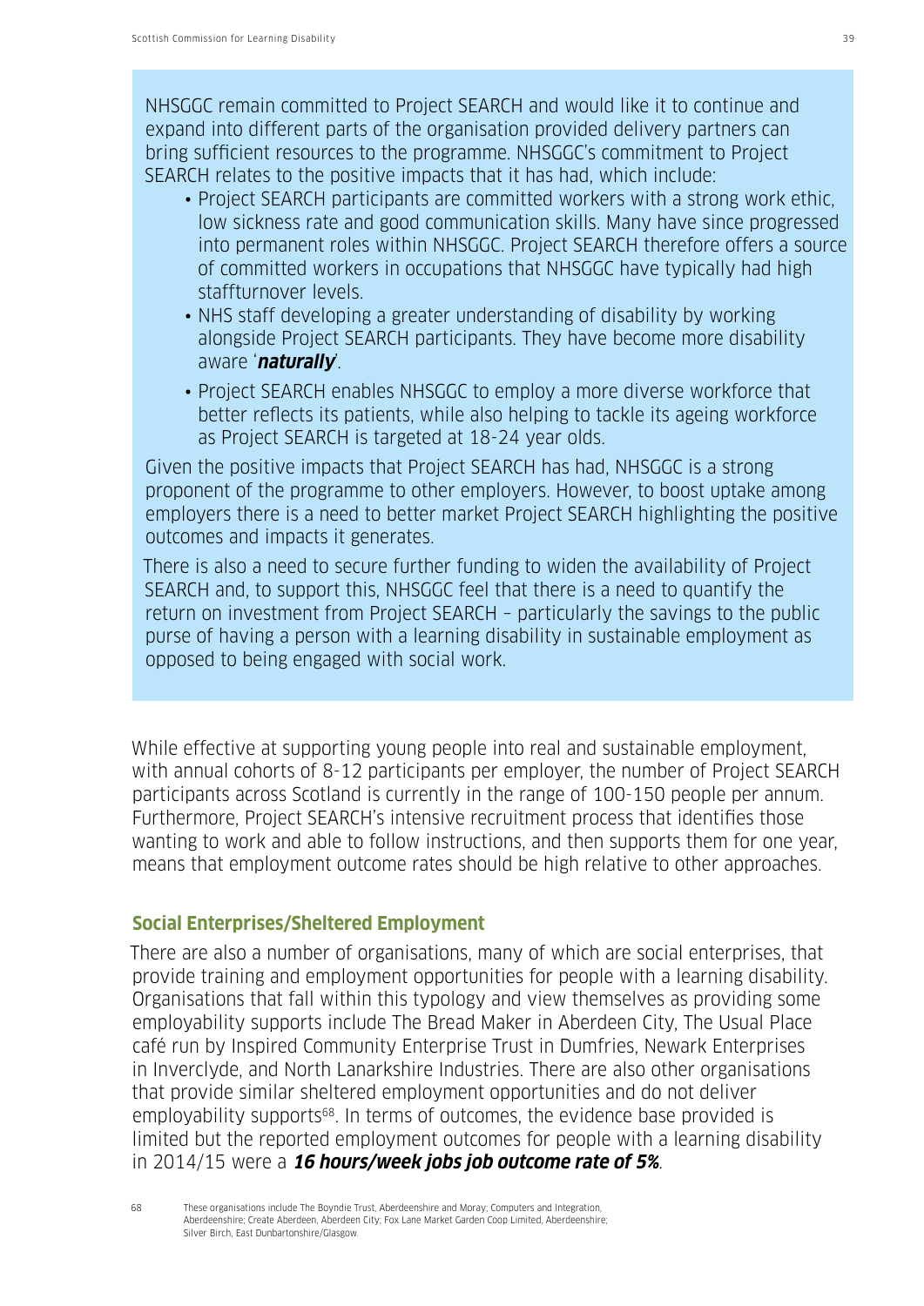NHSGGC remain committed to Project SEARCH and would like it to continue and expand into different parts of the organisation provided delivery partners can bring sufficient resources to the programme. NHSGGC's commitment to Project SEARCH relates to the positive impacts that it has had, which include:

- Project SEARCH participants are committed workers with a strong work ethic, low sickness rate and good communication skills. Many have since progressed into permanent roles within NHSGGC. Project SEARCH therefore offers a source of committed workers in occupations that NHSGGC have typically had high staffturnover levels.
- NHS staff developing a greater understanding of disability by working alongside Project SEARCH participants. They have become more disability aware '***naturally***'.
- Project SEARCH enables NHSGGC to employ a more diverse workforce that better reflects its patients, while also helping to tackle its ageing workforce as Project SEARCH is targeted at 18-24 year olds.

Given the positive impacts that Project SEARCH has had, NHSGGC is a strong proponent of the programme to other employers. However, to boost uptake among employers there is a need to better market Project SEARCH highlighting the positive outcomes and impacts it generates.

There is also a need to secure further funding to widen the availability of Project SEARCH and, to support this, NHSGGC feel that there is a need to quantify the return on investment from Project SEARCH – particularly the savings to the public purse of having a person with a learning disability in sustainable employment as opposed to being engaged with social work.

While effective at supporting young people into real and sustainable employment, with annual cohorts of 8-12 participants per employer, the number of Project SEARCH participants across Scotland is currently in the range of 100-150 people per annum. Furthermore, Project SEARCH's intensive recruitment process that identifies those wanting to work and able to follow instructions, and then supports them for one year, means that employment outcome rates should be high relative to other approaches.

### Social Enterprises/Sheltered Employment

There are also a number of organisations, many of which are social enterprises, that provide training and employment opportunities for people with a learning disability. Organisations that fall within this typology and view themselves as providing some employability supports include The Bread Maker in Aberdeen City, The Usual Place café run by Inspired Community Enterprise Trust in Dumfries, Newark Enterprises in Inverclyde, and North Lanarkshire Industries. There are also other organisations that provide similar sheltered employment opportunities and do not deliver employability supports[68]. In terms of outcomes, the evidence base provided is limited but the reported employment outcomes for people with a learning disability in 2014/15 were a ***16 hours/week jobs job outcome rate of 5%***.

68 These organisations include The Boyndie Trust, Aberdeenshire and Moray; Computers and Integration, Aberdeenshire; Create Aberdeen, Aberdeen City; Fox Lane Market Garden Coop Limited, Aberdeenshire; Silver Birch, East Dunbartonshire/Glasgow.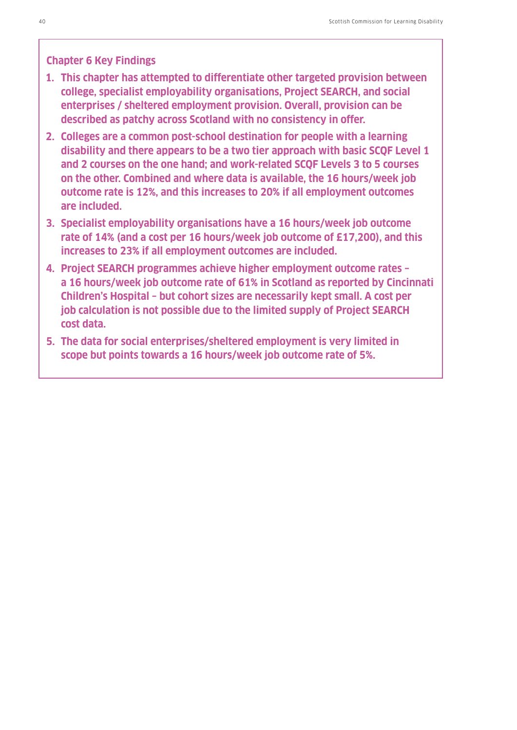**Chapter 6 Key Findings**

1. **This chapter has attempted to differentiate other targeted provision between college, specialist employability organisations, Project SEARCH, and social enterprises / sheltered employment provision. Overall, provision can be described as patchy across Scotland with no consistency in offer.**
2. **Colleges are a common post-school destination for people with a learning disability and there appears to be a two tier approach with basic SCQF Level 1 and 2 courses on the one hand; and work-related SCQF Levels 3 to 5 courses on the other. Combined and where data is available, the 16 hours/week job outcome rate is 12%, and this increases to 20% if all employment outcomes are included.**
3. **Specialist employability organisations have a 16 hours/week job outcome rate of 14% (and a cost per 16 hours/week job outcome of £17,200), and this increases to 23% if all employment outcomes are included.**
4. **Project SEARCH programmes achieve higher employment outcome rates – a 16 hours/week job outcome rate of 61% in Scotland as reported by Cincinnati Children's Hospital – but cohort sizes are necessarily kept small. A cost per job calculation is not possible due to the limited supply of Project SEARCH cost data.**
5. **The data for social enterprises/sheltered employment is very limited in scope but points towards a 16 hours/week job outcome rate of 5%.**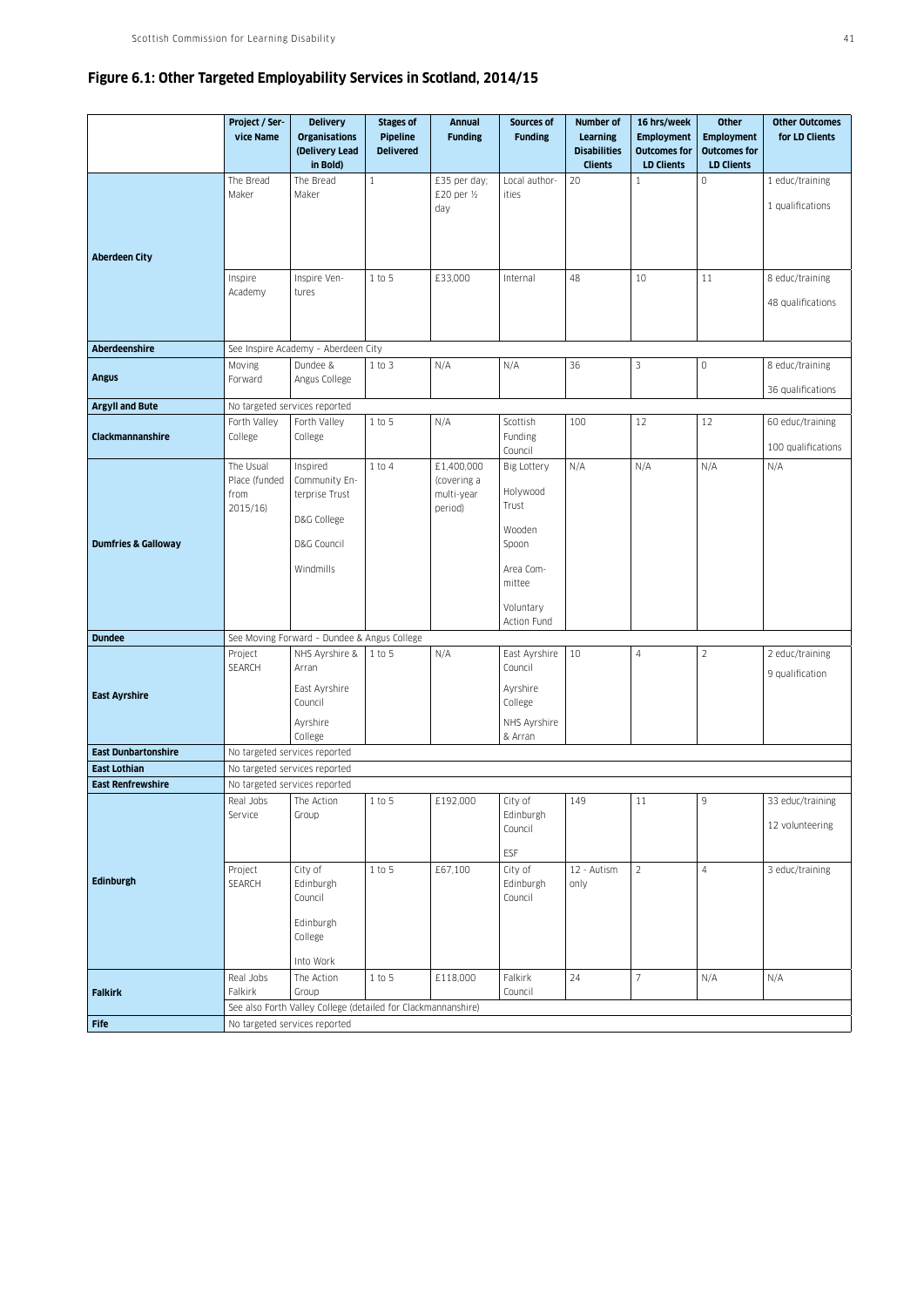## Figure 6.1: Other Targeted Employability Services in Scotland, 2014/15

| | Project / Service Name | Delivery Organisations (Delivery Lead in Bold) | Stages of Pipeline Delivered | Annual Funding | Sources of Funding | Number of Learning Disabilities Clients | 16 hrs/week Employment Outcomes for LD Clients | Other Employment Outcomes for LD Clients | Other Outcomes for LD Clients |
|---|---|---|---|---|---|---|---|---|---|
| **Aberdeen City** | The Bread Maker | The Bread Maker | 1 | £35 per day; £20 per ½ day | Local authorities | 20 | 1 | 0 | 1 educ/training<br>1 qualifications |
| | Inspire Academy | Inspire Ventures | 1 to 5 | £33,000 | Internal | 48 | 10 | 11 | 8 educ/training<br>48 qualifications |
| **Aberdeenshire** | See Inspire Academy – Aberdeen City | | | | | | | | |
| **Angus** | Moving Forward | Dundee & Angus College | 1 to 3 | N/A | N/A | 36 | 3 | 0 | 8 educ/training<br>36 qualifications |
| **Argyll and Bute** | No targeted services reported | | | | | | | | |
| **Clackmannanshire** | Forth Valley College | Forth Valley College | 1 to 5 | N/A | Scottish Funding Council | 100 | 12 | 12 | 60 educ/training<br>100 qualifications |
| **Dumfries & Galloway** | The Usual Place (funded from 2015/16) | Inspired Community Enterprise Trust<br>D&G College<br>D&G Council<br>Windmills | 1 to 4 | £1,400,000 (covering a multi-year period) | Big Lottery<br>Holywood Trust<br>Wooden Spoon<br>Area Committee<br>Voluntary Action Fund | N/A | N/A | N/A | N/A |
| **Dundee** | See Moving Forward – Dundee & Angus College | | | | | | | | |
| **East Ayrshire** | Project SEARCH | NHS Ayrshire & Arran<br>East Ayrshire Council<br>Ayrshire College | 1 to 5 | N/A | East Ayrshire Council<br>Ayrshire College<br>NHS Ayrshire & Arran | 10 | 4 | 2 | 2 educ/training<br>9 qualification |
| **East Dunbartonshire** | No targeted services reported | | | | | | | | |
| **East Lothian** | No targeted services reported | | | | | | | | |
| **East Renfrewshire** | No targeted services reported | | | | | | | | |
| **Edinburgh** | Real Jobs Service | The Action Group | 1 to 5 | £192,000 | City of Edinburgh Council<br>ESF | 149 | 11 | 9 | 33 educ/training<br>12 volunteering |
| | Project SEARCH | City of Edinburgh Council<br>Edinburgh College<br>Into Work | 1 to 5 | £67,100 | City of Edinburgh Council | 12 - Autism only | 2 | 4 | 3 educ/training |
| **Falkirk** | Real Jobs Falkirk | The Action Group | 1 to 5 | £118,000 | Falkirk Council | 24 | 7 | N/A | N/A |
| | See also Forth Valley College (detailed for Clackmannanshire) | | | | | | | | |
| **Fife** | No targeted services reported | | | | | | | | |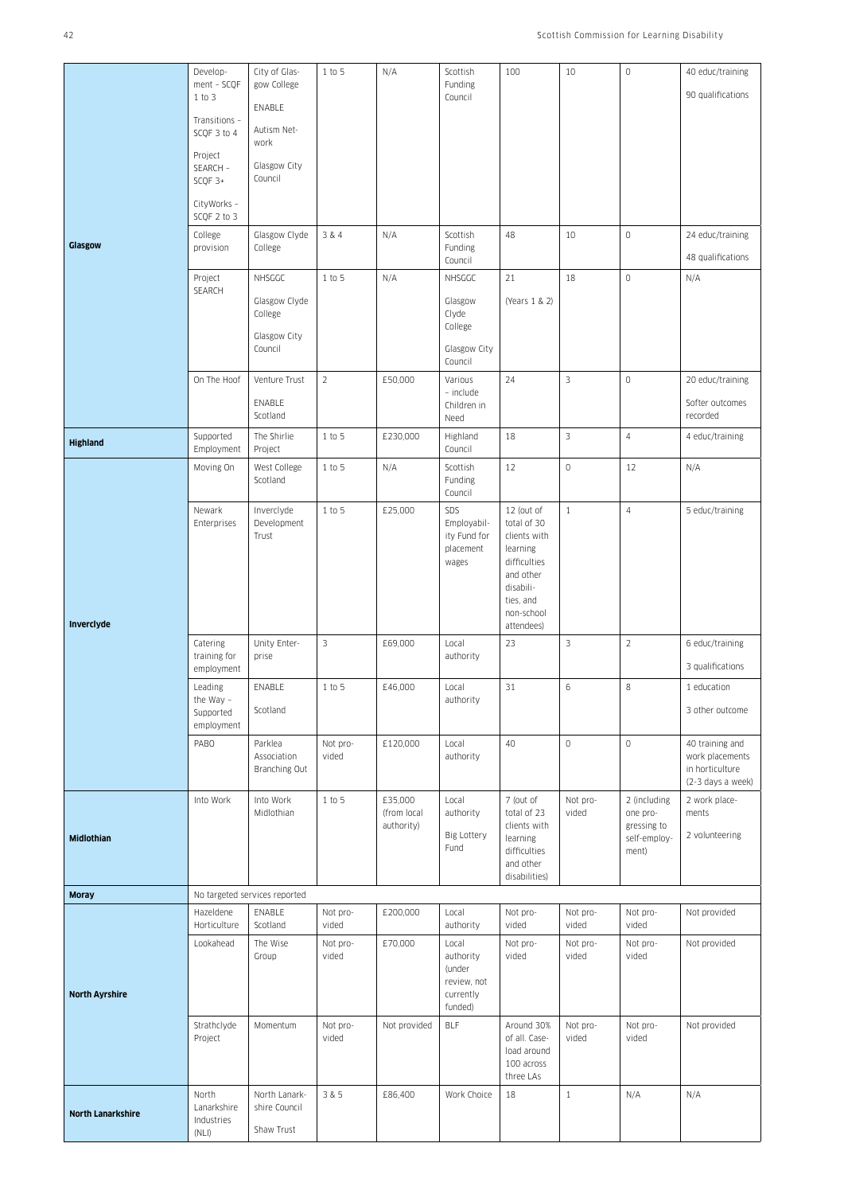| | | | | | | | | | |
|---|---|---|---|---|---|---|---|---|---|
| Glasgow | Development – SCQF 1 to 3<br><br>Transitions – SCQF 3 to 4<br><br>Project SEARCH – SCQF 3+<br><br>CityWorks – SCQF 2 to 3 | City of Glasgow College<br><br>ENABLE<br><br>Autism Network<br><br>Glasgow City Council | 1 to 5 | N/A | Scottish Funding Council | 100 | 10 | 0 | 40 educ/training<br><br>90 qualifications |
| | College provision | Glasgow Clyde College | 3 & 4 | N/A | Scottish Funding Council | 48 | 10 | 0 | 24 educ/training<br><br>48 qualifications |
| | Project SEARCH | NHSGGC<br><br>Glasgow Clyde College<br><br>Glasgow City Council | 1 to 5 | N/A | NHSGGC<br><br>Glasgow Clyde College<br><br>Glasgow City Council | 21<br><br>(Years 1 & 2) | 18 | 0 | N/A |
| | On The Hoof | Venture Trust<br><br>ENABLE Scotland | 2 | £50,000 | Various – include Children in Need | 24 | 3 | 0 | 20 educ/training<br><br>Softer outcomes recorded |
| Highland | Supported Employment | The Shirlie Project | 1 to 5 | £230,000 | Highland Council | 18 | 3 | 4 | 4 educ/training |
| Inverclyde | Moving On | West College Scotland | 1 to 5 | N/A | Scottish Funding Council | 12 | 0 | 12 | N/A |
| | Newark Enterprises | Inverclyde Development Trust | 1 to 5 | £25,000 | SDS Employability Fund for placement wages | 12 (out of total of 30 clients with learning difficulties and other disabilities, and non-school attendees) | 1 | 4 | 5 educ/training |
| | Catering training for employment | Unity Enterprise | 3 | £69,000 | Local authority | 23 | 3 | 2 | 6 educ/training<br><br>3 qualifications |
| | Leading the Way – Supported employment | ENABLE<br><br>Scotland | 1 to 5 | £46,000 | Local authority | 31 | 6 | 8 | 1 education<br><br>3 other outcome |
| | PABO | Parklea Association Branching Out | Not provided | £120,000 | Local authority | 40 | 0 | 0 | 40 training and work placements in horticulture (2-3 days a week) |
| Midlothian | Into Work | Into Work Midlothian | 1 to 5 | £35,000 (from local authority) | Local authority<br><br>Big Lottery Fund | 7 (out of total of 23 clients with learning difficulties and other disabilities) | Not provided | 2 (including one progressing to self-employment) | 2 work placements<br><br>2 volunteering |
| Moray | No targeted services reported | | | | | | | | |
| North Ayrshire | Hazeldene Horticulture | ENABLE Scotland | Not provided | £200,000 | Local authority | Not provided | Not provided | Not provided | Not provided |
| | Lookahead | The Wise Group | Not provided | £70,000 | Local authority (under review, not currently funded) | Not provided | Not provided | Not provided | Not provided |
| | Strathclyde Project | Momentum | Not provided | Not provided | BLF | Around 30% of all. Caseload around 100 across three LAs | Not provided | Not provided | Not provided |
| North Lanarkshire | North Lanarkshire Industries (NLI) | North Lanarkshire Council<br><br>Shaw Trust | 3 & 5 | £86,400 | Work Choice | 18 | 1 | N/A | N/A |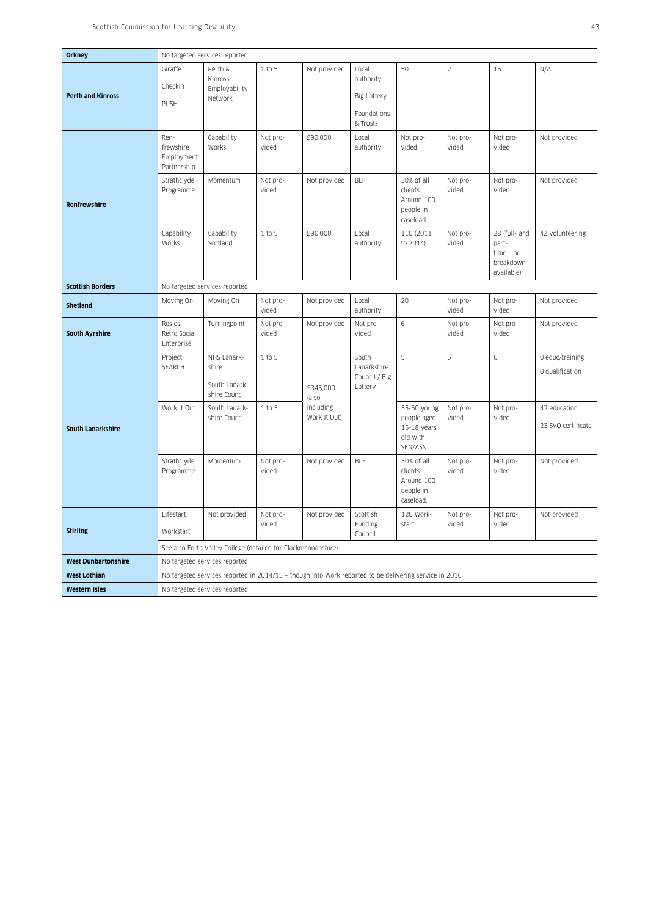| | | | | | | | | | |
|---|---|---|---|---|---|---|---|---|---|
| **Orkney** | No targeted services reported | | | | | | | | |
| **Perth and Kinross** | Giraffe<br>Checkin<br>PUSH | Perth & Kinross Employability Network | 1 to 5 | Not provided | Local authority<br>Big Lottery<br>Foundations & Trusts | 50 | 2 | 16 | N/A |
| **Renfrewshire** | Renfrewshire Employment Partnership | Capability Works | Not provided | £90,000 | Local authority | Not provided | Not provided | Not provided | Not provided |
| | Strathclyde Programme | Momentum | Not provided | Not provided | BLF | 30% of all clients. Around 100 people in caseload. | Not provided | Not provided | Not provided |
| | Capability Works | Capability Scotland | 1 to 5 | £90,000 | Local authority | 110 (2011 to 2014) | Not provided | 28 (full- and part-time – no breakdown available) | 42 volunteering |
| **Scottish Borders** | No targeted services reported | | | | | | | | |
| **Shetland** | Moving On | Moving On | Not provided | Not provided | Local authority | 20 | Not provided | Not provided | Not provided |
| **South Ayrshire** | Rosies Retro Social Enterprise | Turningpoint | Not provided | Not provided | Not provided | 6 | Not provided | Not provided | Not provided |
| **South Lanarkshire** | Project SEARCH | NHS Lanarkshire<br>South Lanarkshire Council | 1 to 5 | £345,000 (also including Work It Out) | South Lanarkshire Council / Big Lottery | 5 | 5 | 0 | 0 educ/training<br>0 qualification |
| | Work It Out | South Lanarkshire Council | 1 to 5 | | | 55-60 young people aged 15-18 years old with SEN/ASN | Not provided | Not provided | 42 education<br>23 SVQ certificate |
| | Strathclyde Programme | Momentum | Not provided | Not provided | BLF | 30% of all clients. Around 100 people in caseload. | Not provided | Not provided | Not provided |
| **Stirling** | Lifestart<br>Workstart | Not provided | Not provided | Not provided | Scottish Funding Council | 120 Workstart | Not provided | Not provided | Not provided |
| | See also Forth Valley College (detailed for Clackmannanshire) | | | | | | | | |
| **West Dunbartonshire** | No targeted services reported | | | | | | | | |
| **West Lothian** | No targeted services reported in 2014/15 – though Into Work reported to be delivering service in 2016 | | | | | | | | |
| **Western Isles** | No targeted services reported | | | | | | | | |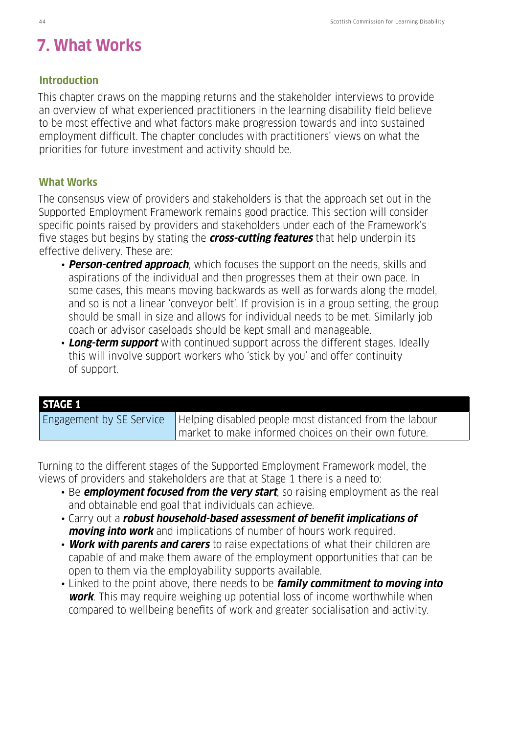# 7. What Works

## Introduction

This chapter draws on the mapping returns and the stakeholder interviews to provide an overview of what experienced practitioners in the learning disability field believe to be most effective and what factors make progression towards and into sustained employment difficult. The chapter concludes with practitioners' views on what the priorities for future investment and activity should be.

## What Works

The consensus view of providers and stakeholders is that the approach set out in the Supported Employment Framework remains good practice. This section will consider specific points raised by providers and stakeholders under each of the Framework's five stages but begins by stating the ***cross-cutting features*** that help underpin its effective delivery. These are:

- ***Person-centred approach***, which focuses the support on the needs, skills and aspirations of the individual and then progresses them at their own pace. In some cases, this means moving backwards as well as forwards along the model, and so is not a linear 'conveyor belt'. If provision is in a group setting, the group should be small in size and allows for individual needs to be met. Similarly job coach or advisor caseloads should be kept small and manageable.
- ***Long-term support*** with continued support across the different stages. Ideally this will involve support workers who 'stick by you' and offer continuity of support.

| **STAGE 1** | |
|---|---|
| Engagement by SE Service | Helping disabled people most distanced from the labour market to make informed choices on their own future. |

Turning to the different stages of the Supported Employment Framework model, the views of providers and stakeholders are that at Stage 1 there is a need to:

- Be ***employment focused from the very start***, so raising employment as the real and obtainable end goal that individuals can achieve.
- Carry out a ***robust household-based assessment of benefit implications of moving into work*** and implications of number of hours work required.
- ***Work with parents and carers*** to raise expectations of what their children are capable of and make them aware of the employment opportunities that can be open to them via the employability supports available.
- Linked to the point above, there needs to be ***family commitment to moving into work***. This may require weighing up potential loss of income worthwhile when compared to wellbeing benefits of work and greater socialisation and activity.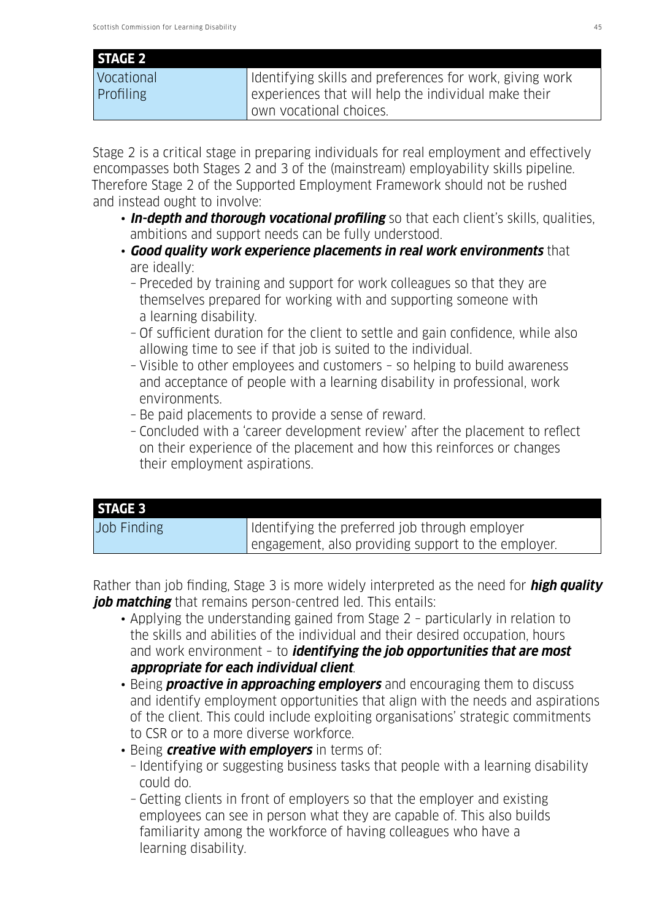| STAGE 2 | |
|---|---|
| Vocational Profiling | Identifying skills and preferences for work, giving work experiences that will help the individual make their own vocational choices. |

Stage 2 is a critical stage in preparing individuals for real employment and effectively encompasses both Stages 2 and 3 of the (mainstream) employability skills pipeline. Therefore Stage 2 of the Supported Employment Framework should not be rushed and instead ought to involve:

- ***In-depth and thorough vocational profiling*** so that each client's skills, qualities, ambitions and support needs can be fully understood.
- ***Good quality work experience placements in real work environments*** that are ideally:
  - Preceded by training and support for work colleagues so that they are themselves prepared for working with and supporting someone with a learning disability.
  - Of sufficient duration for the client to settle and gain confidence, while also allowing time to see if that job is suited to the individual.
  - Visible to other employees and customers – so helping to build awareness and acceptance of people with a learning disability in professional, work environments.
  - Be paid placements to provide a sense of reward.
  - Concluded with a 'career development review' after the placement to reflect on their experience of the placement and how this reinforces or changes their employment aspirations.

| STAGE 3 | |
|---|---|
| Job Finding | Identifying the preferred job through employer engagement, also providing support to the employer. |

Rather than job finding, Stage 3 is more widely interpreted as the need for ***high quality job matching*** that remains person-centred led. This entails:

- Applying the understanding gained from Stage 2 – particularly in relation to the skills and abilities of the individual and their desired occupation, hours and work environment – to ***identifying the job opportunities that are most appropriate for each individual client***.
- Being ***proactive in approaching employers*** and encouraging them to discuss and identify employment opportunities that align with the needs and aspirations of the client. This could include exploiting organisations' strategic commitments to CSR or to a more diverse workforce.
- Being ***creative with employers*** in terms of:
  - Identifying or suggesting business tasks that people with a learning disability could do.
  - Getting clients in front of employers so that the employer and existing employees can see in person what they are capable of. This also builds familiarity among the workforce of having colleagues who have a learning disability.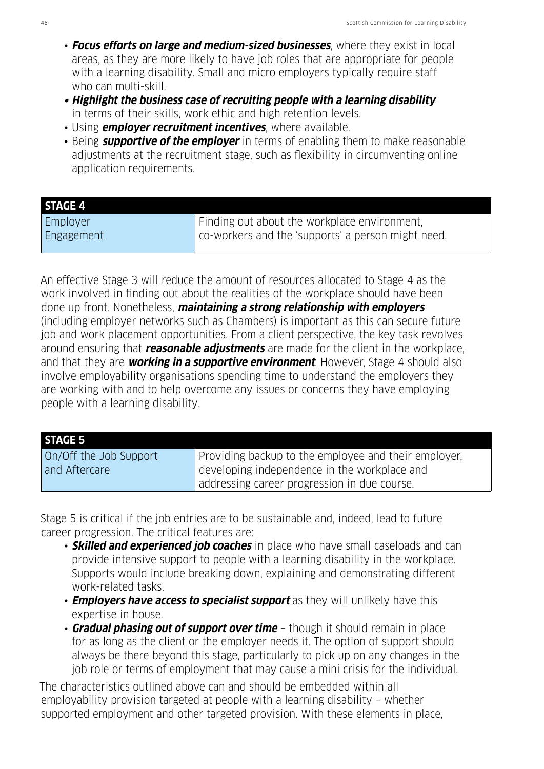- ***Focus efforts on large and medium-sized businesses***, where they exist in local areas, as they are more likely to have job roles that are appropriate for people with a learning disability. Small and micro employers typically require staff who can multi-skill.
- ***Highlight the business case of recruiting people with a learning disability*** in terms of their skills, work ethic and high retention levels.
- Using ***employer recruitment incentives***, where available.
- Being ***supportive of the employer*** in terms of enabling them to make reasonable adjustments at the recruitment stage, such as flexibility in circumventing online application requirements.

| **STAGE 4** | |
|---|---|
| Employer Engagement | Finding out about the workplace environment, co-workers and the 'supports' a person might need. |

An effective Stage 3 will reduce the amount of resources allocated to Stage 4 as the work involved in finding out about the realities of the workplace should have been done up front. Nonetheless, ***maintaining a strong relationship with employers*** (including employer networks such as Chambers) is important as this can secure future job and work placement opportunities. From a client perspective, the key task revolves around ensuring that ***reasonable adjustments*** are made for the client in the workplace, and that they are ***working in a supportive environment***. However, Stage 4 should also involve employability organisations spending time to understand the employers they are working with and to help overcome any issues or concerns they have employing people with a learning disability.

| **STAGE 5** | |
|---|---|
| On/Off the Job Support and Aftercare | Providing backup to the employee and their employer, developing independence in the workplace and addressing career progression in due course. |

Stage 5 is critical if the job entries are to be sustainable and, indeed, lead to future career progression. The critical features are:

- ***Skilled and experienced job coaches*** in place who have small caseloads and can provide intensive support to people with a learning disability in the workplace. Supports would include breaking down, explaining and demonstrating different work-related tasks.
- ***Employers have access to specialist support*** as they will unlikely have this expertise in house.
- ***Gradual phasing out of support over time*** – though it should remain in place for as long as the client or the employer needs it. The option of support should always be there beyond this stage, particularly to pick up on any changes in the job role or terms of employment that may cause a mini crisis for the individual.

The characteristics outlined above can and should be embedded within all employability provision targeted at people with a learning disability – whether supported employment and other targeted provision. With these elements in place,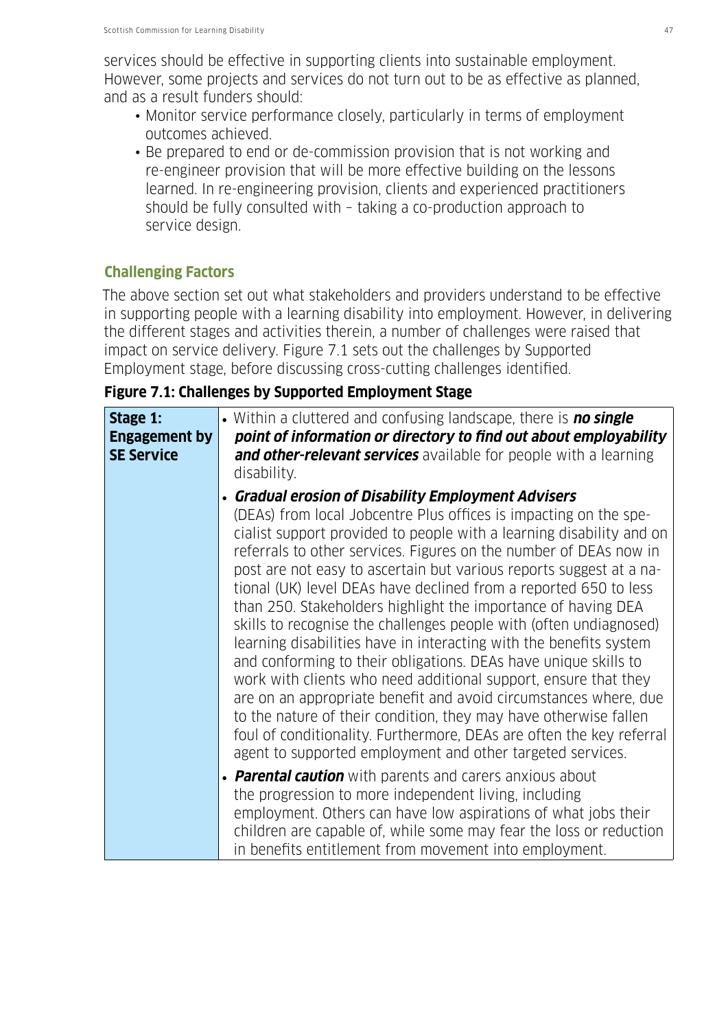services should be effective in supporting clients into sustainable employment. However, some projects and services do not turn out to be as effective as planned, and as a result funders should:

- Monitor service performance closely, particularly in terms of employment outcomes achieved.
- Be prepared to end or de-commission provision that is not working and re-engineer provision that will be more effective building on the lessons learned. In re-engineering provision, clients and experienced practitioners should be fully consulted with – taking a co-production approach to service design.

## Challenging Factors

The above section set out what stakeholders and providers understand to be effective in supporting people with a learning disability into employment. However, in delivering the different stages and activities therein, a number of challenges were raised that impact on service delivery. Figure 7.1 sets out the challenges by Supported Employment stage, before discussing cross-cutting challenges identified.

**Figure 7.1: Challenges by Supported Employment Stage**

| | |
|---|---|
| **Stage 1: Engagement by SE Service** | • Within a cluttered and confusing landscape, there is ***no single point of information or directory to find out about employability and other-relevant services*** available for people with a learning disability.<br><br>• ***Gradual erosion of Disability Employment Advisers*** (DEAs) from local Jobcentre Plus offices is impacting on the specialist support provided to people with a learning disability and on referrals to other services. Figures on the number of DEAs now in post are not easy to ascertain but various reports suggest at a national (UK) level DEAs have declined from a reported 650 to less than 250. Stakeholders highlight the importance of having DEA skills to recognise the challenges people with (often undiagnosed) learning disabilities have in interacting with the benefits system and conforming to their obligations. DEAs have unique skills to work with clients who need additional support, ensure that they are on an appropriate benefit and avoid circumstances where, due to the nature of their condition, they may have otherwise fallen foul of conditionality. Furthermore, DEAs are often the key referral agent to supported employment and other targeted services.<br><br>• ***Parental caution*** with parents and carers anxious about the progression to more independent living, including employment. Others can have low aspirations of what jobs their children are capable of, while some may fear the loss or reduction in benefits entitlement from movement into employment. |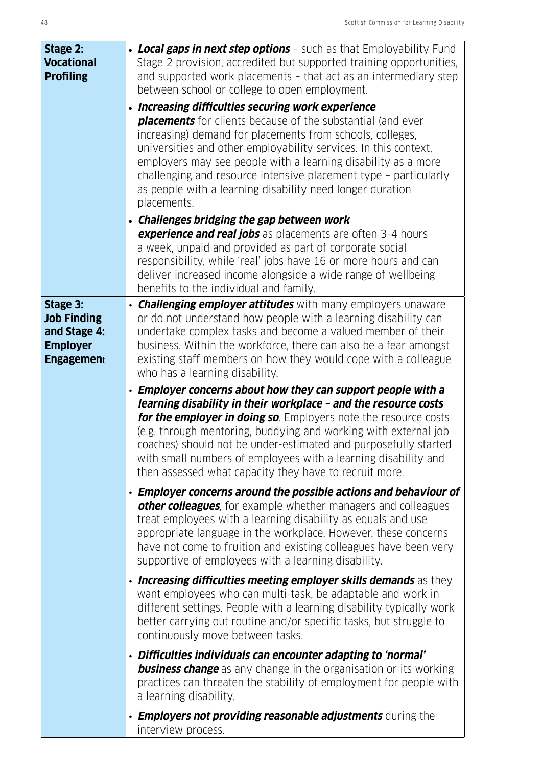| | |
|---|---|
| **Stage 2: Vocational Profiling** | • ***Local gaps in next step options*** – such as that Employability Fund Stage 2 provision, accredited but supported training opportunities, and supported work placements – that act as an intermediary step between school or college to open employment.<br>• ***Increasing difficulties securing work experience placements*** for clients because of the substantial (and ever increasing) demand for placements from schools, colleges, universities and other employability services. In this context, employers may see people with a learning disability as a more challenging and resource intensive placement type – particularly as people with a learning disability need longer duration placements.<br>• ***Challenges bridging the gap between work experience and real jobs*** as placements are often 3-4 hours a week, unpaid and provided as part of corporate social responsibility, while 'real' jobs have 16 or more hours and can deliver increased income alongside a wide range of wellbeing benefits to the individual and family. |
| **Stage 3: Job Finding and Stage 4: Employer Engagement** | • ***Challenging employer attitudes*** with many employers unaware or do not understand how people with a learning disability can undertake complex tasks and become a valued member of their business. Within the workforce, there can also be a fear amongst existing staff members on how they would cope with a colleague who has a learning disability.<br>• ***Employer concerns about how they can support people with a learning disability in their workplace – and the resource costs for the employer in doing so***. Employers note the resource costs (e.g. through mentoring, buddying and working with external job coaches) should not be under-estimated and purposefully started with small numbers of employees with a learning disability and then assessed what capacity they have to recruit more.<br>• ***Employer concerns around the possible actions and behaviour of other colleagues***, for example whether managers and colleagues treat employees with a learning disability as equals and use appropriate language in the workplace. However, these concerns have not come to fruition and existing colleagues have been very supportive of employees with a learning disability.<br>• ***Increasing difficulties meeting employer skills demands*** as they want employees who can multi-task, be adaptable and work in different settings. People with a learning disability typically work better carrying out routine and/or specific tasks, but struggle to continuously move between tasks.<br>• ***Difficulties individuals can encounter adapting to 'normal' business change*** as any change in the organisation or its working practices can threaten the stability of employment for people with a learning disability.<br>• ***Employers not providing reasonable adjustments*** during the interview process. |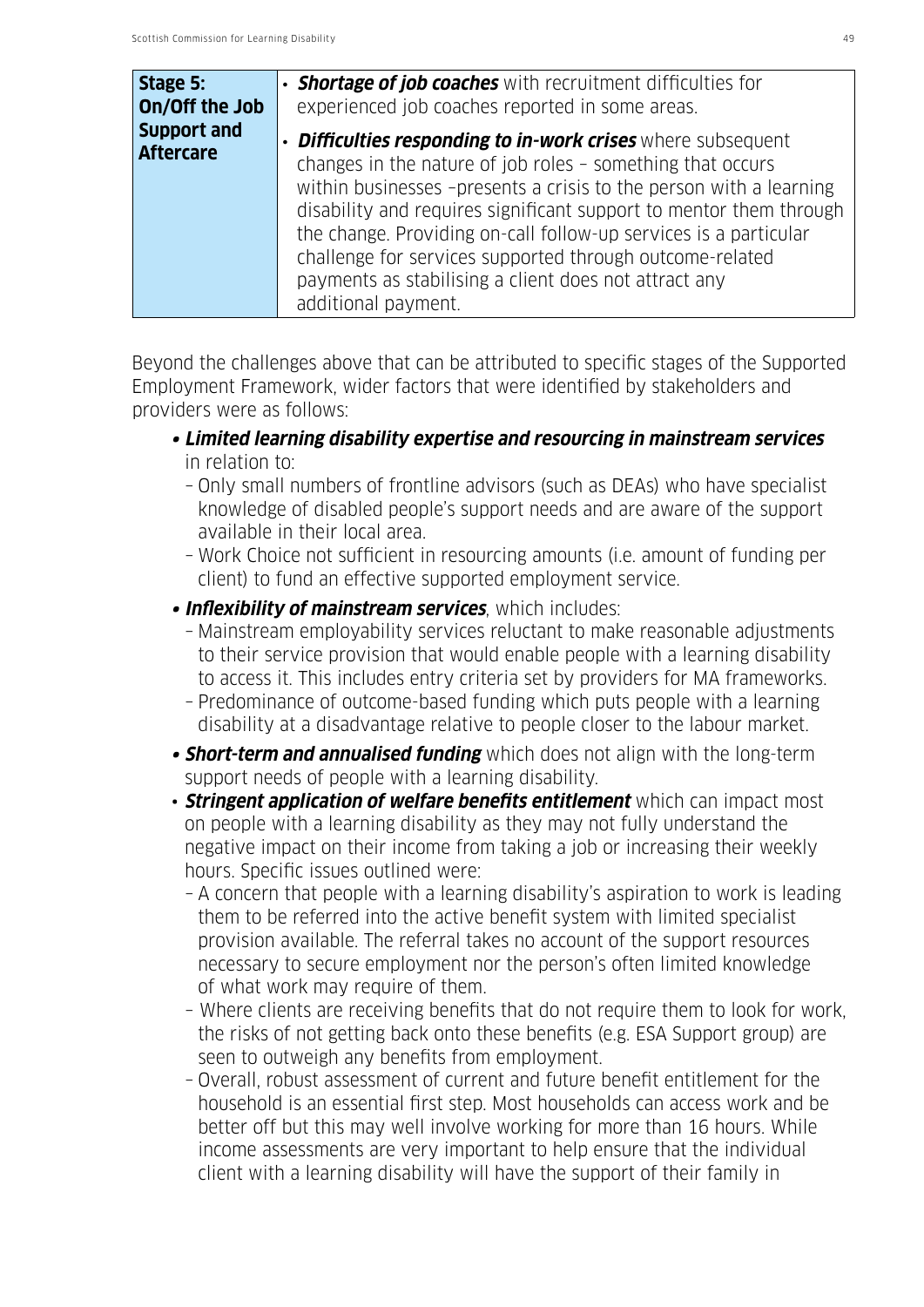| Stage 5: On/Off the Job Support and Aftercare | • ***Shortage of job coaches*** with recruitment difficulties for experienced job coaches reported in some areas.<br>• ***Difficulties responding to in-work crises*** where subsequent changes in the nature of job roles – something that occurs within businesses –presents a crisis to the person with a learning disability and requires significant support to mentor them through the change. Providing on-call follow-up services is a particular challenge for services supported through outcome-related payments as stabilising a client does not attract any additional payment. |
|---|---|

Beyond the challenges above that can be attributed to specific stages of the Supported Employment Framework, wider factors that were identified by stakeholders and providers were as follows:

- ***Limited learning disability expertise and resourcing in mainstream services*** in relation to:
  - Only small numbers of frontline advisors (such as DEAs) who have specialist knowledge of disabled people's support needs and are aware of the support available in their local area.
  - Work Choice not sufficient in resourcing amounts (i.e. amount of funding per client) to fund an effective supported employment service.
- ***Inflexibility of mainstream services***, which includes:
  - Mainstream employability services reluctant to make reasonable adjustments to their service provision that would enable people with a learning disability to access it. This includes entry criteria set by providers for MA frameworks.
  - Predominance of outcome-based funding which puts people with a learning disability at a disadvantage relative to people closer to the labour market.
- ***Short-term and annualised funding*** which does not align with the long-term support needs of people with a learning disability.
- ***Stringent application of welfare benefits entitlement*** which can impact most on people with a learning disability as they may not fully understand the negative impact on their income from taking a job or increasing their weekly hours. Specific issues outlined were:
  - A concern that people with a learning disability's aspiration to work is leading them to be referred into the active benefit system with limited specialist provision available. The referral takes no account of the support resources necessary to secure employment nor the person's often limited knowledge of what work may require of them.
  - Where clients are receiving benefits that do not require them to look for work, the risks of not getting back onto these benefits (e.g. ESA Support group) are seen to outweigh any benefits from employment.
  - Overall, robust assessment of current and future benefit entitlement for the household is an essential first step. Most households can access work and be better off but this may well involve working for more than 16 hours. While income assessments are very important to help ensure that the individual client with a learning disability will have the support of their family in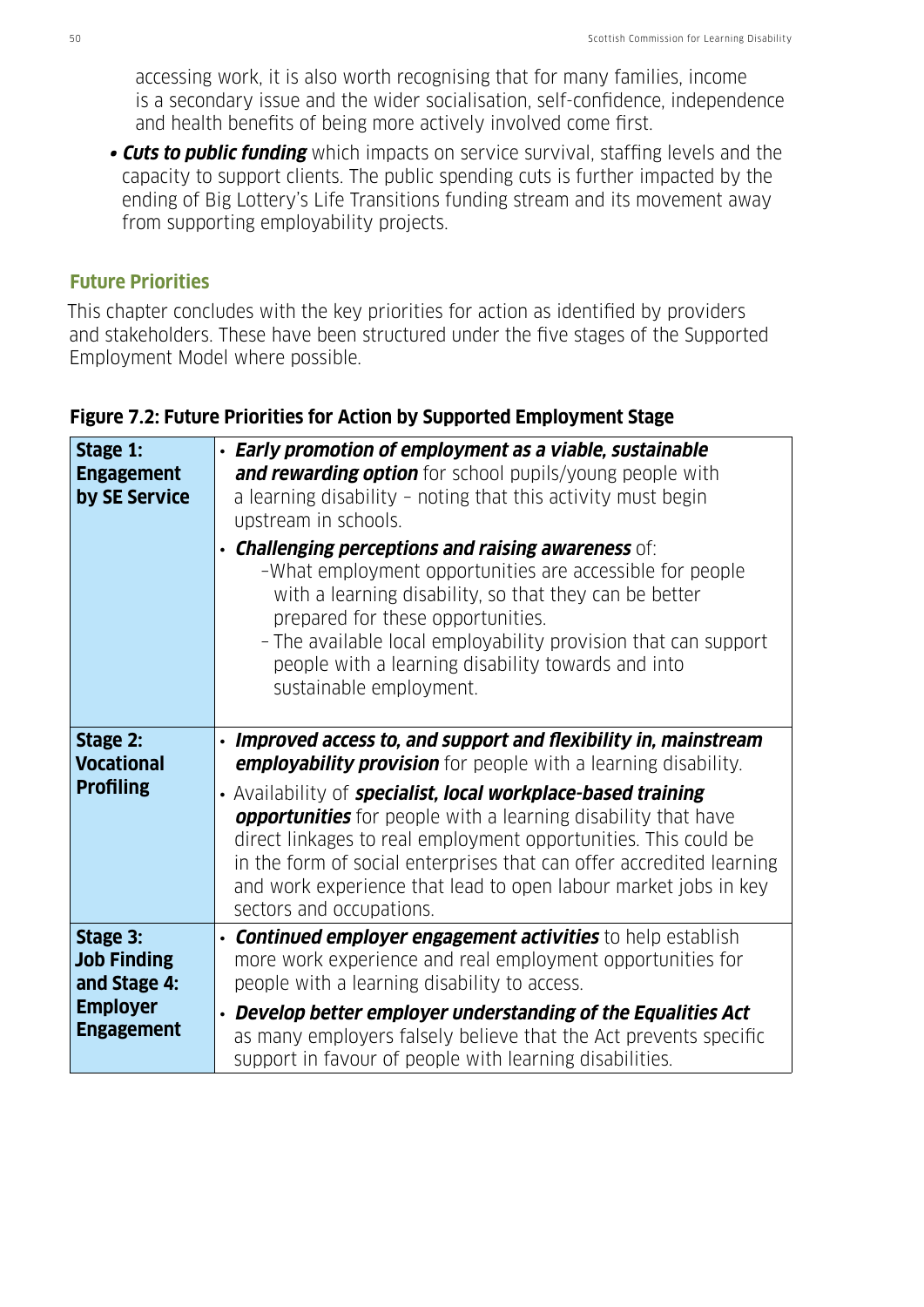accessing work, it is also worth recognising that for many families, income is a secondary issue and the wider socialisation, self-confidence, independence and health benefits of being more actively involved come first.

- ***Cuts to public funding*** which impacts on service survival, staffing levels and the capacity to support clients. The public spending cuts is further impacted by the ending of Big Lottery's Life Transitions funding stream and its movement away from supporting employability projects.

### Future Priorities

This chapter concludes with the key priorities for action as identified by providers and stakeholders. These have been structured under the five stages of the Supported Employment Model where possible.

**Figure 7.2: Future Priorities for Action by Supported Employment Stage**

| | |
|---|---|
| **Stage 1: Engagement by SE Service** | • ***Early promotion of employment as a viable, sustainable and rewarding option*** for school pupils/young people with a learning disability – noting that this activity must begin upstream in schools.<br>• ***Challenging perceptions and raising awareness*** of:<br>–What employment opportunities are accessible for people with a learning disability, so that they can be better prepared for these opportunities.<br>– The available local employability provision that can support people with a learning disability towards and into sustainable employment. |
| **Stage 2: Vocational Profiling** | • ***Improved access to, and support and flexibility in, mainstream employability provision*** for people with a learning disability.<br>• Availability of ***specialist, local workplace-based training opportunities*** for people with a learning disability that have direct linkages to real employment opportunities. This could be in the form of social enterprises that can offer accredited learning and work experience that lead to open labour market jobs in key sectors and occupations. |
| **Stage 3: Job Finding and Stage 4: Employer Engagement** | • ***Continued employer engagement activities*** to help establish more work experience and real employment opportunities for people with a learning disability to access.<br>• ***Develop better employer understanding of the Equalities Act*** as many employers falsely believe that the Act prevents specific support in favour of people with learning disabilities. |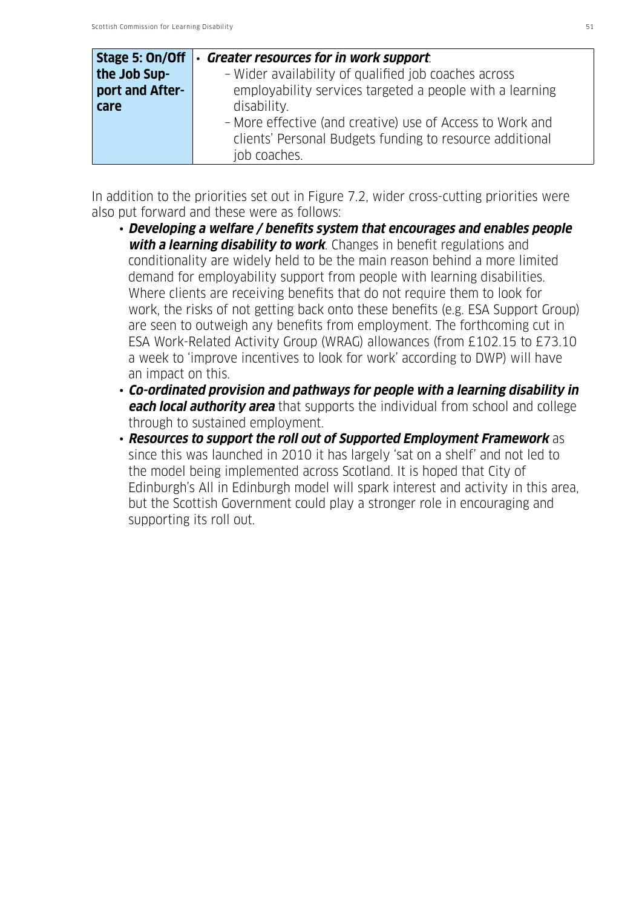| **Stage 5: On/Off the Job Support and After-care** | • ***Greater resources for in work support***:<br>– Wider availability of qualified job coaches across employability services targeted a people with a learning disability.<br>– More effective (and creative) use of Access to Work and clients' Personal Budgets funding to resource additional job coaches. |
|---|---|

In addition to the priorities set out in Figure 7.2, wider cross-cutting priorities were also put forward and these were as follows:

- ***Developing a welfare / benefits system that encourages and enables people with a learning disability to work***. Changes in benefit regulations and conditionality are widely held to be the main reason behind a more limited demand for employability support from people with learning disabilities. Where clients are receiving benefits that do not require them to look for work, the risks of not getting back onto these benefits (e.g. ESA Support Group) are seen to outweigh any benefits from employment. The forthcoming cut in ESA Work-Related Activity Group (WRAG) allowances (from £102.15 to £73.10 a week to 'improve incentives to look for work' according to DWP) will have an impact on this.
- ***Co-ordinated provision and pathways for people with a learning disability in each local authority area*** that supports the individual from school and college through to sustained employment.
- ***Resources to support the roll out of Supported Employment Framework*** as since this was launched in 2010 it has largely 'sat on a shelf' and not led to the model being implemented across Scotland. It is hoped that City of Edinburgh's All in Edinburgh model will spark interest and activity in this area, but the Scottish Government could play a stronger role in encouraging and supporting its roll out.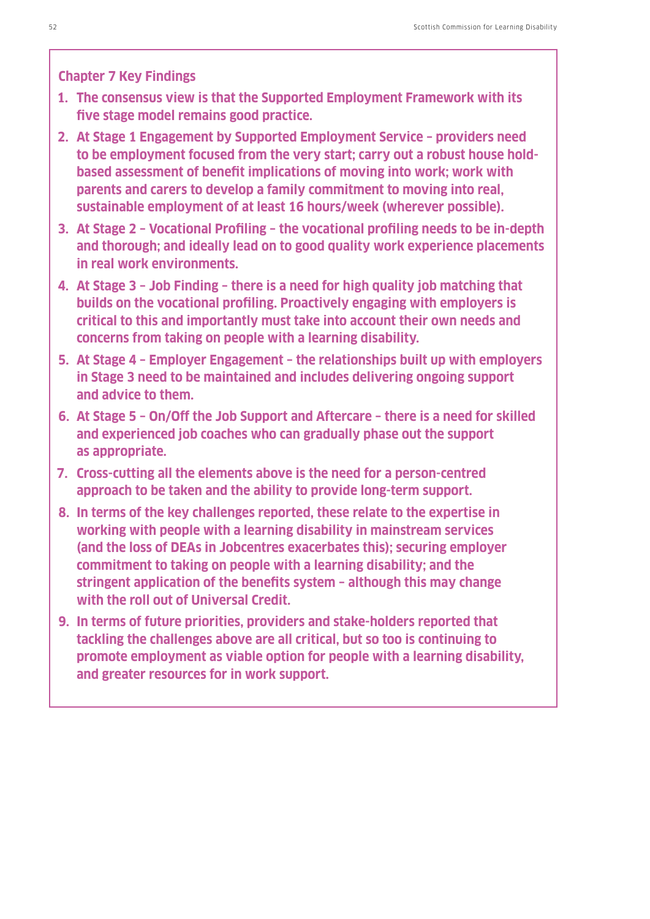**Chapter 7 Key Findings**

1. **The consensus view is that the Supported Employment Framework with its five stage model remains good practice.**
2. **At Stage 1 Engagement by Supported Employment Service – providers need to be employment focused from the very start; carry out a robust house hold-based assessment of benefit implications of moving into work; work with parents and carers to develop a family commitment to moving into real, sustainable employment of at least 16 hours/week (wherever possible).**
3. **At Stage 2 – Vocational Profiling – the vocational profiling needs to be in-depth and thorough; and ideally lead on to good quality work experience placements in real work environments.**
4. **At Stage 3 – Job Finding – there is a need for high quality job matching that builds on the vocational profiling. Proactively engaging with employers is critical to this and importantly must take into account their own needs and concerns from taking on people with a learning disability.**
5. **At Stage 4 – Employer Engagement – the relationships built up with employers in Stage 3 need to be maintained and includes delivering ongoing support and advice to them.**
6. **At Stage 5 – On/Off the Job Support and Aftercare – there is a need for skilled and experienced job coaches who can gradually phase out the support as appropriate.**
7. **Cross-cutting all the elements above is the need for a person-centred approach to be taken and the ability to provide long-term support.**
8. **In terms of the key challenges reported, these relate to the expertise in working with people with a learning disability in mainstream services (and the loss of DEAs in Jobcentres exacerbates this); securing employer commitment to taking on people with a learning disability; and the stringent application of the benefits system – although this may change with the roll out of Universal Credit.**
9. **In terms of future priorities, providers and stake-holders reported that tackling the challenges above are all critical, but so too is continuing to promote employment as viable option for people with a learning disability, and greater resources for in work support.**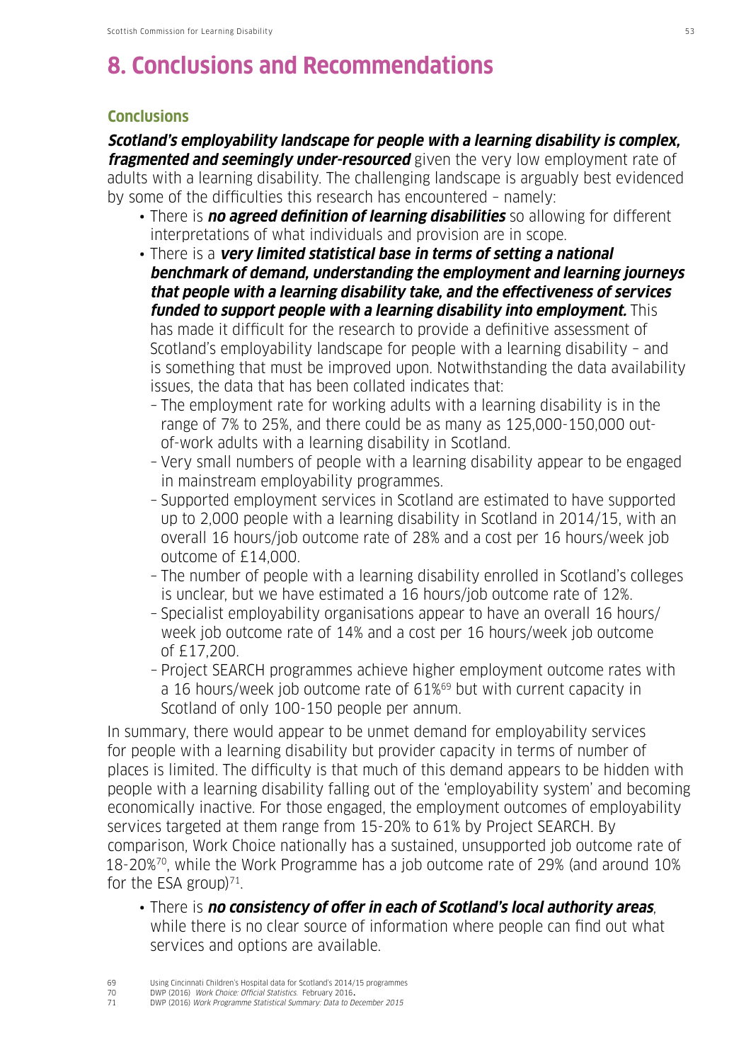# 8. Conclusions and Recommendations

## Conclusions

***Scotland's employability landscape for people with a learning disability is complex, fragmented and seemingly under-resourced*** given the very low employment rate of adults with a learning disability. The challenging landscape is arguably best evidenced by some of the difficulties this research has encountered – namely:

- There is ***no agreed definition of learning disabilities*** so allowing for different interpretations of what individuals and provision are in scope.
- There is a ***very limited statistical base in terms of setting a national benchmark of demand, understanding the employment and learning journeys that people with a learning disability take, and the effectiveness of services funded to support people with a learning disability into employment.*** This has made it difficult for the research to provide a definitive assessment of Scotland's employability landscape for people with a learning disability – and is something that must be improved upon. Notwithstanding the data availability issues, the data that has been collated indicates that:
  - The employment rate for working adults with a learning disability is in the range of 7% to 25%, and there could be as many as 125,000-150,000 out-of-work adults with a learning disability in Scotland.
  - Very small numbers of people with a learning disability appear to be engaged in mainstream employability programmes.
  - Supported employment services in Scotland are estimated to have supported up to 2,000 people with a learning disability in Scotland in 2014/15, with an overall 16 hours/job outcome rate of 28% and a cost per 16 hours/week job outcome of £14,000.
  - The number of people with a learning disability enrolled in Scotland's colleges is unclear, but we have estimated a 16 hours/job outcome rate of 12%.
  - Specialist employability organisations appear to have an overall 16 hours/week job outcome rate of 14% and a cost per 16 hours/week job outcome of £17,200.
  - Project SEARCH programmes achieve higher employment outcome rates with a 16 hours/week job outcome rate of 61%[69] but with current capacity in Scotland of only 100-150 people per annum.

In summary, there would appear to be unmet demand for employability services for people with a learning disability but provider capacity in terms of number of places is limited. The difficulty is that much of this demand appears to be hidden with people with a learning disability falling out of the 'employability system' and becoming economically inactive. For those engaged, the employment outcomes of employability services targeted at them range from 15-20% to 61% by Project SEARCH. By comparison, Work Choice nationally has a sustained, unsupported job outcome rate of 18-20%[70], while the Work Programme has a job outcome rate of 29% (and around 10% for the ESA group)[71].

- There is ***no consistency of offer in each of Scotland's local authority areas***, while there is no clear source of information where people can find out what services and options are available.

---

69 Using Cincinnati Children's Hospital data for Scotland's 2014/15 programmes

70 DWP (2016) *Work Choice: Official Statistics.* February 2016.

71 DWP (2016) *Work Programme Statistical Summary: Data to December 2015*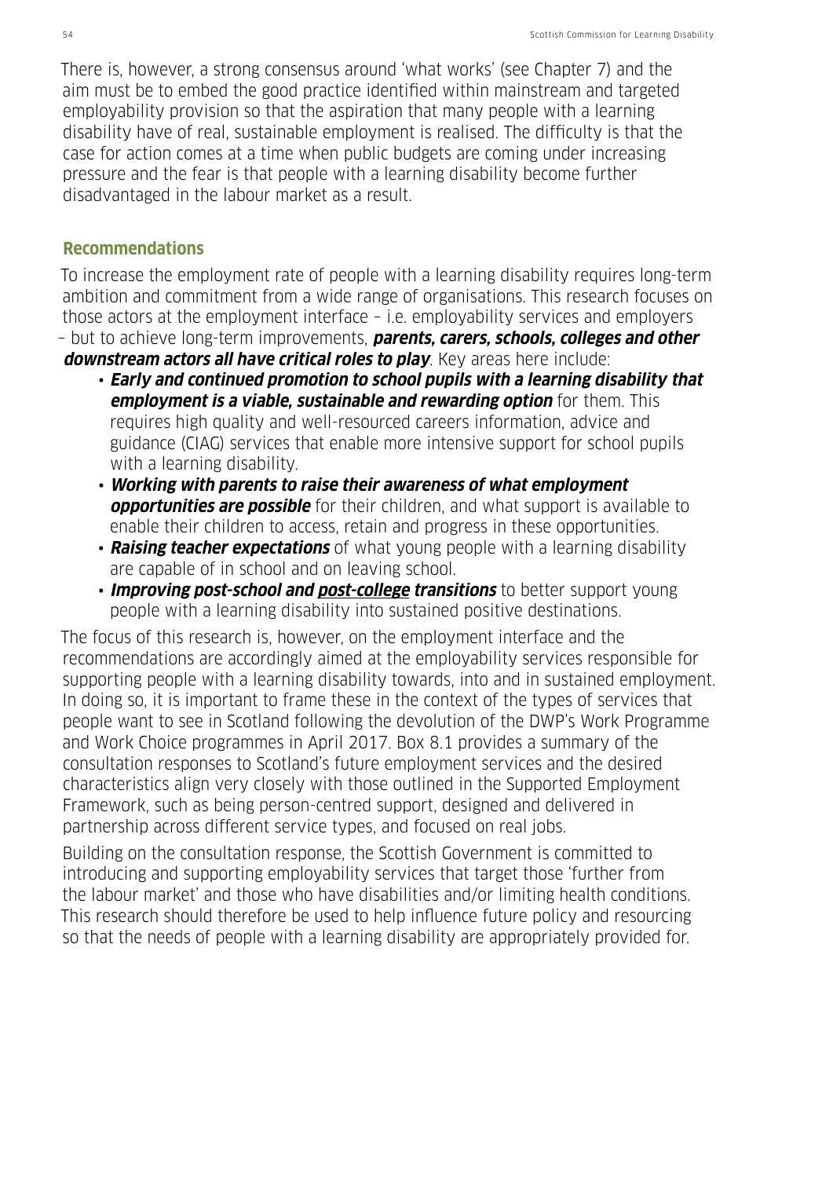There is, however, a strong consensus around 'what works' (see Chapter 7) and the aim must be to embed the good practice identified within mainstream and targeted employability provision so that the aspiration that many people with a learning disability have of real, sustainable employment is realised. The difficulty is that the case for action comes at a time when public budgets are coming under increasing pressure and the fear is that people with a learning disability become further disadvantaged in the labour market as a result.

## Recommendations

To increase the employment rate of people with a learning disability requires long-term ambition and commitment from a wide range of organisations. This research focuses on those actors at the employment interface – i.e. employability services and employers – but to achieve long-term improvements, ***parents, carers, schools, colleges and other downstream actors all have critical roles to play***. Key areas here include:

- ***Early and continued promotion to school pupils with a learning disability that employment is a viable, sustainable and rewarding option*** for them. This requires high quality and well-resourced careers information, advice and guidance (CIAG) services that enable more intensive support for school pupils with a learning disability.
- ***Working with parents to raise their awareness of what employment opportunities are possible*** for their children, and what support is available to enable their children to access, retain and progress in these opportunities.
- ***Raising teacher expectations*** of what young people with a learning disability are capable of in school and on leaving school.
- ***Improving post-school and post-college transitions*** to better support young people with a learning disability into sustained positive destinations.

The focus of this research is, however, on the employment interface and the recommendations are accordingly aimed at the employability services responsible for supporting people with a learning disability towards, into and in sustained employment. In doing so, it is important to frame these in the context of the types of services that people want to see in Scotland following the devolution of the DWP's Work Programme and Work Choice programmes in April 2017. Box 8.1 provides a summary of the consultation responses to Scotland's future employment services and the desired characteristics align very closely with those outlined in the Supported Employment Framework, such as being person-centred support, designed and delivered in partnership across different service types, and focused on real jobs.

Building on the consultation response, the Scottish Government is committed to introducing and supporting employability services that target those 'further from the labour market' and those who have disabilities and/or limiting health conditions. This research should therefore be used to help influence future policy and resourcing so that the needs of people with a learning disability are appropriately provided for.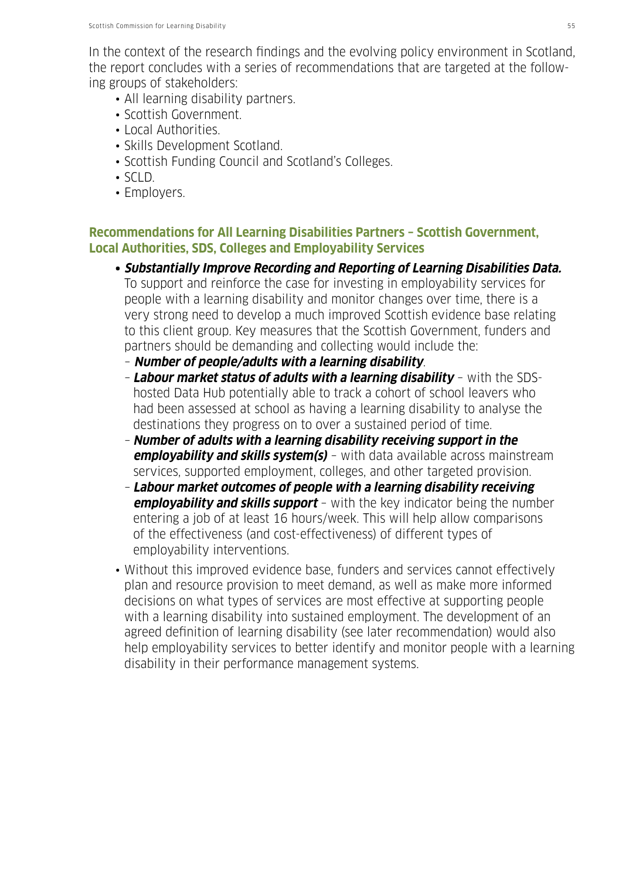In the context of the research findings and the evolving policy environment in Scotland, the report concludes with a series of recommendations that are targeted at the following groups of stakeholders:

- All learning disability partners.
- Scottish Government.
- Local Authorities.
- Skills Development Scotland.
- Scottish Funding Council and Scotland's Colleges.
- SCLD.
- Employers.

### Recommendations for All Learning Disabilities Partners – Scottish Government, Local Authorities, SDS, Colleges and Employability Services

- ***Substantially Improve Recording and Reporting of Learning Disabilities Data.*** To support and reinforce the case for investing in employability services for people with a learning disability and monitor changes over time, there is a very strong need to develop a much improved Scottish evidence base relating to this client group. Key measures that the Scottish Government, funders and partners should be demanding and collecting would include the:
  - ***Number of people/adults with a learning disability***.
  - ***Labour market status of adults with a learning disability*** – with the SDS-hosted Data Hub potentially able to track a cohort of school leavers who had been assessed at school as having a learning disability to analyse the destinations they progress on to over a sustained period of time.
  - ***Number of adults with a learning disability receiving support in the employability and skills system(s)*** – with data available across mainstream services, supported employment, colleges, and other targeted provision.
  - ***Labour market outcomes of people with a learning disability receiving employability and skills support*** – with the key indicator being the number entering a job of at least 16 hours/week. This will help allow comparisons of the effectiveness (and cost-effectiveness) of different types of employability interventions.
- Without this improved evidence base, funders and services cannot effectively plan and resource provision to meet demand, as well as make more informed decisions on what types of services are most effective at supporting people with a learning disability into sustained employment. The development of an agreed definition of learning disability (see later recommendation) would also help employability services to better identify and monitor people with a learning disability in their performance management systems.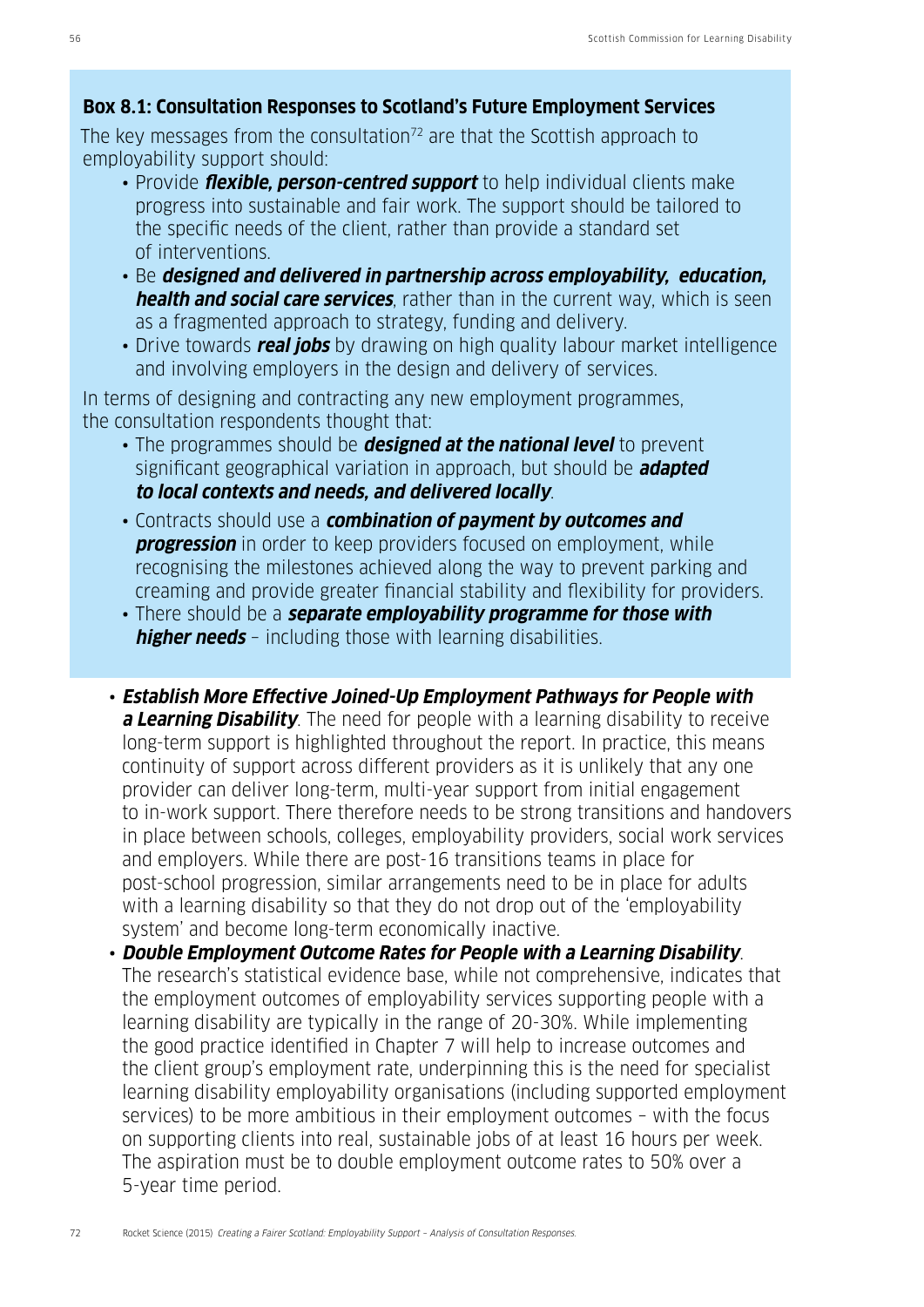**Box 8.1: Consultation Responses to Scotland's Future Employment Services**

The key messages from the consultation[72] are that the Scottish approach to employability support should:

- Provide ***flexible, person-centred support*** to help individual clients make progress into sustainable and fair work. The support should be tailored to the specific needs of the client, rather than provide a standard set of interventions.
- Be ***designed and delivered in partnership across employability, education, health and social care services***, rather than in the current way, which is seen as a fragmented approach to strategy, funding and delivery.
- Drive towards ***real jobs*** by drawing on high quality labour market intelligence and involving employers in the design and delivery of services.

In terms of designing and contracting any new employment programmes, the consultation respondents thought that:

- The programmes should be ***designed at the national level*** to prevent significant geographical variation in approach, but should be ***adapted to local contexts and needs, and delivered locally***.
- Contracts should use a ***combination of payment by outcomes and progression*** in order to keep providers focused on employment, while recognising the milestones achieved along the way to prevent parking and creaming and provide greater financial stability and flexibility for providers.
- There should be a ***separate employability programme for those with higher needs*** – including those with learning disabilities.

- ***Establish More Effective Joined-Up Employment Pathways for People with a Learning Disability***. The need for people with a learning disability to receive long-term support is highlighted throughout the report. In practice, this means continuity of support across different providers as it is unlikely that any one provider can deliver long-term, multi-year support from initial engagement to in-work support. There therefore needs to be strong transitions and handovers in place between schools, colleges, employability providers, social work services and employers. While there are post-16 transitions teams in place for post-school progression, similar arrangements need to be in place for adults with a learning disability so that they do not drop out of the 'employability system' and become long-term economically inactive.
- ***Double Employment Outcome Rates for People with a Learning Disability***. The research's statistical evidence base, while not comprehensive, indicates that the employment outcomes of employability services supporting people with a learning disability are typically in the range of 20-30%. While implementing the good practice identified in Chapter 7 will help to increase outcomes and the client group's employment rate, underpinning this is the need for specialist learning disability employability organisations (including supported employment services) to be more ambitious in their employment outcomes – with the focus on supporting clients into real, sustainable jobs of at least 16 hours per week. The aspiration must be to double employment outcome rates to 50% over a 5-year time period.

[72] Rocket Science (2015) *Creating a Fairer Scotland: Employability Support – Analysis of Consultation Responses.*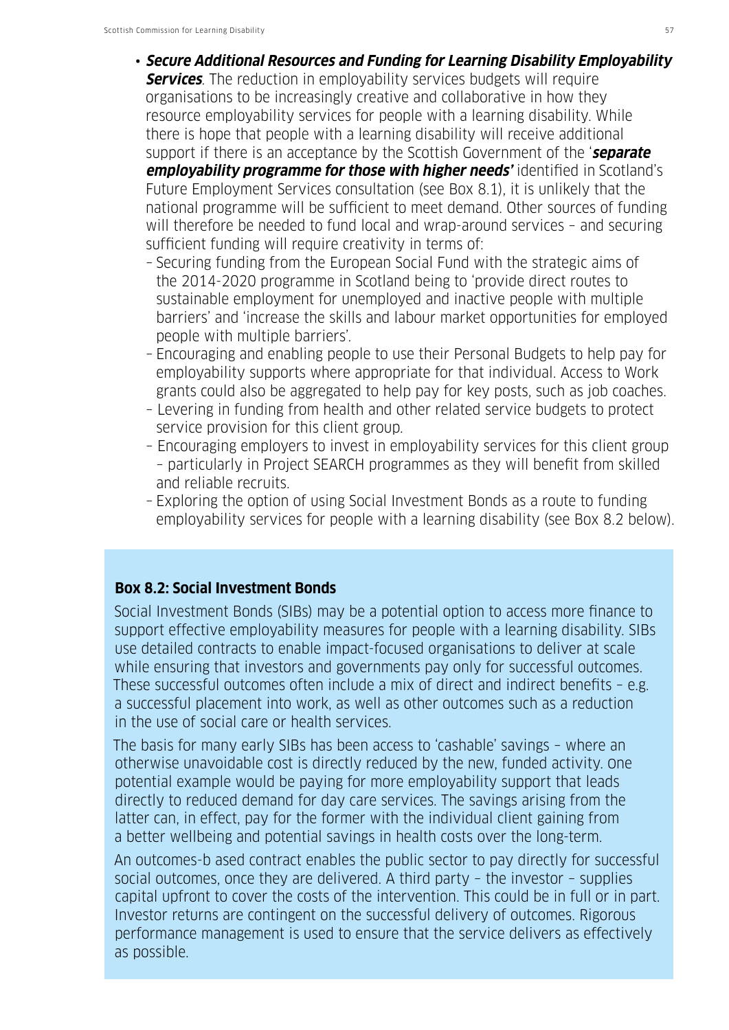- ***Secure Additional Resources and Funding for Learning Disability Employability Services***. The reduction in employability services budgets will require organisations to be increasingly creative and collaborative in how they resource employability services for people with a learning disability. While there is hope that people with a learning disability will receive additional support if there is an acceptance by the Scottish Government of the '***separate employability programme for those with higher needs'*** identified in Scotland's Future Employment Services consultation (see Box 8.1), it is unlikely that the national programme will be sufficient to meet demand. Other sources of funding will therefore be needed to fund local and wrap-around services – and securing sufficient funding will require creativity in terms of:
  - Securing funding from the European Social Fund with the strategic aims of the 2014-2020 programme in Scotland being to 'provide direct routes to sustainable employment for unemployed and inactive people with multiple barriers' and 'increase the skills and labour market opportunities for employed people with multiple barriers'.
  - Encouraging and enabling people to use their Personal Budgets to help pay for employability supports where appropriate for that individual. Access to Work grants could also be aggregated to help pay for key posts, such as job coaches.
  - Levering in funding from health and other related service budgets to protect service provision for this client group.
  - Encouraging employers to invest in employability services for this client group – particularly in Project SEARCH programmes as they will benefit from skilled and reliable recruits.
  - Exploring the option of using Social Investment Bonds as a route to funding employability services for people with a learning disability (see Box 8.2 below).

**Box 8.2: Social Investment Bonds**

Social Investment Bonds (SIBs) may be a potential option to access more finance to support effective employability measures for people with a learning disability. SIBs use detailed contracts to enable impact-focused organisations to deliver at scale while ensuring that investors and governments pay only for successful outcomes. These successful outcomes often include a mix of direct and indirect benefits – e.g. a successful placement into work, as well as other outcomes such as a reduction in the use of social care or health services.

The basis for many early SIBs has been access to 'cashable' savings – where an otherwise unavoidable cost is directly reduced by the new, funded activity. One potential example would be paying for more employability support that leads directly to reduced demand for day care services. The savings arising from the latter can, in effect, pay for the former with the individual client gaining from a better wellbeing and potential savings in health costs over the long-term.

An outcomes-b ased contract enables the public sector to pay directly for successful social outcomes, once they are delivered. A third party – the investor – supplies capital upfront to cover the costs of the intervention. This could be in full or in part. Investor returns are contingent on the successful delivery of outcomes. Rigorous performance management is used to ensure that the service delivers as effectively as possible.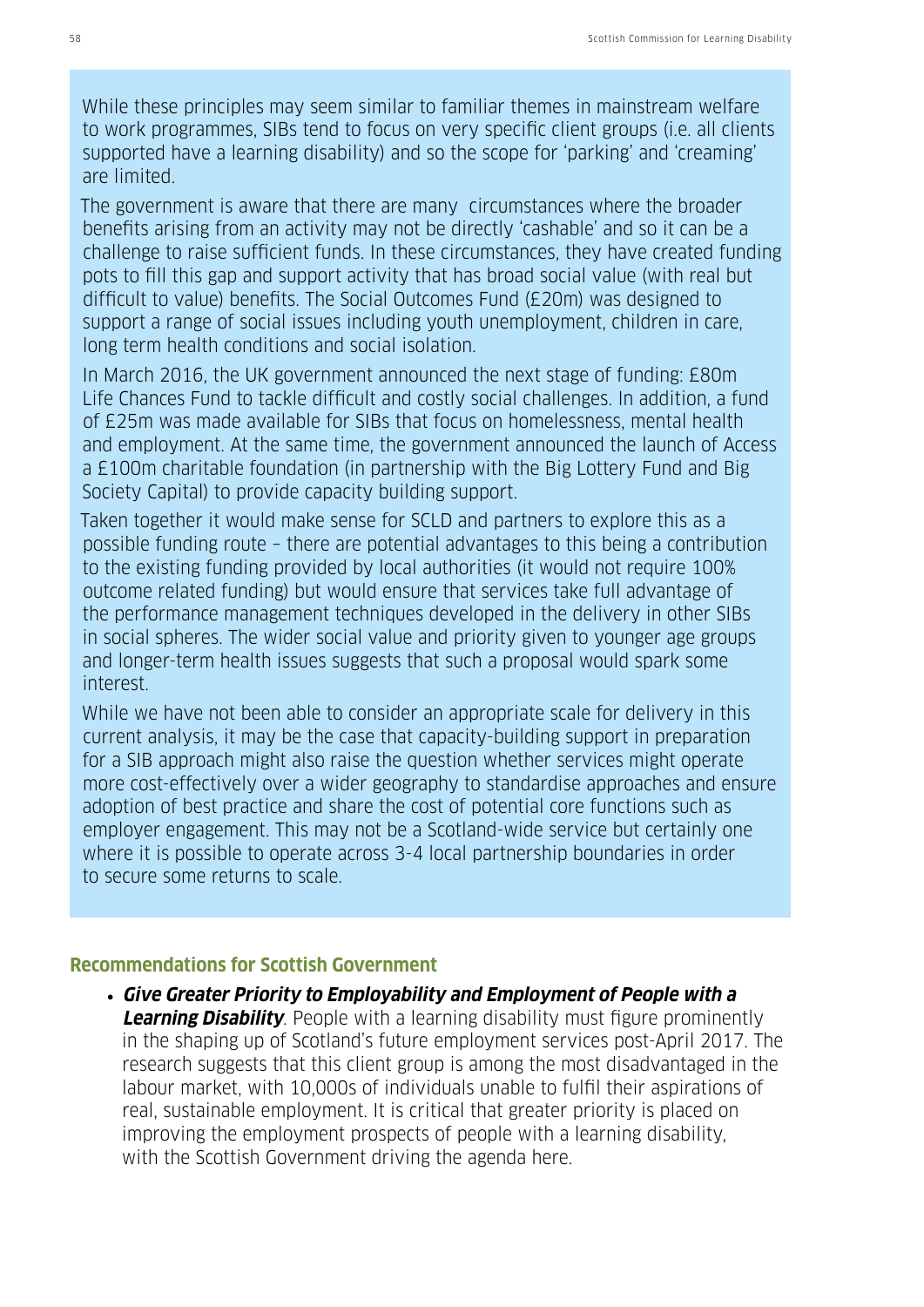While these principles may seem similar to familiar themes in mainstream welfare to work programmes, SIBs tend to focus on very specific client groups (i.e. all clients supported have a learning disability) and so the scope for 'parking' and 'creaming' are limited.

The government is aware that there are many circumstances where the broader benefits arising from an activity may not be directly 'cashable' and so it can be a challenge to raise sufficient funds. In these circumstances, they have created funding pots to fill this gap and support activity that has broad social value (with real but difficult to value) benefits. The Social Outcomes Fund (£20m) was designed to support a range of social issues including youth unemployment, children in care, long term health conditions and social isolation.

In March 2016, the UK government announced the next stage of funding: £80m Life Chances Fund to tackle difficult and costly social challenges. In addition, a fund of £25m was made available for SIBs that focus on homelessness, mental health and employment. At the same time, the government announced the launch of Access a £100m charitable foundation (in partnership with the Big Lottery Fund and Big Society Capital) to provide capacity building support.

Taken together it would make sense for SCLD and partners to explore this as a possible funding route – there are potential advantages to this being a contribution to the existing funding provided by local authorities (it would not require 100% outcome related funding) but would ensure that services take full advantage of the performance management techniques developed in the delivery in other SIBs in social spheres. The wider social value and priority given to younger age groups and longer-term health issues suggests that such a proposal would spark some interest.

While we have not been able to consider an appropriate scale for delivery in this current analysis, it may be the case that capacity-building support in preparation for a SIB approach might also raise the question whether services might operate more cost-effectively over a wider geography to standardise approaches and ensure adoption of best practice and share the cost of potential core functions such as employer engagement. This may not be a Scotland-wide service but certainly one where it is possible to operate across 3-4 local partnership boundaries in order to secure some returns to scale.

### Recommendations for Scottish Government

- ***Give Greater Priority to Employability and Employment of People with a Learning Disability***. People with a learning disability must figure prominently in the shaping up of Scotland's future employment services post-April 2017. The research suggests that this client group is among the most disadvantaged in the labour market, with 10,000s of individuals unable to fulfil their aspirations of real, sustainable employment. It is critical that greater priority is placed on improving the employment prospects of people with a learning disability, with the Scottish Government driving the agenda here.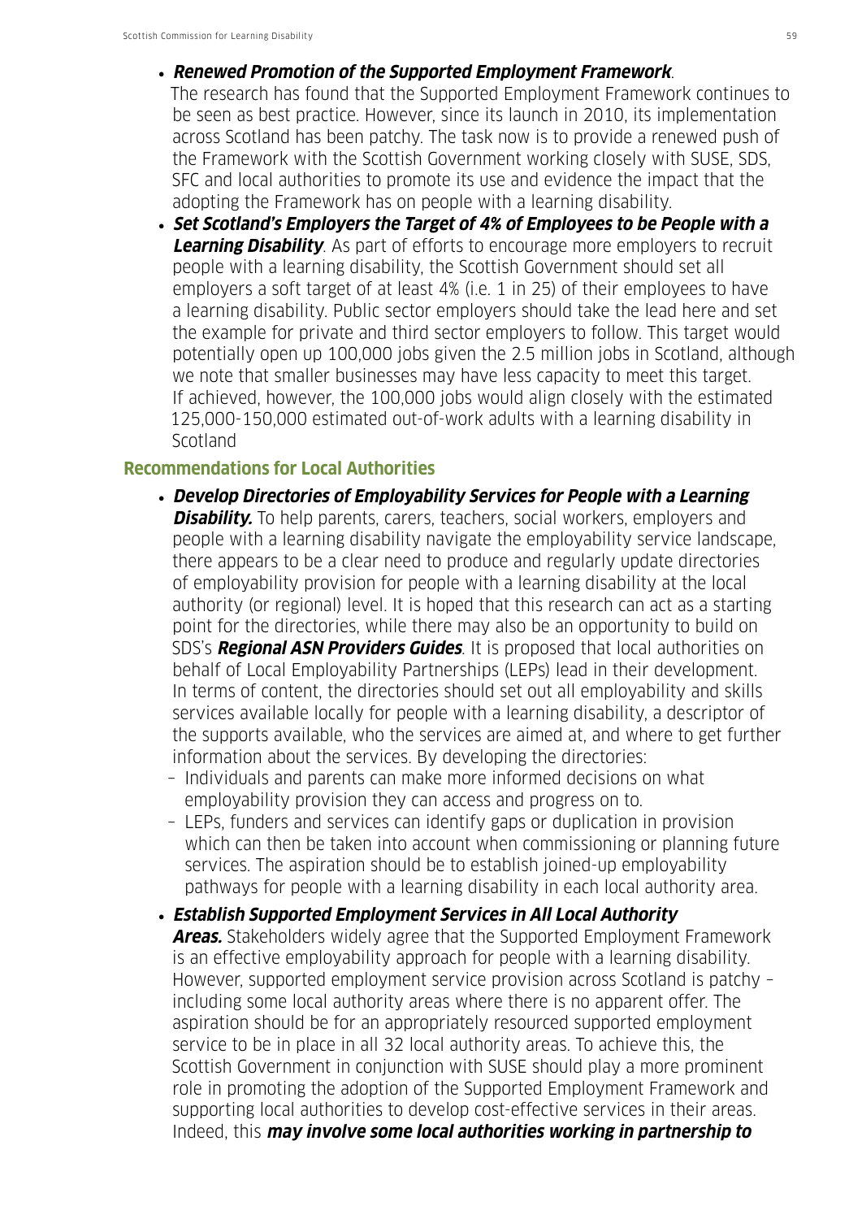- ***Renewed Promotion of the Supported Employment Framework***. The research has found that the Supported Employment Framework continues to be seen as best practice. However, since its launch in 2010, its implementation across Scotland has been patchy. The task now is to provide a renewed push of the Framework with the Scottish Government working closely with SUSE, SDS, SFC and local authorities to promote its use and evidence the impact that the adopting the Framework has on people with a learning disability.
- ***Set Scotland's Employers the Target of 4% of Employees to be People with a Learning Disability***. As part of efforts to encourage more employers to recruit people with a learning disability, the Scottish Government should set all employers a soft target of at least 4% (i.e. 1 in 25) of their employees to have a learning disability. Public sector employers should take the lead here and set the example for private and third sector employers to follow. This target would potentially open up 100,000 jobs given the 2.5 million jobs in Scotland, although we note that smaller businesses may have less capacity to meet this target. If achieved, however, the 100,000 jobs would align closely with the estimated 125,000-150,000 estimated out-of-work adults with a learning disability in Scotland

## Recommendations for Local Authorities

- ***Develop Directories of Employability Services for People with a Learning Disability.*** To help parents, carers, teachers, social workers, employers and people with a learning disability navigate the employability service landscape, there appears to be a clear need to produce and regularly update directories of employability provision for people with a learning disability at the local authority (or regional) level. It is hoped that this research can act as a starting point for the directories, while there may also be an opportunity to build on SDS's ***Regional ASN Providers Guides***. It is proposed that local authorities on behalf of Local Employability Partnerships (LEPs) lead in their development. In terms of content, the directories should set out all employability and skills services available locally for people with a learning disability, a descriptor of the supports available, who the services are aimed at, and where to get further information about the services. By developing the directories:
  - Individuals and parents can make more informed decisions on what employability provision they can access and progress on to.
  - LEPs, funders and services can identify gaps or duplication in provision which can then be taken into account when commissioning or planning future services. The aspiration should be to establish joined-up employability pathways for people with a learning disability in each local authority area.
- ***Establish Supported Employment Services in All Local Authority Areas.*** Stakeholders widely agree that the Supported Employment Framework is an effective employability approach for people with a learning disability. However, supported employment service provision across Scotland is patchy – including some local authority areas where there is no apparent offer. The aspiration should be for an appropriately resourced supported employment service to be in place in all 32 local authority areas. To achieve this, the Scottish Government in conjunction with SUSE should play a more prominent role in promoting the adoption of the Supported Employment Framework and supporting local authorities to develop cost-effective services in their areas. Indeed, this ***may involve some local authorities working in partnership to***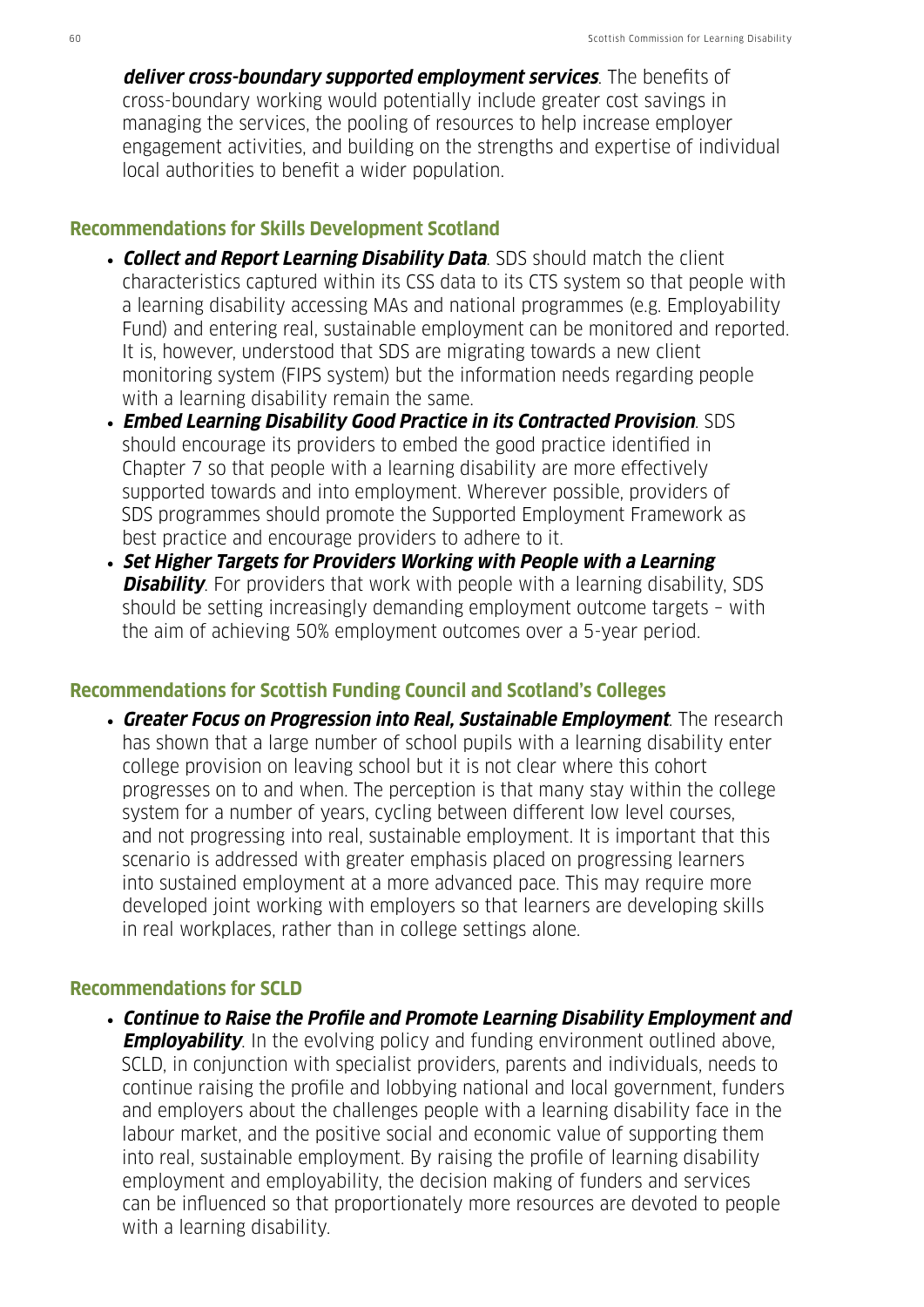***deliver cross-boundary supported employment services***. The benefits of cross-boundary working would potentially include greater cost savings in managing the services, the pooling of resources to help increase employer engagement activities, and building on the strengths and expertise of individual local authorities to benefit a wider population.

### Recommendations for Skills Development Scotland

- ***Collect and Report Learning Disability Data***. SDS should match the client characteristics captured within its CSS data to its CTS system so that people with a learning disability accessing MAs and national programmes (e.g. Employability Fund) and entering real, sustainable employment can be monitored and reported. It is, however, understood that SDS are migrating towards a new client monitoring system (FIPS system) but the information needs regarding people with a learning disability remain the same.
- ***Embed Learning Disability Good Practice in its Contracted Provision***. SDS should encourage its providers to embed the good practice identified in Chapter 7 so that people with a learning disability are more effectively supported towards and into employment. Wherever possible, providers of SDS programmes should promote the Supported Employment Framework as best practice and encourage providers to adhere to it.
- ***Set Higher Targets for Providers Working with People with a Learning Disability***. For providers that work with people with a learning disability, SDS should be setting increasingly demanding employment outcome targets – with the aim of achieving 50% employment outcomes over a 5-year period.

### Recommendations for Scottish Funding Council and Scotland's Colleges

- ***Greater Focus on Progression into Real, Sustainable Employment***. The research has shown that a large number of school pupils with a learning disability enter college provision on leaving school but it is not clear where this cohort progresses on to and when. The perception is that many stay within the college system for a number of years, cycling between different low level courses, and not progressing into real, sustainable employment. It is important that this scenario is addressed with greater emphasis placed on progressing learners into sustained employment at a more advanced pace. This may require more developed joint working with employers so that learners are developing skills in real workplaces, rather than in college settings alone.

### Recommendations for SCLD

- ***Continue to Raise the Profile and Promote Learning Disability Employment and Employability***. In the evolving policy and funding environment outlined above, SCLD, in conjunction with specialist providers, parents and individuals, needs to continue raising the profile and lobbying national and local government, funders and employers about the challenges people with a learning disability face in the labour market, and the positive social and economic value of supporting them into real, sustainable employment. By raising the profile of learning disability employment and employability, the decision making of funders and services can be influenced so that proportionately more resources are devoted to people with a learning disability.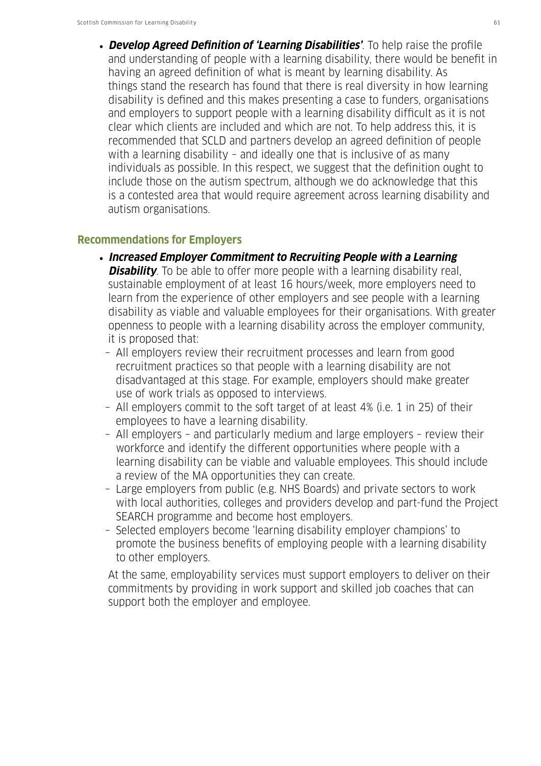- ***Develop Agreed Definition of 'Learning Disabilities'***. To help raise the profile and understanding of people with a learning disability, there would be benefit in having an agreed definition of what is meant by learning disability. As things stand the research has found that there is real diversity in how learning disability is defined and this makes presenting a case to funders, organisations and employers to support people with a learning disability difficult as it is not clear which clients are included and which are not. To help address this, it is recommended that SCLD and partners develop an agreed definition of people with a learning disability – and ideally one that is inclusive of as many individuals as possible. In this respect, we suggest that the definition ought to include those on the autism spectrum, although we do acknowledge that this is a contested area that would require agreement across learning disability and autism organisations.

### Recommendations for Employers

- ***Increased Employer Commitment to Recruiting People with a Learning Disability***. To be able to offer more people with a learning disability real, sustainable employment of at least 16 hours/week, more employers need to learn from the experience of other employers and see people with a learning disability as viable and valuable employees for their organisations. With greater openness to people with a learning disability across the employer community, it is proposed that:
  - All employers review their recruitment processes and learn from good recruitment practices so that people with a learning disability are not disadvantaged at this stage. For example, employers should make greater use of work trials as opposed to interviews.
  - All employers commit to the soft target of at least 4% (i.e. 1 in 25) of their employees to have a learning disability.
  - All employers – and particularly medium and large employers – review their workforce and identify the different opportunities where people with a learning disability can be viable and valuable employees. This should include a review of the MA opportunities they can create.
  - Large employers from public (e.g. NHS Boards) and private sectors to work with local authorities, colleges and providers develop and part-fund the Project SEARCH programme and become host employers.
  - Selected employers become 'learning disability employer champions' to promote the business benefits of employing people with a learning disability to other employers.

  At the same, employability services must support employers to deliver on their commitments by providing in work support and skilled job coaches that can support both the employer and employee.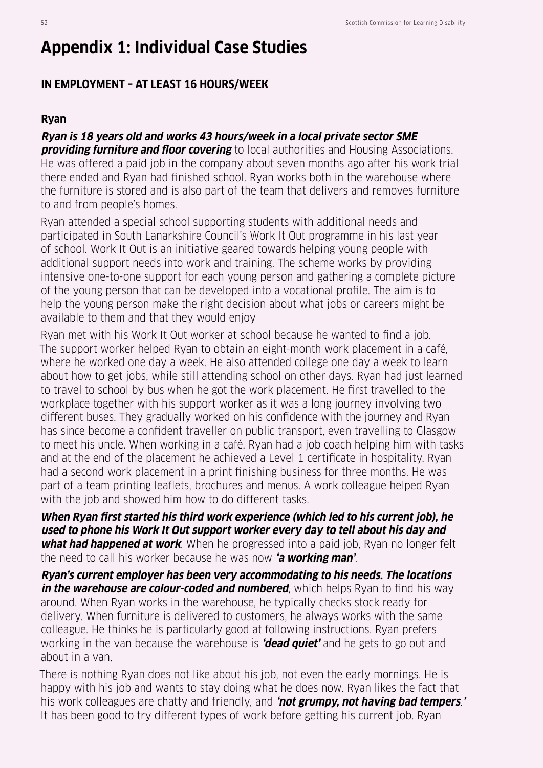# Appendix 1: Individual Case Studies

## IN EMPLOYMENT – AT LEAST 16 HOURS/WEEK

### Ryan

***Ryan is 18 years old and works 43 hours/week in a local private sector SME providing furniture and floor covering*** to local authorities and Housing Associations. He was offered a paid job in the company about seven months ago after his work trial there ended and Ryan had finished school. Ryan works both in the warehouse where the furniture is stored and is also part of the team that delivers and removes furniture to and from people's homes.

Ryan attended a special school supporting students with additional needs and participated in South Lanarkshire Council's Work It Out programme in his last year of school. Work It Out is an initiative geared towards helping young people with additional support needs into work and training. The scheme works by providing intensive one-to-one support for each young person and gathering a complete picture of the young person that can be developed into a vocational profile. The aim is to help the young person make the right decision about what jobs or careers might be available to them and that they would enjoy

Ryan met with his Work It Out worker at school because he wanted to find a job. The support worker helped Ryan to obtain an eight-month work placement in a café, where he worked one day a week. He also attended college one day a week to learn about how to get jobs, while still attending school on other days. Ryan had just learned to travel to school by bus when he got the work placement. He first travelled to the workplace together with his support worker as it was a long journey involving two different buses. They gradually worked on his confidence with the journey and Ryan has since become a confident traveller on public transport, even travelling to Glasgow to meet his uncle. When working in a café, Ryan had a job coach helping him with tasks and at the end of the placement he achieved a Level 1 certificate in hospitality. Ryan had a second work placement in a print finishing business for three months. He was part of a team printing leaflets, brochures and menus. A work colleague helped Ryan with the job and showed him how to do different tasks.

***When Ryan first started his third work experience (which led to his current job), he used to phone his Work It Out support worker every day to tell about his day and what had happened at work***. When he progressed into a paid job, Ryan no longer felt the need to call his worker because he was now ***'a working man'***.

***Ryan's current employer has been very accommodating to his needs. The locations in the warehouse are colour-coded and numbered***, which helps Ryan to find his way around. When Ryan works in the warehouse, he typically checks stock ready for delivery. When furniture is delivered to customers, he always works with the same colleague. He thinks he is particularly good at following instructions. Ryan prefers working in the van because the warehouse is ***'dead quiet'*** and he gets to go out and about in a van.

There is nothing Ryan does not like about his job, not even the early mornings. He is happy with his job and wants to stay doing what he does now. Ryan likes the fact that his work colleagues are chatty and friendly, and ***'not grumpy, not having bad tempers*.'** It has been good to try different types of work before getting his current job. Ryan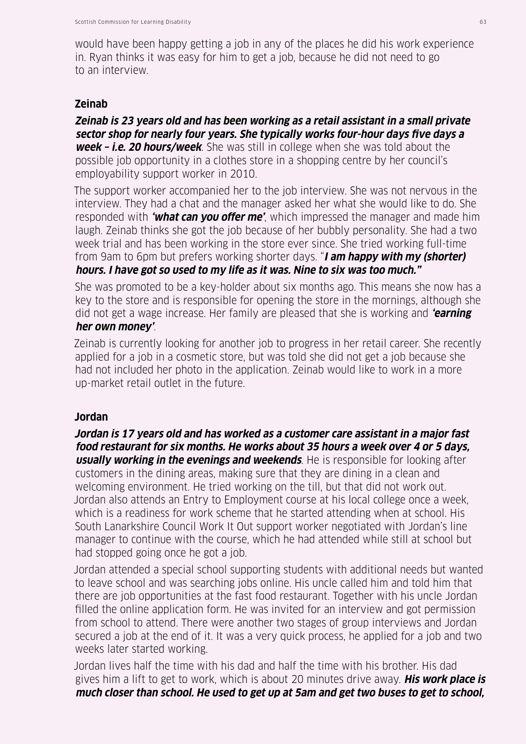would have been happy getting a job in any of the places he did his work experience in. Ryan thinks it was easy for him to get a job, because he did not need to go to an interview.

### Zeinab

***Zeinab is 23 years old and has been working as a retail assistant in a small private sector shop for nearly four years. She typically works four-hour days five days a week – i.e. 20 hours/week***. She was still in college when she was told about the possible job opportunity in a clothes store in a shopping centre by her council's employability support worker in 2010.

The support worker accompanied her to the job interview. She was not nervous in the interview. They had a chat and the manager asked her what she would like to do. She responded with ***'what can you offer me'***, which impressed the manager and made him laugh. Zeinab thinks she got the job because of her bubbly personality. She had a two week trial and has been working in the store ever since. She tried working full-time from 9am to 6pm but prefers working shorter days. "***I am happy with my (shorter) hours. I have got so used to my life as it was. Nine to six was too much."***

She was promoted to be a key-holder about six months ago. This means she now has a key to the store and is responsible for opening the store in the mornings, although she did not get a wage increase. Her family are pleased that she is working and ***'earning her own money'***.

Zeinab is currently looking for another job to progress in her retail career. She recently applied for a job in a cosmetic store, but was told she did not get a job because she had not included her photo in the application. Zeinab would like to work in a more up-market retail outlet in the future.

### Jordan

***Jordan is 17 years old and has worked as a customer care assistant in a major fast food restaurant for six months. He works about 35 hours a week over 4 or 5 days, usually working in the evenings and weekends***. He is responsible for looking after customers in the dining areas, making sure that they are dining in a clean and welcoming environment. He tried working on the till, but that did not work out. Jordan also attends an Entry to Employment course at his local college once a week, which is a readiness for work scheme that he started attending when at school. His South Lanarkshire Council Work It Out support worker negotiated with Jordan's line manager to continue with the course, which he had attended while still at school but had stopped going once he got a job.

Jordan attended a special school supporting students with additional needs but wanted to leave school and was searching jobs online. His uncle called him and told him that there are job opportunities at the fast food restaurant. Together with his uncle Jordan filled the online application form. He was invited for an interview and got permission from school to attend. There were another two stages of group interviews and Jordan secured a job at the end of it. It was a very quick process, he applied for a job and two weeks later started working.

Jordan lives half the time with his dad and half the time with his brother. His dad gives him a lift to get to work, which is about 20 minutes drive away. ***His work place is much closer than school. He used to get up at 5am and get two buses to get to school,***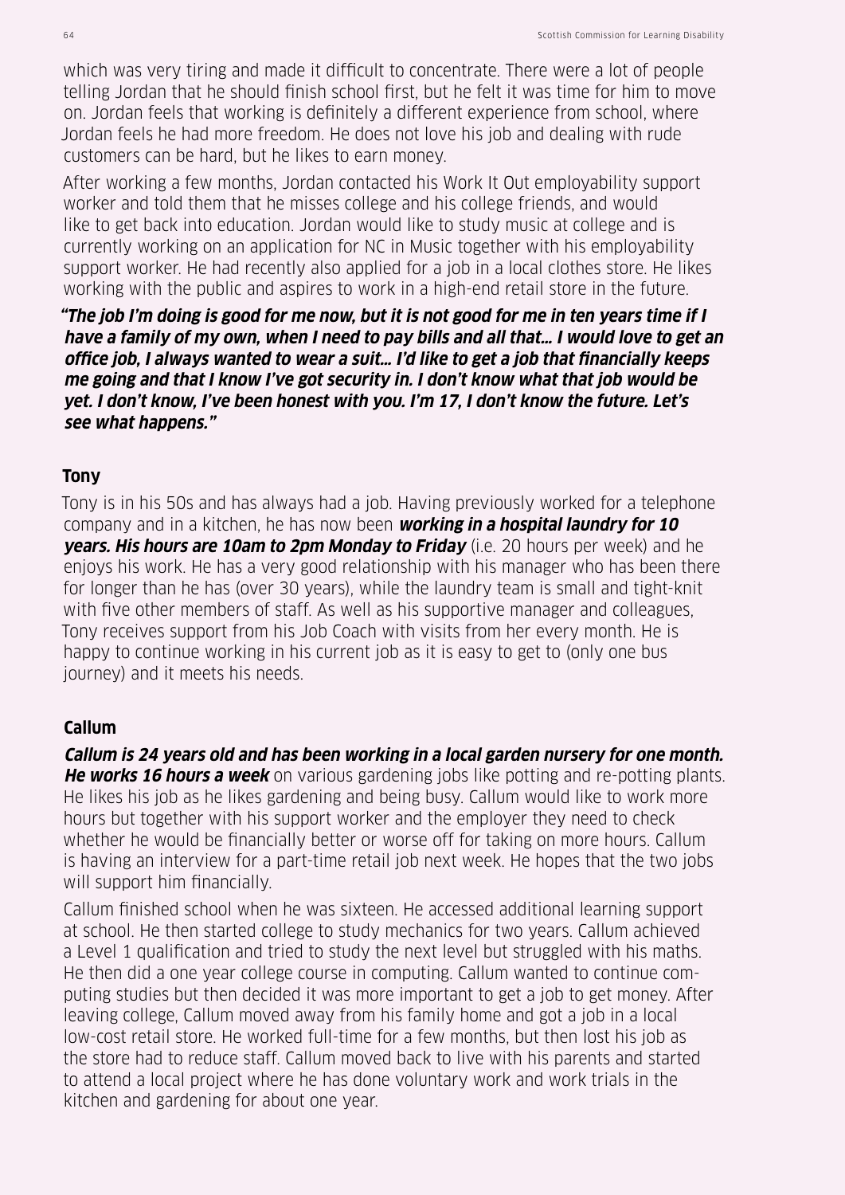which was very tiring and made it difficult to concentrate. There were a lot of people telling Jordan that he should finish school first, but he felt it was time for him to move on. Jordan feels that working is definitely a different experience from school, where Jordan feels he had more freedom. He does not love his job and dealing with rude customers can be hard, but he likes to earn money.

After working a few months, Jordan contacted his Work It Out employability support worker and told them that he misses college and his college friends, and would like to get back into education. Jordan would like to study music at college and is currently working on an application for NC in Music together with his employability support worker. He had recently also applied for a job in a local clothes store. He likes working with the public and aspires to work in a high-end retail store in the future.

***"The job I'm doing is good for me now, but it is not good for me in ten years time if I have a family of my own, when I need to pay bills and all that… I would love to get an office job, I always wanted to wear a suit… I'd like to get a job that financially keeps me going and that I know I've got security in. I don't know what that job would be yet. I don't know, I've been honest with you. I'm 17, I don't know the future. Let's see what happens."***

### Tony

Tony is in his 50s and has always had a job. Having previously worked for a telephone company and in a kitchen, he has now been ***working in a hospital laundry for 10 years. His hours are 10am to 2pm Monday to Friday*** (i.e. 20 hours per week) and he enjoys his work. He has a very good relationship with his manager who has been there for longer than he has (over 30 years), while the laundry team is small and tight-knit with five other members of staff. As well as his supportive manager and colleagues, Tony receives support from his Job Coach with visits from her every month. He is happy to continue working in his current job as it is easy to get to (only one bus journey) and it meets his needs.

### Callum

***Callum is 24 years old and has been working in a local garden nursery for one month. He works 16 hours a week*** on various gardening jobs like potting and re-potting plants. He likes his job as he likes gardening and being busy. Callum would like to work more hours but together with his support worker and the employer they need to check whether he would be financially better or worse off for taking on more hours. Callum is having an interview for a part-time retail job next week. He hopes that the two jobs will support him financially.

Callum finished school when he was sixteen. He accessed additional learning support at school. He then started college to study mechanics for two years. Callum achieved a Level 1 qualification and tried to study the next level but struggled with his maths. He then did a one year college course in computing. Callum wanted to continue computing studies but then decided it was more important to get a job to get money. After leaving college, Callum moved away from his family home and got a job in a local low-cost retail store. He worked full-time for a few months, but then lost his job as the store had to reduce staff. Callum moved back to live with his parents and started to attend a local project where he has done voluntary work and work trials in the kitchen and gardening for about one year.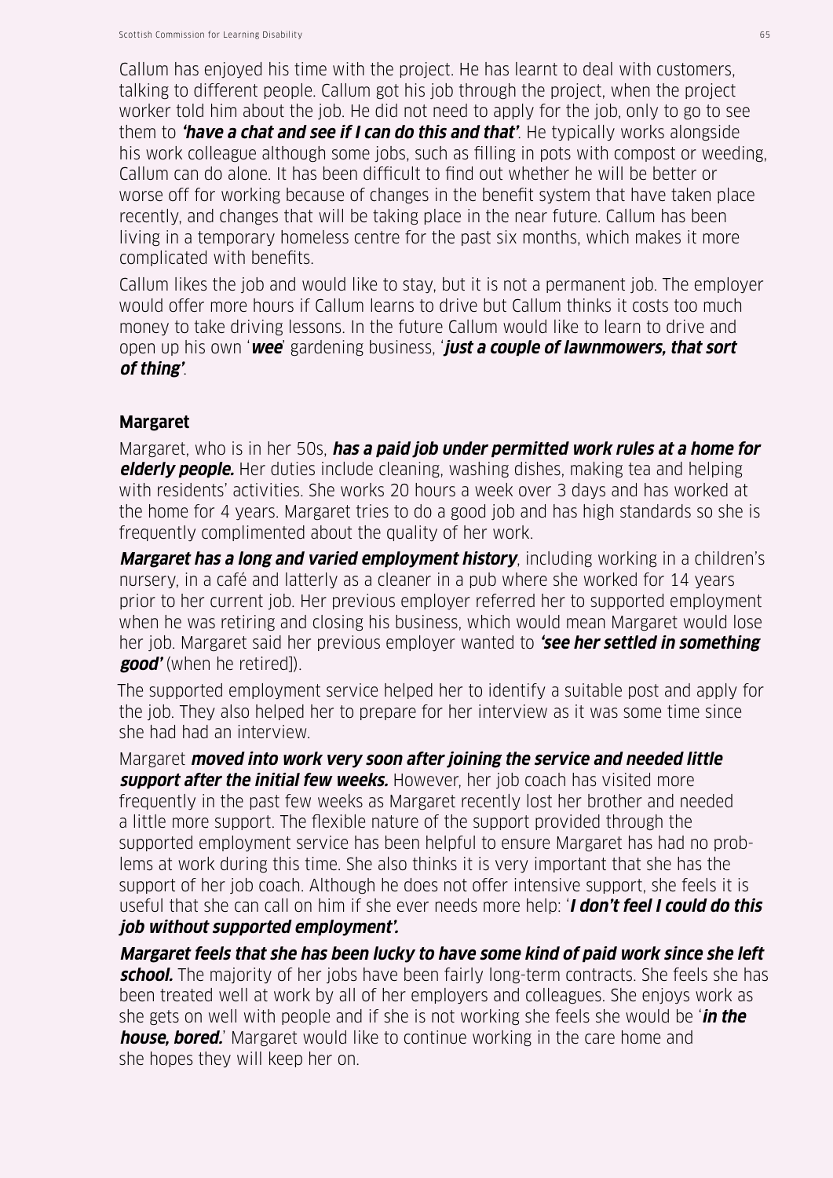Callum has enjoyed his time with the project. He has learnt to deal with customers, talking to different people. Callum got his job through the project, when the project worker told him about the job. He did not need to apply for the job, only to go to see them to ***'have a chat and see if I can do this and that'***. He typically works alongside his work colleague although some jobs, such as filling in pots with compost or weeding, Callum can do alone. It has been difficult to find out whether he will be better or worse off for working because of changes in the benefit system that have taken place recently, and changes that will be taking place in the near future. Callum has been living in a temporary homeless centre for the past six months, which makes it more complicated with benefits.

Callum likes the job and would like to stay, but it is not a permanent job. The employer would offer more hours if Callum learns to drive but Callum thinks it costs too much money to take driving lessons. In the future Callum would like to learn to drive and open up his own '***wee***' gardening business, '***just a couple of lawnmowers, that sort of thing'***.

**Margaret**

Margaret, who is in her 50s, ***has a paid job under permitted work rules at a home for elderly people.*** Her duties include cleaning, washing dishes, making tea and helping with residents' activities. She works 20 hours a week over 3 days and has worked at the home for 4 years. Margaret tries to do a good job and has high standards so she is frequently complimented about the quality of her work.

***Margaret has a long and varied employment history***, including working in a children's nursery, in a café and latterly as a cleaner in a pub where she worked for 14 years prior to her current job. Her previous employer referred her to supported employment when he was retiring and closing his business, which would mean Margaret would lose her job. Margaret said her previous employer wanted to ***'see her settled in something good'*** (when he retired]).

The supported employment service helped her to identify a suitable post and apply for the job. They also helped her to prepare for her interview as it was some time since she had had an interview.

Margaret ***moved into work very soon after joining the service and needed little support after the initial few weeks.*** However, her job coach has visited more frequently in the past few weeks as Margaret recently lost her brother and needed a little more support. The flexible nature of the support provided through the supported employment service has been helpful to ensure Margaret has had no problems at work during this time. She also thinks it is very important that she has the support of her job coach. Although he does not offer intensive support, she feels it is useful that she can call on him if she ever needs more help: '***I don't feel I could do this job without supported employment'.***

***Margaret feels that she has been lucky to have some kind of paid work since she left school.*** The majority of her jobs have been fairly long-term contracts. She feels she has been treated well at work by all of her employers and colleagues. She enjoys work as she gets on well with people and if she is not working she feels she would be '***in the house, bored.***' Margaret would like to continue working in the care home and she hopes they will keep her on.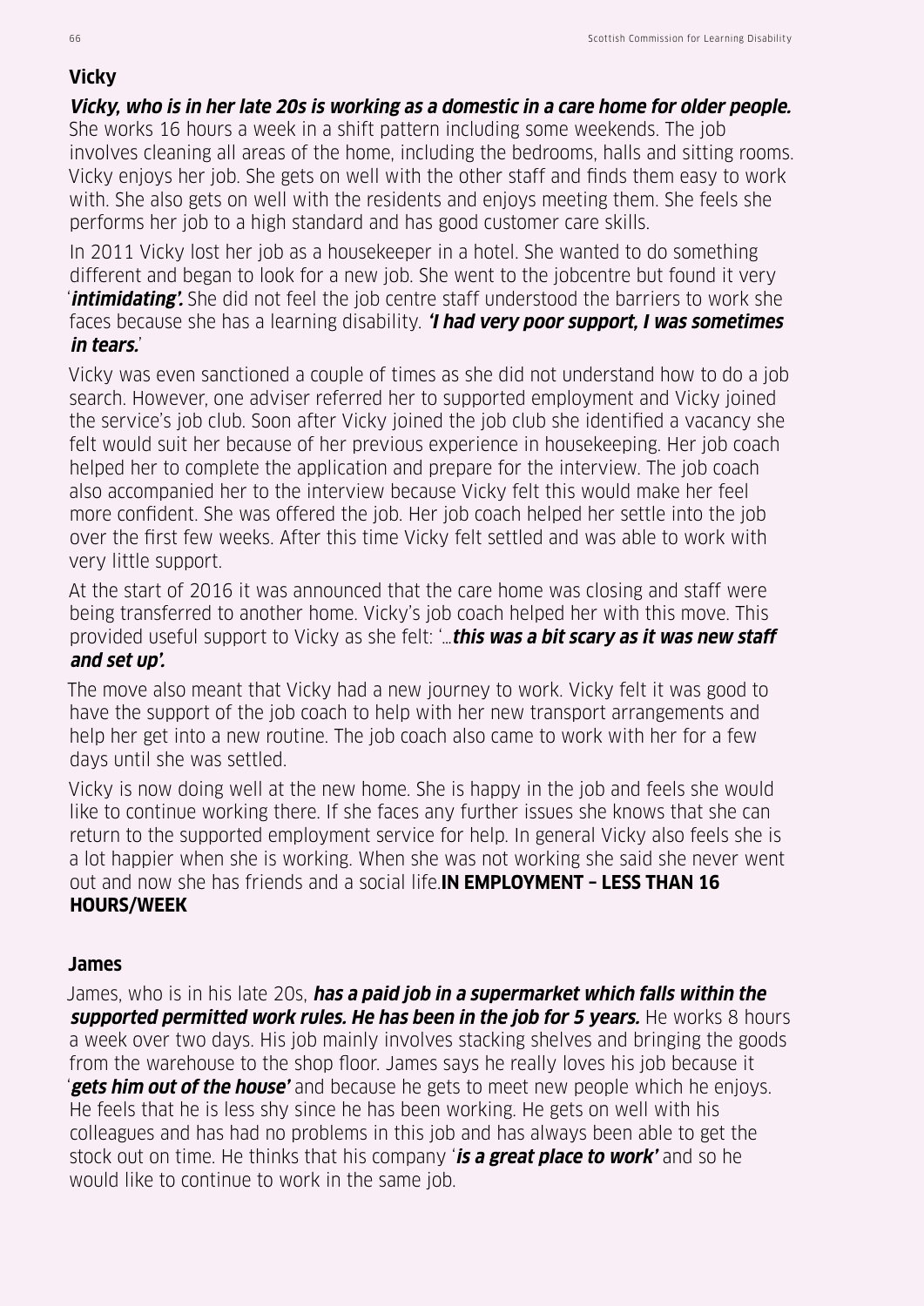### Vicky

***Vicky, who is in her late 20s is working as a domestic in a care home for older people.*** She works 16 hours a week in a shift pattern including some weekends. The job involves cleaning all areas of the home, including the bedrooms, halls and sitting rooms. Vicky enjoys her job. She gets on well with the other staff and finds them easy to work with. She also gets on well with the residents and enjoys meeting them. She feels she performs her job to a high standard and has good customer care skills.

In 2011 Vicky lost her job as a housekeeper in a hotel. She wanted to do something different and began to look for a new job. She went to the jobcentre but found it very '***intimidating'.*** She did not feel the job centre staff understood the barriers to work she faces because she has a learning disability. ***'I had very poor support, I was sometimes in tears.***'

Vicky was even sanctioned a couple of times as she did not understand how to do a job search. However, one adviser referred her to supported employment and Vicky joined the service's job club. Soon after Vicky joined the job club she identified a vacancy she felt would suit her because of her previous experience in housekeeping. Her job coach helped her to complete the application and prepare for the interview. The job coach also accompanied her to the interview because Vicky felt this would make her feel more confident. She was offered the job. Her job coach helped her settle into the job over the first few weeks. After this time Vicky felt settled and was able to work with very little support.

At the start of 2016 it was announced that the care home was closing and staff were being transferred to another home. Vicky's job coach helped her with this move. This provided useful support to Vicky as she felt: '…***this was a bit scary as it was new staff and set up'.***

The move also meant that Vicky had a new journey to work. Vicky felt it was good to have the support of the job coach to help with her new transport arrangements and help her get into a new routine. The job coach also came to work with her for a few days until she was settled.

Vicky is now doing well at the new home. She is happy in the job and feels she would like to continue working there. If she faces any further issues she knows that she can return to the supported employment service for help. In general Vicky also feels she is a lot happier when she is working. When she was not working she said she never went out and now she has friends and a social life.

**IN EMPLOYMENT – LESS THAN 16 HOURS/WEEK**

### James

James, who is in his late 20s, ***has a paid job in a supermarket which falls within the supported permitted work rules. He has been in the job for 5 years.*** He works 8 hours a week over two days. His job mainly involves stacking shelves and bringing the goods from the warehouse to the shop floor. James says he really loves his job because it '***gets him out of the house'*** and because he gets to meet new people which he enjoys. He feels that he is less shy since he has been working. He gets on well with his colleagues and has had no problems in this job and has always been able to get the stock out on time. He thinks that his company '***is a great place to work'*** and so he would like to continue to work in the same job.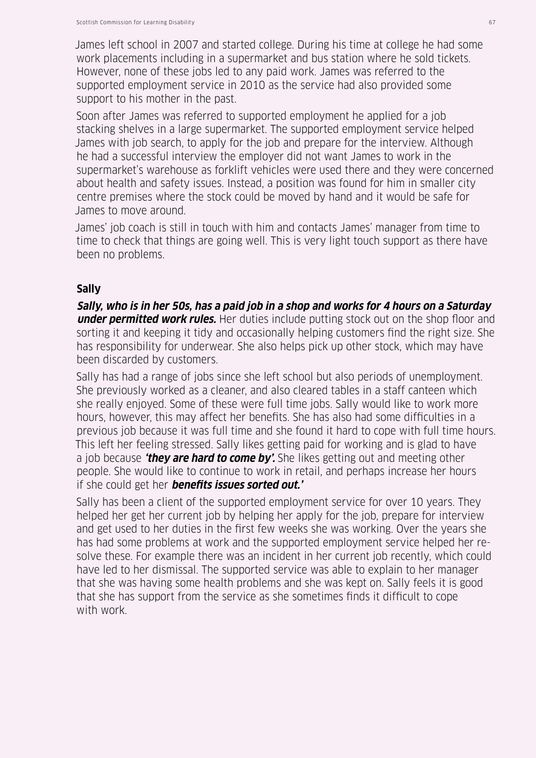James left school in 2007 and started college. During his time at college he had some work placements including in a supermarket and bus station where he sold tickets. However, none of these jobs led to any paid work. James was referred to the supported employment service in 2010 as the service had also provided some support to his mother in the past.

Soon after James was referred to supported employment he applied for a job stacking shelves in a large supermarket. The supported employment service helped James with job search, to apply for the job and prepare for the interview. Although he had a successful interview the employer did not want James to work in the supermarket's warehouse as forklift vehicles were used there and they were concerned about health and safety issues. Instead, a position was found for him in smaller city centre premises where the stock could be moved by hand and it would be safe for James to move around.

James' job coach is still in touch with him and contacts James' manager from time to time to check that things are going well. This is very light touch support as there have been no problems.

**Sally**

***Sally, who is in her 50s, has a paid job in a shop and works for 4 hours on a Saturday under permitted work rules.*** Her duties include putting stock out on the shop floor and sorting it and keeping it tidy and occasionally helping customers find the right size. She has responsibility for underwear. She also helps pick up other stock, which may have been discarded by customers.

Sally has had a range of jobs since she left school but also periods of unemployment. She previously worked as a cleaner, and also cleared tables in a staff canteen which she really enjoyed. Some of these were full time jobs. Sally would like to work more hours, however, this may affect her benefits. She has also had some difficulties in a previous job because it was full time and she found it hard to cope with full time hours. This left her feeling stressed. Sally likes getting paid for working and is glad to have a job because ***'they are hard to come by'.*** She likes getting out and meeting other people. She would like to continue to work in retail, and perhaps increase her hours if she could get her ***benefits issues sorted out.'***

Sally has been a client of the supported employment service for over 10 years. They helped her get her current job by helping her apply for the job, prepare for interview and get used to her duties in the first few weeks she was working. Over the years she has had some problems at work and the supported employment service helped her re-solve these. For example there was an incident in her current job recently, which could have led to her dismissal. The supported service was able to explain to her manager that she was having some health problems and she was kept on. Sally feels it is good that she has support from the service as she sometimes finds it difficult to cope with work.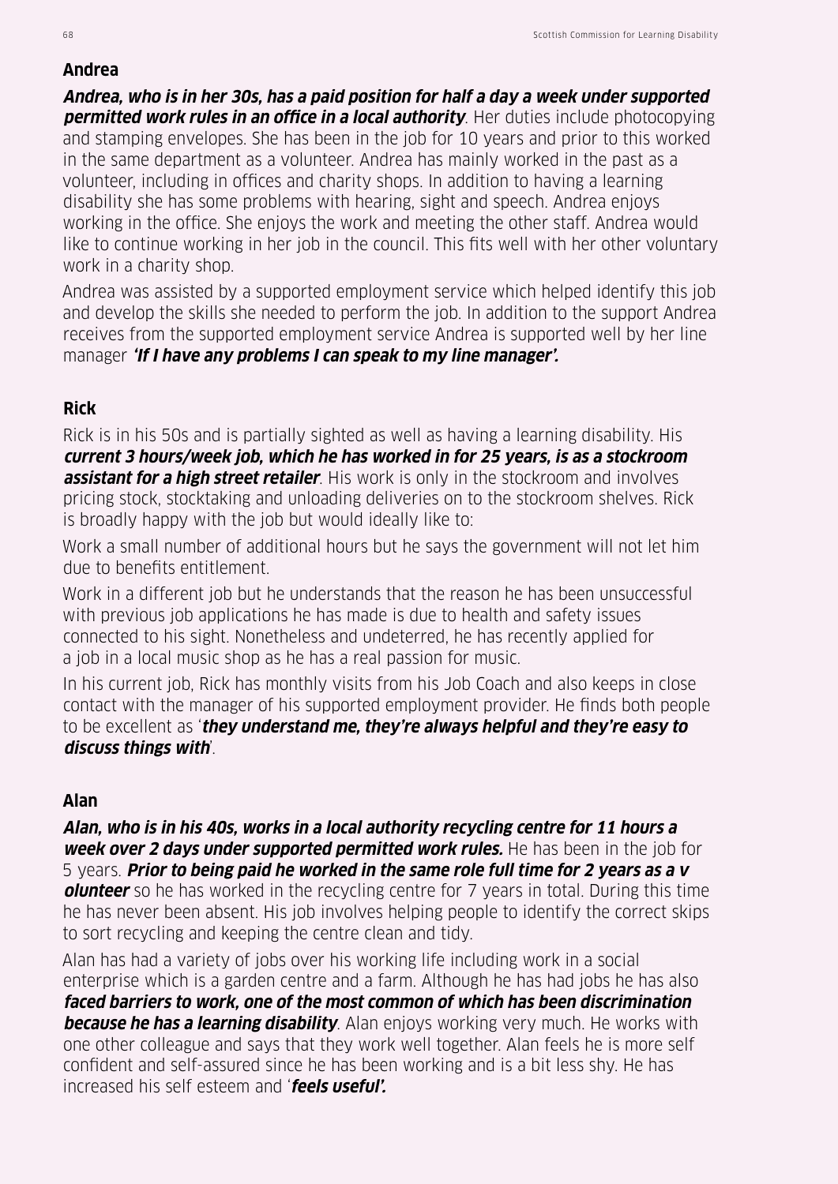### Andrea

***Andrea, who is in her 30s, has a paid position for half a day a week under supported permitted work rules in an office in a local authority***. Her duties include photocopying and stamping envelopes. She has been in the job for 10 years and prior to this worked in the same department as a volunteer. Andrea has mainly worked in the past as a volunteer, including in offices and charity shops. In addition to having a learning disability she has some problems with hearing, sight and speech. Andrea enjoys working in the office. She enjoys the work and meeting the other staff. Andrea would like to continue working in her job in the council. This fits well with her other voluntary work in a charity shop.

Andrea was assisted by a supported employment service which helped identify this job and develop the skills she needed to perform the job. In addition to the support Andrea receives from the supported employment service Andrea is supported well by her line manager ***'If I have any problems I can speak to my line manager'.***

### Rick

Rick is in his 50s and is partially sighted as well as having a learning disability. His ***current 3 hours/week job, which he has worked in for 25 years, is as a stockroom assistant for a high street retailer***. His work is only in the stockroom and involves pricing stock, stocktaking and unloading deliveries on to the stockroom shelves. Rick is broadly happy with the job but would ideally like to:

Work a small number of additional hours but he says the government will not let him due to benefits entitlement.

Work in a different job but he understands that the reason he has been unsuccessful with previous job applications he has made is due to health and safety issues connected to his sight. Nonetheless and undeterred, he has recently applied for a job in a local music shop as he has a real passion for music.

In his current job, Rick has monthly visits from his Job Coach and also keeps in close contact with the manager of his supported employment provider. He finds both people to be excellent as '***they understand me, they're always helpful and they're easy to discuss things with***'.

### Alan

***Alan, who is in his 40s, works in a local authority recycling centre for 11 hours a week over 2 days under supported permitted work rules.*** He has been in the job for 5 years. ***Prior to being paid he worked in the same role full time for 2 years as a volunteer*** so he has worked in the recycling centre for 7 years in total. During this time he has never been absent. His job involves helping people to identify the correct skips to sort recycling and keeping the centre clean and tidy.

Alan has had a variety of jobs over his working life including work in a social enterprise which is a garden centre and a farm. Although he has had jobs he has also ***faced barriers to work, one of the most common of which has been discrimination because he has a learning disability***. Alan enjoys working very much. He works with one other colleague and says that they work well together. Alan feels he is more self confident and self-assured since he has been working and is a bit less shy. He has increased his self esteem and '***feels useful'.***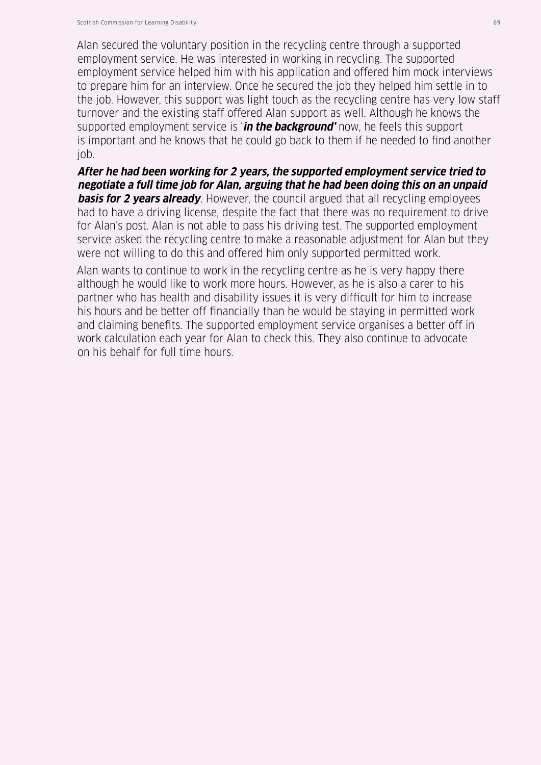Alan secured the voluntary position in the recycling centre through a supported employment service. He was interested in working in recycling. The supported employment service helped him with his application and offered him mock interviews to prepare him for an interview. Once he secured the job they helped him settle in to the job. However, this support was light touch as the recycling centre has very low staff turnover and the existing staff offered Alan support as well. Although he knows the supported employment service is '***in the background'*** now, he feels this support is important and he knows that he could go back to them if he needed to find another job.

***After he had been working for 2 years, the supported employment service tried to negotiate a full time job for Alan, arguing that he had been doing this on an unpaid basis for 2 years already***. However, the council argued that all recycling employees had to have a driving license, despite the fact that there was no requirement to drive for Alan's post. Alan is not able to pass his driving test. The supported employment service asked the recycling centre to make a reasonable adjustment for Alan but they were not willing to do this and offered him only supported permitted work.

Alan wants to continue to work in the recycling centre as he is very happy there although he would like to work more hours. However, as he is also a carer to his partner who has health and disability issues it is very difficult for him to increase his hours and be better off financially than he would be staying in permitted work and claiming benefits. The supported employment service organises a better off in work calculation each year for Alan to check this. They also continue to advocate on his behalf for full time hours.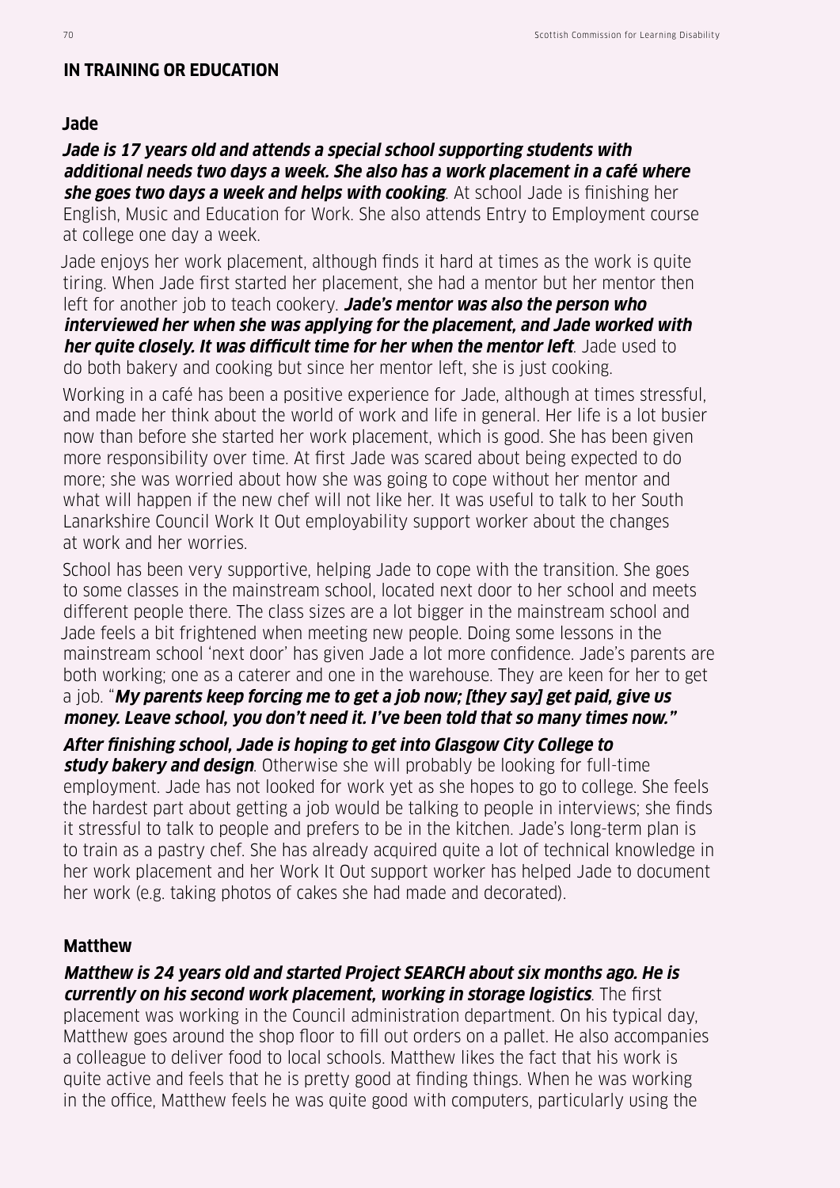## IN TRAINING OR EDUCATION

### Jade

***Jade is 17 years old and attends a special school supporting students with additional needs two days a week. She also has a work placement in a café where she goes two days a week and helps with cooking***. At school Jade is finishing her English, Music and Education for Work. She also attends Entry to Employment course at college one day a week.

Jade enjoys her work placement, although finds it hard at times as the work is quite tiring. When Jade first started her placement, she had a mentor but her mentor then left for another job to teach cookery. ***Jade's mentor was also the person who interviewed her when she was applying for the placement, and Jade worked with her quite closely. It was difficult time for her when the mentor left***. Jade used to do both bakery and cooking but since her mentor left, she is just cooking.

Working in a café has been a positive experience for Jade, although at times stressful, and made her think about the world of work and life in general. Her life is a lot busier now than before she started her work placement, which is good. She has been given more responsibility over time. At first Jade was scared about being expected to do more; she was worried about how she was going to cope without her mentor and what will happen if the new chef will not like her. It was useful to talk to her South Lanarkshire Council Work It Out employability support worker about the changes at work and her worries.

School has been very supportive, helping Jade to cope with the transition. She goes to some classes in the mainstream school, located next door to her school and meets different people there. The class sizes are a lot bigger in the mainstream school and Jade feels a bit frightened when meeting new people. Doing some lessons in the mainstream school 'next door' has given Jade a lot more confidence. Jade's parents are both working; one as a caterer and one in the warehouse. They are keen for her to get a job. "***My parents keep forcing me to get a job now; [they say] get paid, give us money. Leave school, you don't need it. I've been told that so many times now."***

***After finishing school, Jade is hoping to get into Glasgow City College to study bakery and design***. Otherwise she will probably be looking for full-time employment. Jade has not looked for work yet as she hopes to go to college. She feels the hardest part about getting a job would be talking to people in interviews; she finds it stressful to talk to people and prefers to be in the kitchen. Jade's long-term plan is to train as a pastry chef. She has already acquired quite a lot of technical knowledge in her work placement and her Work It Out support worker has helped Jade to document her work (e.g. taking photos of cakes she had made and decorated).

### Matthew

***Matthew is 24 years old and started Project SEARCH about six months ago. He is currently on his second work placement, working in storage logistics***. The first placement was working in the Council administration department. On his typical day, Matthew goes around the shop floor to fill out orders on a pallet. He also accompanies a colleague to deliver food to local schools. Matthew likes the fact that his work is quite active and feels that he is pretty good at finding things. When he was working in the office, Matthew feels he was quite good with computers, particularly using the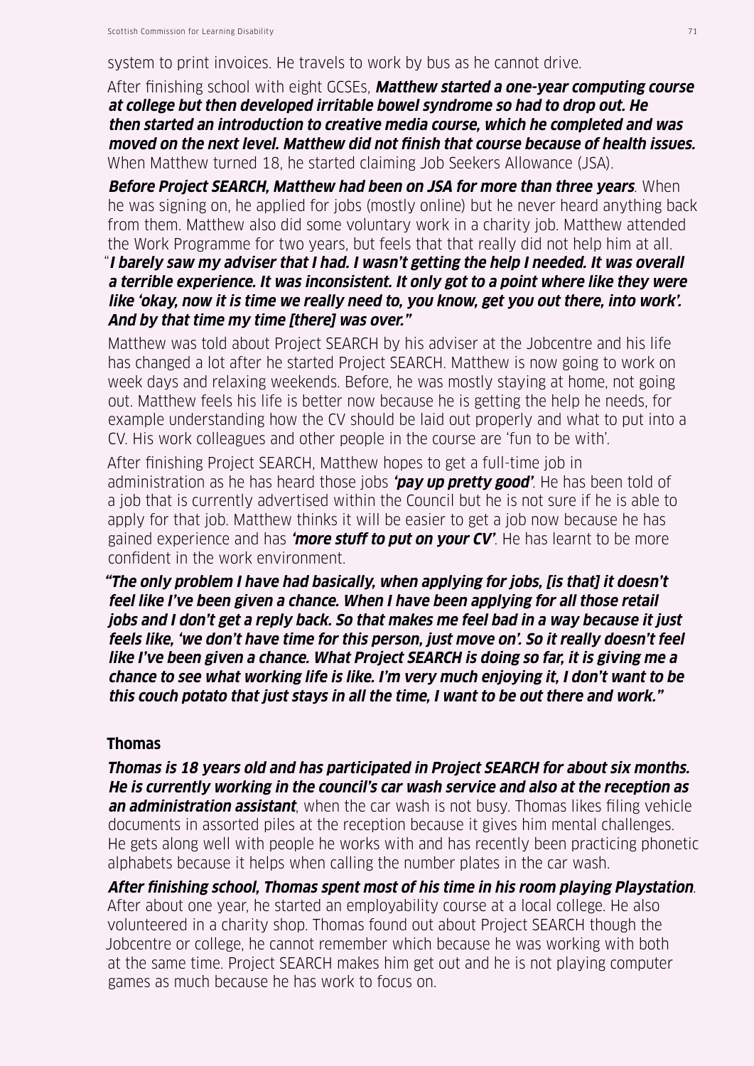system to print invoices. He travels to work by bus as he cannot drive.

After finishing school with eight GCSEs, ***Matthew started a one-year computing course at college but then developed irritable bowel syndrome so had to drop out. He then started an introduction to creative media course, which he completed and was moved on the next level. Matthew did not finish that course because of health issues.*** When Matthew turned 18, he started claiming Job Seekers Allowance (JSA).

***Before Project SEARCH, Matthew had been on JSA for more than three years***. When he was signing on, he applied for jobs (mostly online) but he never heard anything back from them. Matthew also did some voluntary work in a charity job. Matthew attended the Work Programme for two years, but feels that that really did not help him at all.

"***I barely saw my adviser that I had. I wasn't getting the help I needed. It was overall a terrible experience. It was inconsistent. It only got to a point where like they were like 'okay, now it is time we really need to, you know, get you out there, into work'. And by that time my time [there] was over."***

Matthew was told about Project SEARCH by his adviser at the Jobcentre and his life has changed a lot after he started Project SEARCH. Matthew is now going to work on week days and relaxing weekends. Before, he was mostly staying at home, not going out. Matthew feels his life is better now because he is getting the help he needs, for example understanding how the CV should be laid out properly and what to put into a CV. His work colleagues and other people in the course are 'fun to be with'.

After finishing Project SEARCH, Matthew hopes to get a full-time job in administration as he has heard those jobs ***'pay up pretty good'***. He has been told of a job that is currently advertised within the Council but he is not sure if he is able to apply for that job. Matthew thinks it will be easier to get a job now because he has gained experience and has ***'more stuff to put on your CV'***. He has learnt to be more confident in the work environment.

***"The only problem I have had basically, when applying for jobs, [is that] it doesn't feel like I've been given a chance. When I have been applying for all those retail jobs and I don't get a reply back. So that makes me feel bad in a way because it just feels like, 'we don't have time for this person, just move on'. So it really doesn't feel like I've been given a chance. What Project SEARCH is doing so far, it is giving me a chance to see what working life is like. I'm very much enjoying it, I don't want to be this couch potato that just stays in all the time, I want to be out there and work."***

### Thomas

***Thomas is 18 years old and has participated in Project SEARCH for about six months. He is currently working in the council's car wash service and also at the reception as an administration assistant***, when the car wash is not busy. Thomas likes filing vehicle documents in assorted piles at the reception because it gives him mental challenges. He gets along well with people he works with and has recently been practicing phonetic alphabets because it helps when calling the number plates in the car wash.

***After finishing school, Thomas spent most of his time in his room playing Playstation***. After about one year, he started an employability course at a local college. He also volunteered in a charity shop. Thomas found out about Project SEARCH though the Jobcentre or college, he cannot remember which because he was working with both at the same time. Project SEARCH makes him get out and he is not playing computer games as much because he has work to focus on.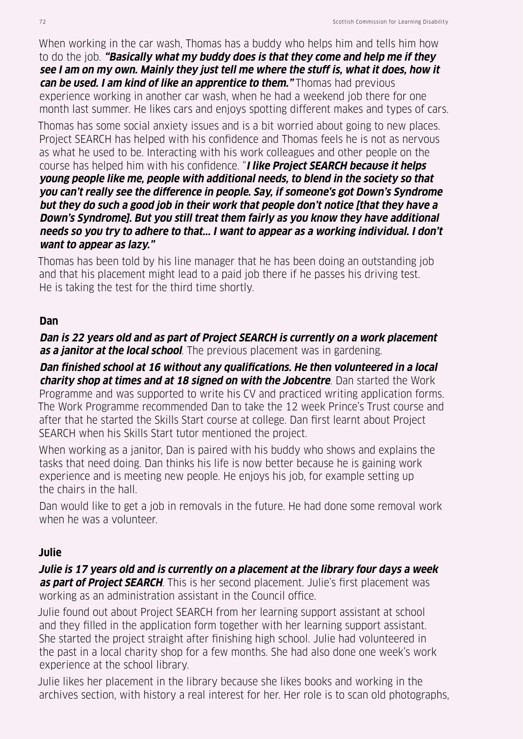When working in the car wash, Thomas has a buddy who helps him and tells him how to do the job. ***"Basically what my buddy does is that they come and help me if they see I am on my own. Mainly they just tell me where the stuff is, what it does, how it can be used. I am kind of like an apprentice to them."*** Thomas had previous experience working in another car wash, when he had a weekend job there for one month last summer. He likes cars and enjoys spotting different makes and types of cars.

Thomas has some social anxiety issues and is a bit worried about going to new places. Project SEARCH has helped with his confidence and Thomas feels he is not as nervous as what he used to be. Interacting with his work colleagues and other people on the course has helped him with his confidence. "***I like Project SEARCH because it helps young people like me, people with additional needs, to blend in the society so that you can't really see the difference in people. Say, if someone's got Down's Syndrome but they do such a good job in their work that people don't notice [that they have a Down's Syndrome]. But you still treat them fairly as you know they have additional needs so you try to adhere to that... I want to appear as a working individual. I don't want to appear as lazy."***

Thomas has been told by his line manager that he has been doing an outstanding job and that his placement might lead to a paid job there if he passes his driving test. He is taking the test for the third time shortly.

**Dan**

***Dan is 22 years old and as part of Project SEARCH is currently on a work placement as a janitor at the local school***. The previous placement was in gardening.

***Dan finished school at 16 without any qualifications. He then volunteered in a local charity shop at times and at 18 signed on with the Jobcentre***. Dan started the Work Programme and was supported to write his CV and practiced writing application forms. The Work Programme recommended Dan to take the 12 week Prince's Trust course and after that he started the Skills Start course at college. Dan first learnt about Project SEARCH when his Skills Start tutor mentioned the project.

When working as a janitor, Dan is paired with his buddy who shows and explains the tasks that need doing. Dan thinks his life is now better because he is gaining work experience and is meeting new people. He enjoys his job, for example setting up the chairs in the hall.

Dan would like to get a job in removals in the future. He had done some removal work when he was a volunteer.

**Julie**

***Julie is 17 years old and is currently on a placement at the library four days a week as part of Project SEARCH***. This is her second placement. Julie's first placement was working as an administration assistant in the Council office.

Julie found out about Project SEARCH from her learning support assistant at school and they filled in the application form together with her learning support assistant. She started the project straight after finishing high school. Julie had volunteered in the past in a local charity shop for a few months. She had also done one week's work experience at the school library.

Julie likes her placement in the library because she likes books and working in the archives section, with history a real interest for her. Her role is to scan old photographs,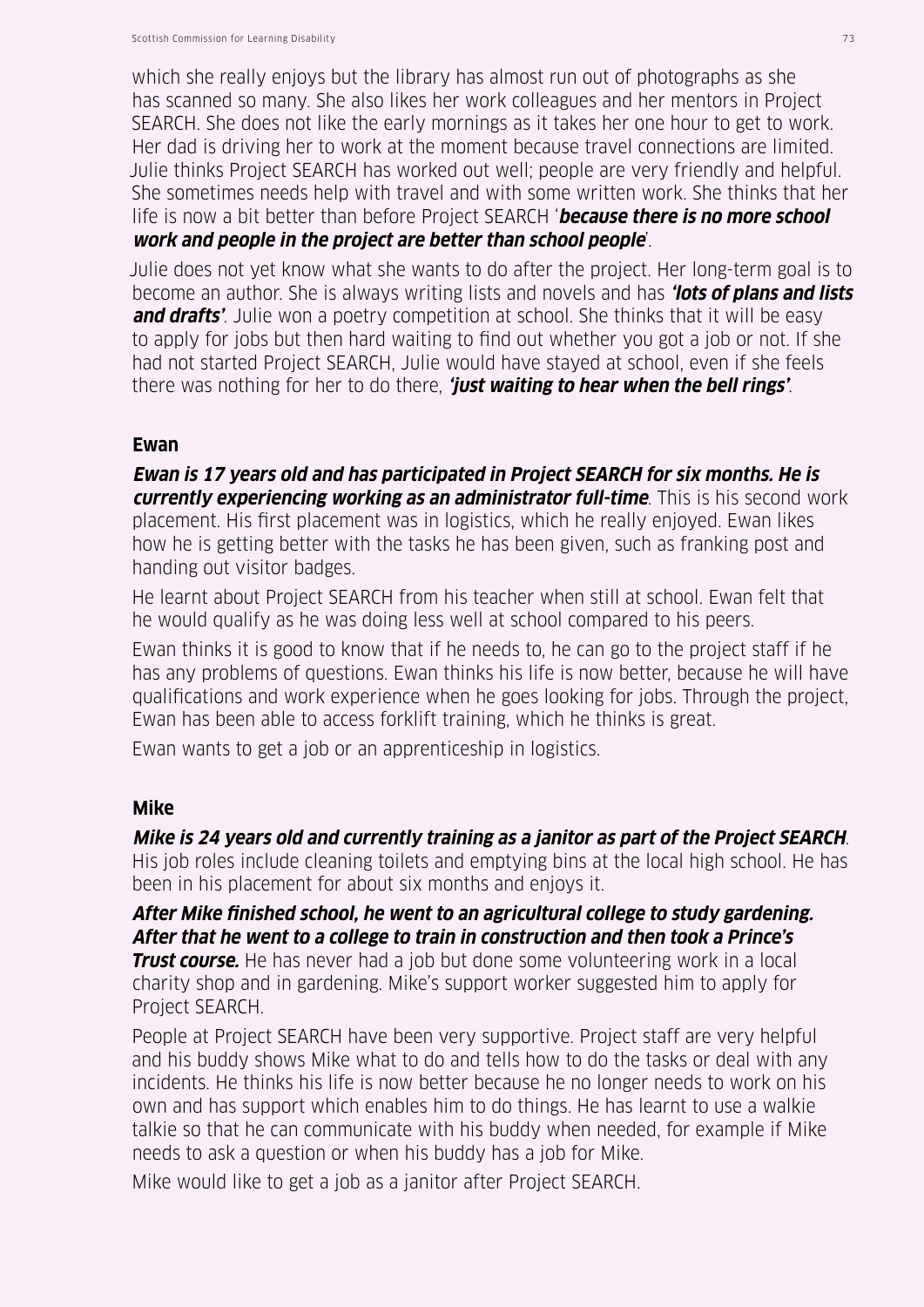which she really enjoys but the library has almost run out of photographs as she has scanned so many. She also likes her work colleagues and her mentors in Project SEARCH. She does not like the early mornings as it takes her one hour to get to work. Her dad is driving her to work at the moment because travel connections are limited. Julie thinks Project SEARCH has worked out well; people are very friendly and helpful. She sometimes needs help with travel and with some written work. She thinks that her life is now a bit better than before Project SEARCH '***because there is no more school work and people in the project are better than school people***'.

Julie does not yet know what she wants to do after the project. Her long-term goal is to become an author. She is always writing lists and novels and has ***'lots of plans and lists and drafts'***. Julie won a poetry competition at school. She thinks that it will be easy to apply for jobs but then hard waiting to find out whether you got a job or not. If she had not started Project SEARCH, Julie would have stayed at school, even if she feels there was nothing for her to do there, ***'just waiting to hear when the bell rings'***.

**Ewan**

***Ewan is 17 years old and has participated in Project SEARCH for six months. He is currently experiencing working as an administrator full-time***. This is his second work placement. His first placement was in logistics, which he really enjoyed. Ewan likes how he is getting better with the tasks he has been given, such as franking post and handing out visitor badges.

He learnt about Project SEARCH from his teacher when still at school. Ewan felt that he would qualify as he was doing less well at school compared to his peers.

Ewan thinks it is good to know that if he needs to, he can go to the project staff if he has any problems of questions. Ewan thinks his life is now better, because he will have qualifications and work experience when he goes looking for jobs. Through the project, Ewan has been able to access forklift training, which he thinks is great.

Ewan wants to get a job or an apprenticeship in logistics.

**Mike**

***Mike is 24 years old and currently training as a janitor as part of the Project SEARCH***. His job roles include cleaning toilets and emptying bins at the local high school. He has been in his placement for about six months and enjoys it.

***After Mike finished school, he went to an agricultural college to study gardening. After that he went to a college to train in construction and then took a Prince's Trust course.*** He has never had a job but done some volunteering work in a local charity shop and in gardening. Mike's support worker suggested him to apply for Project SEARCH.

People at Project SEARCH have been very supportive. Project staff are very helpful and his buddy shows Mike what to do and tells how to do the tasks or deal with any incidents. He thinks his life is now better because he no longer needs to work on his own and has support which enables him to do things. He has learnt to use a walkie talkie so that he can communicate with his buddy when needed, for example if Mike needs to ask a question or when his buddy has a job for Mike.

Mike would like to get a job as a janitor after Project SEARCH.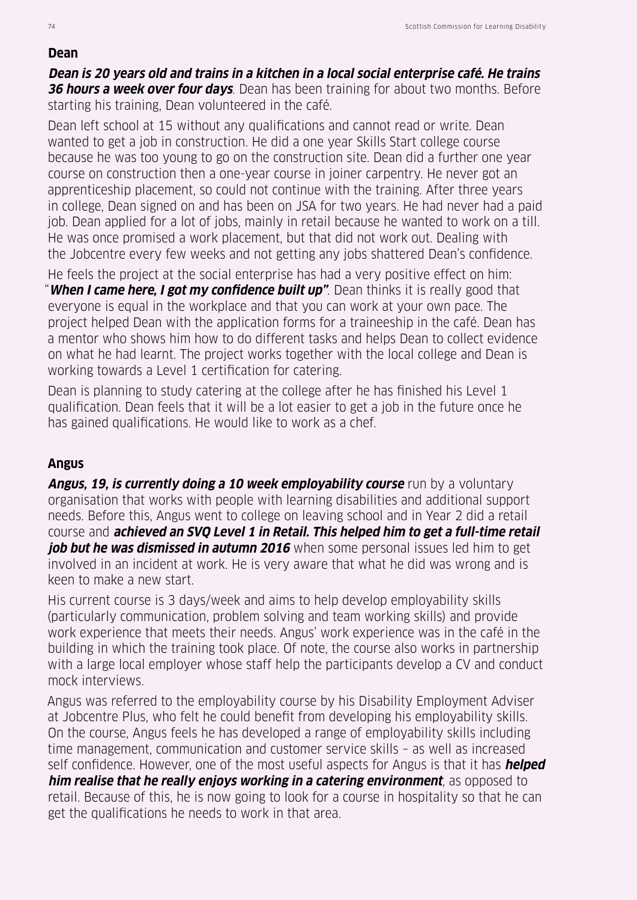## Dean

***Dean is 20 years old and trains in a kitchen in a local social enterprise café. He trains 36 hours a week over four days***. Dean has been training for about two months. Before starting his training, Dean volunteered in the café.

Dean left school at 15 without any qualifications and cannot read or write. Dean wanted to get a job in construction. He did a one year Skills Start college course because he was too young to go on the construction site. Dean did a further one year course on construction then a one-year course in joiner carpentry. He never got an apprenticeship placement, so could not continue with the training. After three years in college, Dean signed on and has been on JSA for two years. He had never had a paid job. Dean applied for a lot of jobs, mainly in retail because he wanted to work on a till. He was once promised a work placement, but that did not work out. Dealing with the Jobcentre every few weeks and not getting any jobs shattered Dean's confidence.

He feels the project at the social enterprise has had a very positive effect on him: "***When I came here, I got my confidence built up"***. Dean thinks it is really good that everyone is equal in the workplace and that you can work at your own pace. The project helped Dean with the application forms for a traineeship in the café. Dean has a mentor who shows him how to do different tasks and helps Dean to collect evidence on what he had learnt. The project works together with the local college and Dean is working towards a Level 1 certification for catering.

Dean is planning to study catering at the college after he has finished his Level 1 qualification. Dean feels that it will be a lot easier to get a job in the future once he has gained qualifications. He would like to work as a chef.

## Angus

***Angus, 19, is currently doing a 10 week employability course*** run by a voluntary organisation that works with people with learning disabilities and additional support needs. Before this, Angus went to college on leaving school and in Year 2 did a retail course and ***achieved an SVQ Level 1 in Retail. This helped him to get a full-time retail job but he was dismissed in autumn 2016*** when some personal issues led him to get involved in an incident at work. He is very aware that what he did was wrong and is keen to make a new start.

His current course is 3 days/week and aims to help develop employability skills (particularly communication, problem solving and team working skills) and provide work experience that meets their needs. Angus' work experience was in the café in the building in which the training took place. Of note, the course also works in partnership with a large local employer whose staff help the participants develop a CV and conduct mock interviews.

Angus was referred to the employability course by his Disability Employment Adviser at Jobcentre Plus, who felt he could benefit from developing his employability skills. On the course, Angus feels he has developed a range of employability skills including time management, communication and customer service skills – as well as increased self confidence. However, one of the most useful aspects for Angus is that it has ***helped him realise that he really enjoys working in a catering environment***, as opposed to retail. Because of this, he is now going to look for a course in hospitality so that he can get the qualifications he needs to work in that area.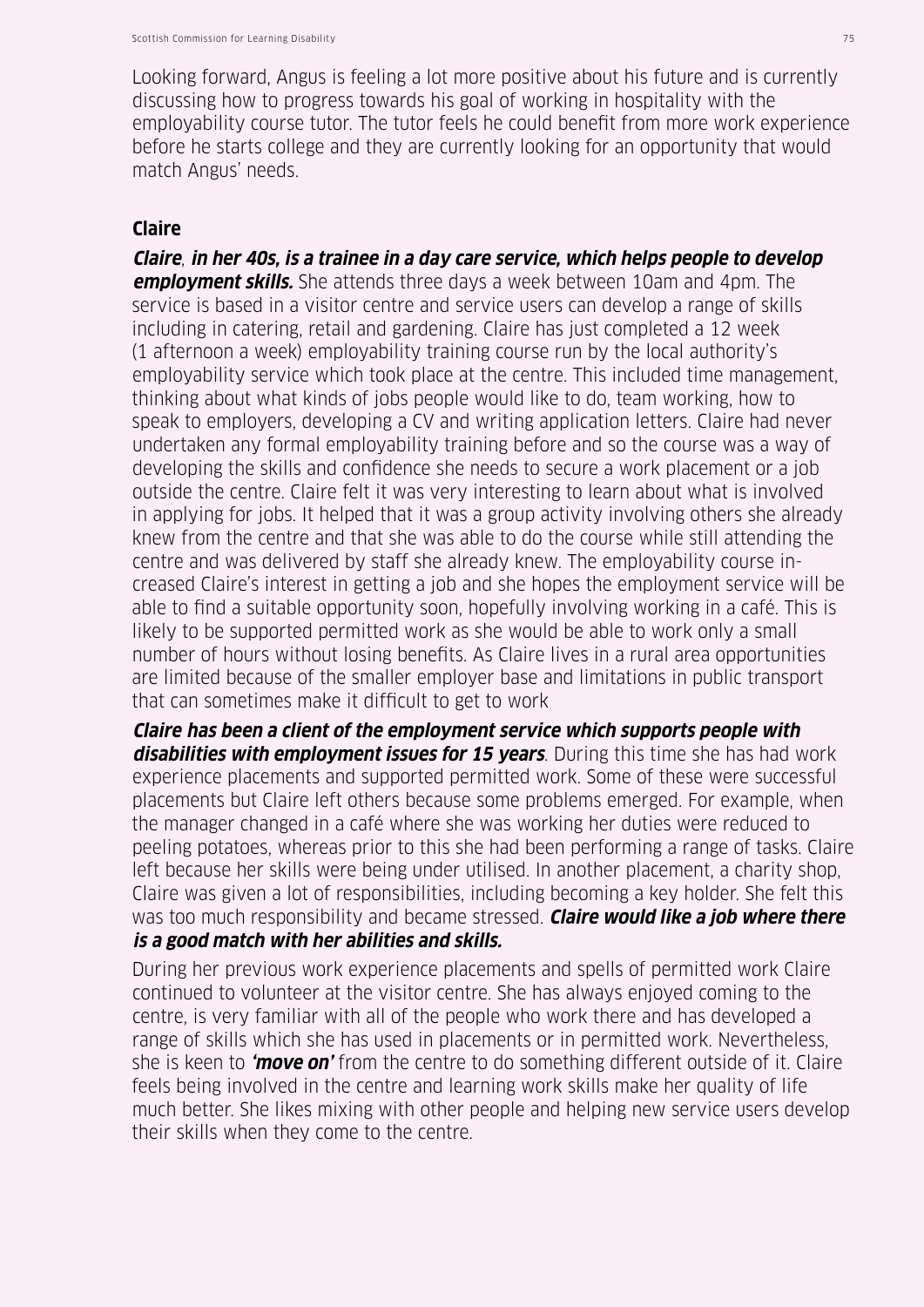Looking forward, Angus is feeling a lot more positive about his future and is currently discussing how to progress towards his goal of working in hospitality with the employability course tutor. The tutor feels he could benefit from more work experience before he starts college and they are currently looking for an opportunity that would match Angus' needs.

**Claire**

***Claire*, *in her 40s, is a trainee in a day care service, which helps people to develop employment skills.*** She attends three days a week between 10am and 4pm. The service is based in a visitor centre and service users can develop a range of skills including in catering, retail and gardening. Claire has just completed a 12 week (1 afternoon a week) employability training course run by the local authority's employability service which took place at the centre. This included time management, thinking about what kinds of jobs people would like to do, team working, how to speak to employers, developing a CV and writing application letters. Claire had never undertaken any formal employability training before and so the course was a way of developing the skills and confidence she needs to secure a work placement or a job outside the centre. Claire felt it was very interesting to learn about what is involved in applying for jobs. It helped that it was a group activity involving others she already knew from the centre and that she was able to do the course while still attending the centre and was delivered by staff she already knew. The employability course increased Claire's interest in getting a job and she hopes the employment service will be able to find a suitable opportunity soon, hopefully involving working in a café. This is likely to be supported permitted work as she would be able to work only a small number of hours without losing benefits. As Claire lives in a rural area opportunities are limited because of the smaller employer base and limitations in public transport that can sometimes make it difficult to get to work

***Claire has been a client of the employment service which supports people with disabilities with employment issues for 15 years***. During this time she has had work experience placements and supported permitted work. Some of these were successful placements but Claire left others because some problems emerged. For example, when the manager changed in a café where she was working her duties were reduced to peeling potatoes, whereas prior to this she had been performing a range of tasks. Claire left because her skills were being under utilised. In another placement, a charity shop, Claire was given a lot of responsibilities, including becoming a key holder. She felt this was too much responsibility and became stressed. ***Claire would like a job where there is a good match with her abilities and skills.***

During her previous work experience placements and spells of permitted work Claire continued to volunteer at the visitor centre. She has always enjoyed coming to the centre, is very familiar with all of the people who work there and has developed a range of skills which she has used in placements or in permitted work. Nevertheless, she is keen to ***'move on'*** from the centre to do something different outside of it. Claire feels being involved in the centre and learning work skills make her quality of life much better. She likes mixing with other people and helping new service users develop their skills when they come to the centre.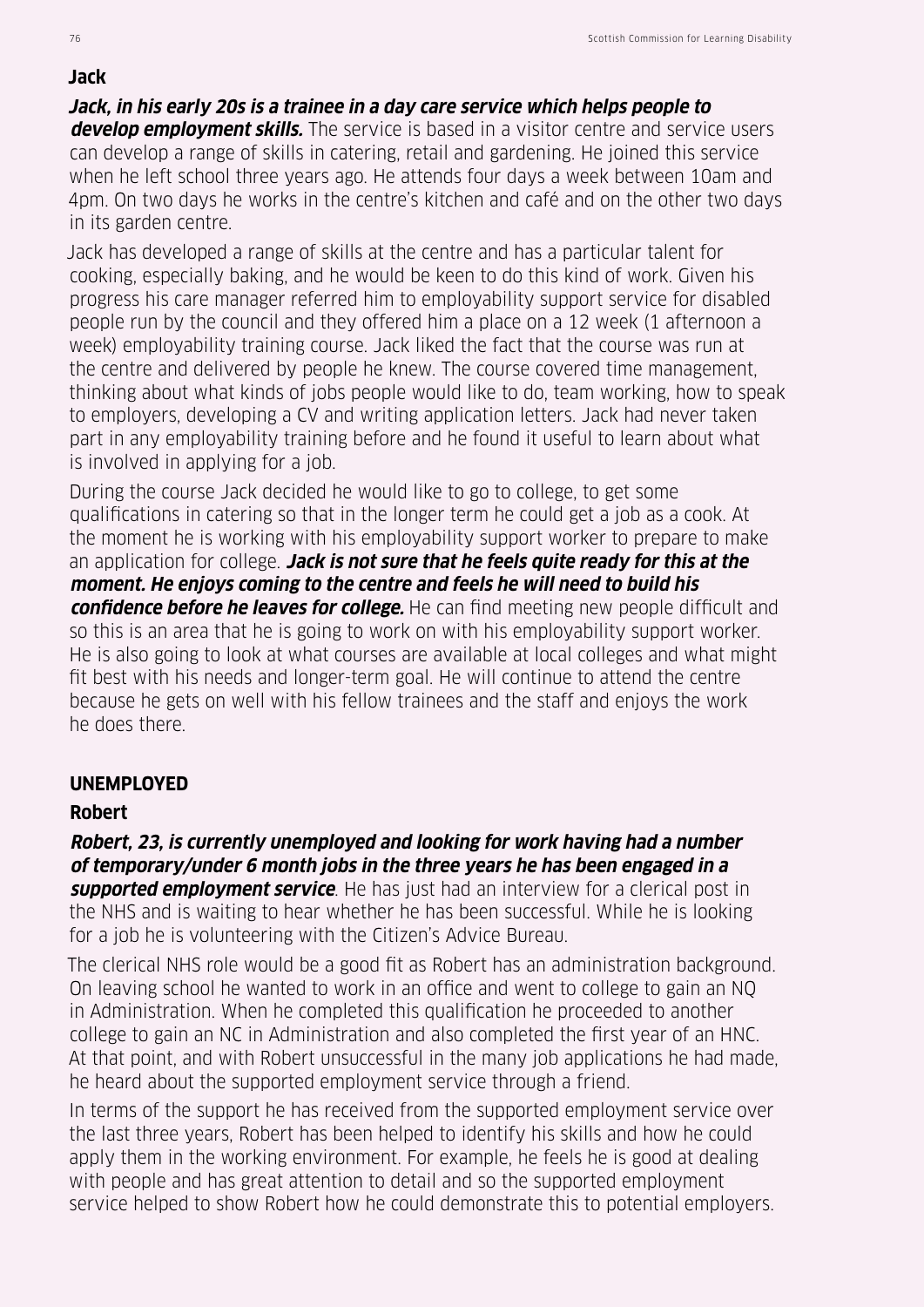### Jack

***Jack, in his early 20s is a trainee in a day care service which helps people to develop employment skills.*** The service is based in a visitor centre and service users can develop a range of skills in catering, retail and gardening. He joined this service when he left school three years ago. He attends four days a week between 10am and 4pm. On two days he works in the centre's kitchen and café and on the other two days in its garden centre.

Jack has developed a range of skills at the centre and has a particular talent for cooking, especially baking, and he would be keen to do this kind of work. Given his progress his care manager referred him to employability support service for disabled people run by the council and they offered him a place on a 12 week (1 afternoon a week) employability training course. Jack liked the fact that the course was run at the centre and delivered by people he knew. The course covered time management, thinking about what kinds of jobs people would like to do, team working, how to speak to employers, developing a CV and writing application letters. Jack had never taken part in any employability training before and he found it useful to learn about what is involved in applying for a job.

During the course Jack decided he would like to go to college, to get some qualifications in catering so that in the longer term he could get a job as a cook. At the moment he is working with his employability support worker to prepare to make an application for college. ***Jack is not sure that he feels quite ready for this at the moment. He enjoys coming to the centre and feels he will need to build his confidence before he leaves for college.*** He can find meeting new people difficult and so this is an area that he is going to work on with his employability support worker. He is also going to look at what courses are available at local colleges and what might fit best with his needs and longer-term goal. He will continue to attend the centre because he gets on well with his fellow trainees and the staff and enjoys the work he does there.

## UNEMPLOYED

### Robert

***Robert, 23, is currently unemployed and looking for work having had a number of temporary/under 6 month jobs in the three years he has been engaged in a supported employment service***. He has just had an interview for a clerical post in the NHS and is waiting to hear whether he has been successful. While he is looking for a job he is volunteering with the Citizen's Advice Bureau.

The clerical NHS role would be a good fit as Robert has an administration background. On leaving school he wanted to work in an office and went to college to gain an NQ in Administration. When he completed this qualification he proceeded to another college to gain an NC in Administration and also completed the first year of an HNC. At that point, and with Robert unsuccessful in the many job applications he had made, he heard about the supported employment service through a friend.

In terms of the support he has received from the supported employment service over the last three years, Robert has been helped to identify his skills and how he could apply them in the working environment. For example, he feels he is good at dealing with people and has great attention to detail and so the supported employment service helped to show Robert how he could demonstrate this to potential employers.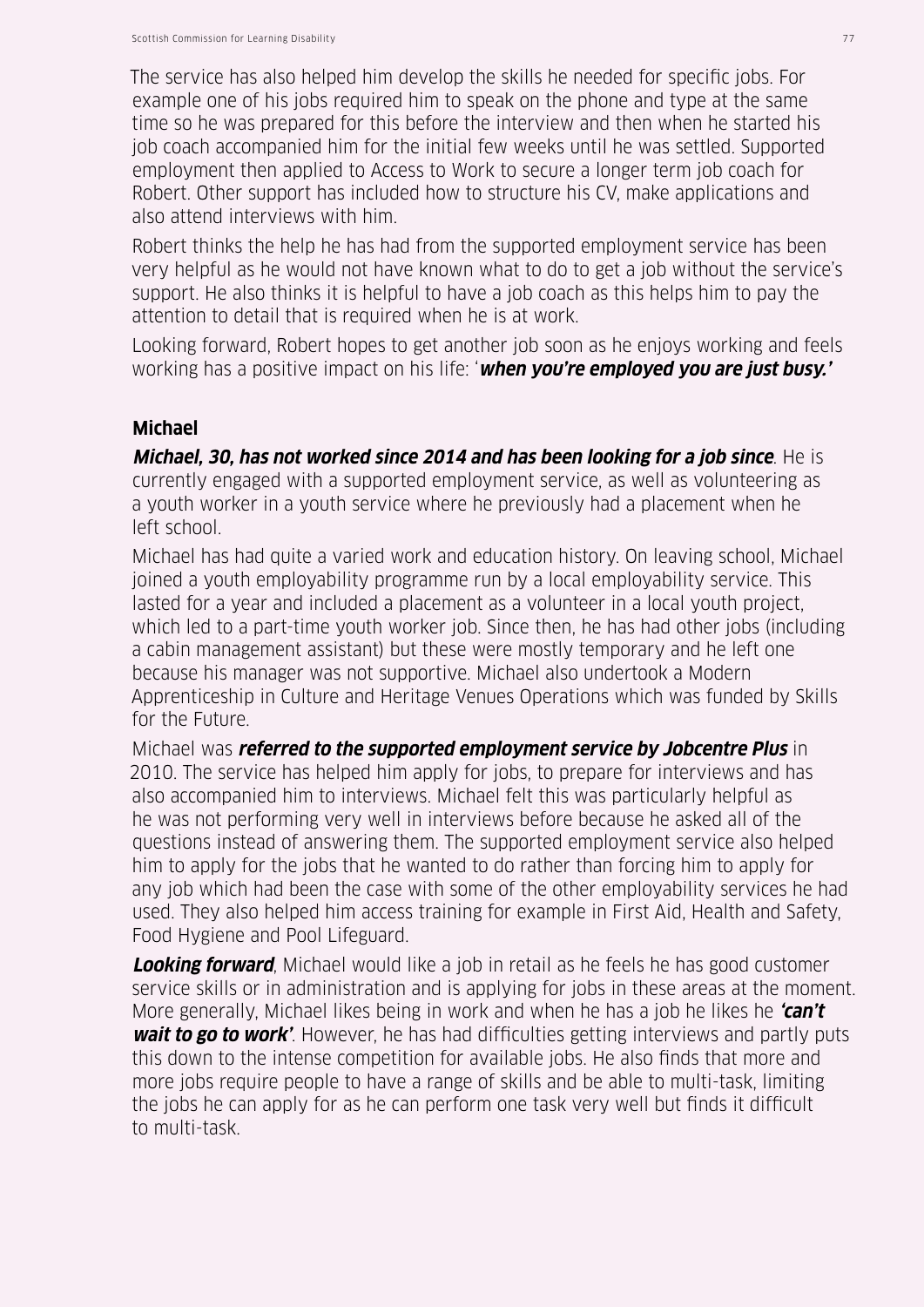The service has also helped him develop the skills he needed for specific jobs. For example one of his jobs required him to speak on the phone and type at the same time so he was prepared for this before the interview and then when he started his job coach accompanied him for the initial few weeks until he was settled. Supported employment then applied to Access to Work to secure a longer term job coach for Robert. Other support has included how to structure his CV, make applications and also attend interviews with him.

Robert thinks the help he has had from the supported employment service has been very helpful as he would not have known what to do to get a job without the service's support. He also thinks it is helpful to have a job coach as this helps him to pay the attention to detail that is required when he is at work.

Looking forward, Robert hopes to get another job soon as he enjoys working and feels working has a positive impact on his life: '***when you're employed you are just busy.'***

**Michael**

***Michael, 30, has not worked since 2014 and has been looking for a job since***. He is currently engaged with a supported employment service, as well as volunteering as a youth worker in a youth service where he previously had a placement when he left school.

Michael has had quite a varied work and education history. On leaving school, Michael joined a youth employability programme run by a local employability service. This lasted for a year and included a placement as a volunteer in a local youth project, which led to a part-time youth worker job. Since then, he has had other jobs (including a cabin management assistant) but these were mostly temporary and he left one because his manager was not supportive. Michael also undertook a Modern Apprenticeship in Culture and Heritage Venues Operations which was funded by Skills for the Future.

Michael was ***referred to the supported employment service by Jobcentre Plus*** in 2010. The service has helped him apply for jobs, to prepare for interviews and has also accompanied him to interviews. Michael felt this was particularly helpful as he was not performing very well in interviews before because he asked all of the questions instead of answering them. The supported employment service also helped him to apply for the jobs that he wanted to do rather than forcing him to apply for any job which had been the case with some of the other employability services he had used. They also helped him access training for example in First Aid, Health and Safety, Food Hygiene and Pool Lifeguard.

***Looking forward***, Michael would like a job in retail as he feels he has good customer service skills or in administration and is applying for jobs in these areas at the moment. More generally, Michael likes being in work and when he has a job he likes he ***'can't wait to go to work'***. However, he has had difficulties getting interviews and partly puts this down to the intense competition for available jobs. He also finds that more and more jobs require people to have a range of skills and be able to multi-task, limiting the jobs he can apply for as he can perform one task very well but finds it difficult to multi-task.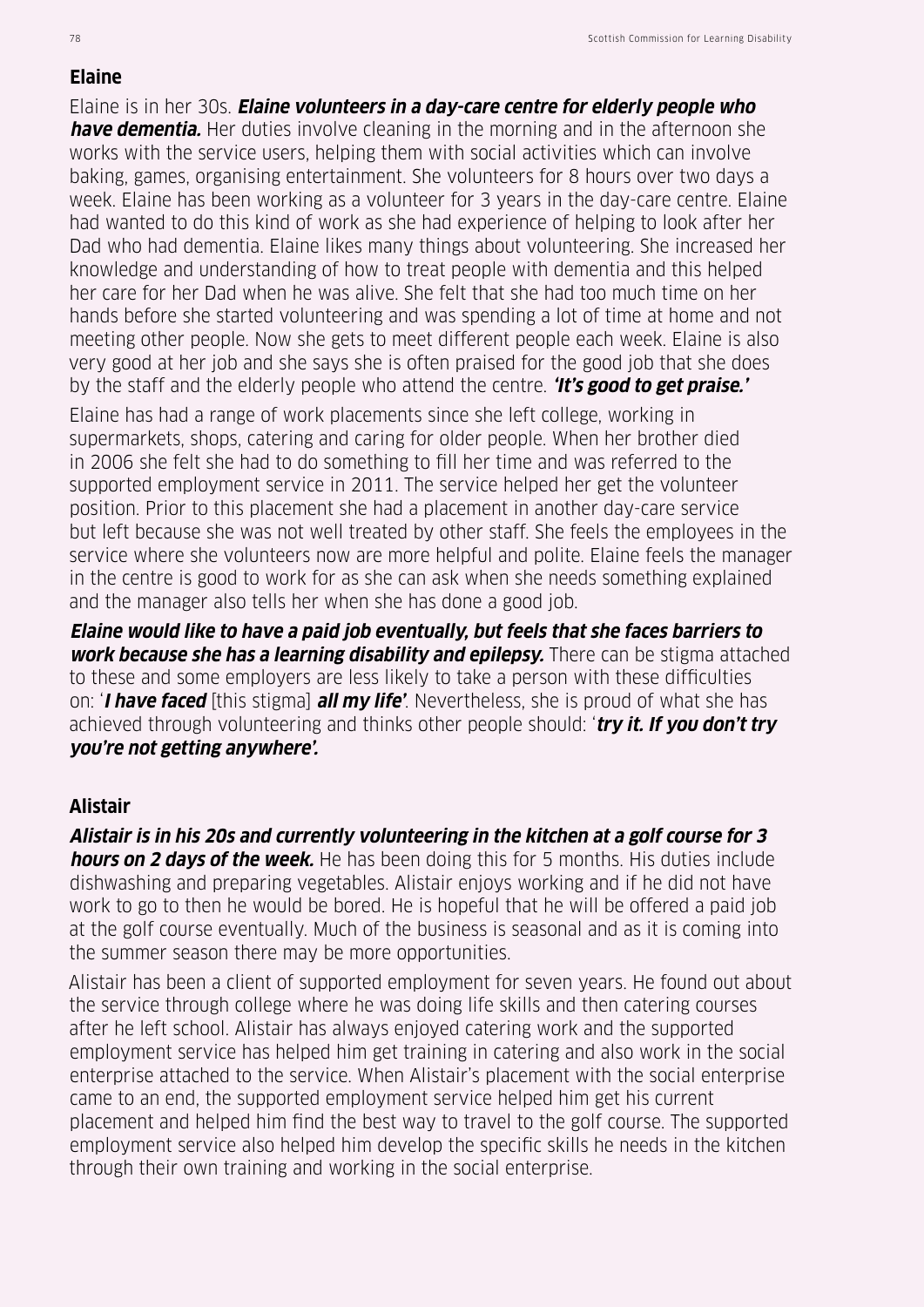## Elaine

Elaine is in her 30s. ***Elaine volunteers in a day-care centre for elderly people who have dementia.*** Her duties involve cleaning in the morning and in the afternoon she works with the service users, helping them with social activities which can involve baking, games, organising entertainment. She volunteers for 8 hours over two days a week. Elaine has been working as a volunteer for 3 years in the day-care centre. Elaine had wanted to do this kind of work as she had experience of helping to look after her Dad who had dementia. Elaine likes many things about volunteering. She increased her knowledge and understanding of how to treat people with dementia and this helped her care for her Dad when he was alive. She felt that she had too much time on her hands before she started volunteering and was spending a lot of time at home and not meeting other people. Now she gets to meet different people each week. Elaine is also very good at her job and she says she is often praised for the good job that she does by the staff and the elderly people who attend the centre. ***'It's good to get praise.'***

Elaine has had a range of work placements since she left college, working in supermarkets, shops, catering and caring for older people. When her brother died in 2006 she felt she had to do something to fill her time and was referred to the supported employment service in 2011. The service helped her get the volunteer position. Prior to this placement she had a placement in another day-care service but left because she was not well treated by other staff. She feels the employees in the service where she volunteers now are more helpful and polite. Elaine feels the manager in the centre is good to work for as she can ask when she needs something explained and the manager also tells her when she has done a good job.

***Elaine would like to have a paid job eventually, but feels that she faces barriers to work because she has a learning disability and epilepsy.*** There can be stigma attached to these and some employers are less likely to take a person with these difficulties on: '***I have faced*** [this stigma] ***all my life'***. Nevertheless, she is proud of what she has achieved through volunteering and thinks other people should: '***try it. If you don't try you're not getting anywhere'.***

## Alistair

***Alistair is in his 20s and currently volunteering in the kitchen at a golf course for 3 hours on 2 days of the week.*** He has been doing this for 5 months. His duties include dishwashing and preparing vegetables. Alistair enjoys working and if he did not have work to go to then he would be bored. He is hopeful that he will be offered a paid job at the golf course eventually. Much of the business is seasonal and as it is coming into the summer season there may be more opportunities.

Alistair has been a client of supported employment for seven years. He found out about the service through college where he was doing life skills and then catering courses after he left school. Alistair has always enjoyed catering work and the supported employment service has helped him get training in catering and also work in the social enterprise attached to the service. When Alistair's placement with the social enterprise came to an end, the supported employment service helped him get his current placement and helped him find the best way to travel to the golf course. The supported employment service also helped him develop the specific skills he needs in the kitchen through their own training and working in the social enterprise.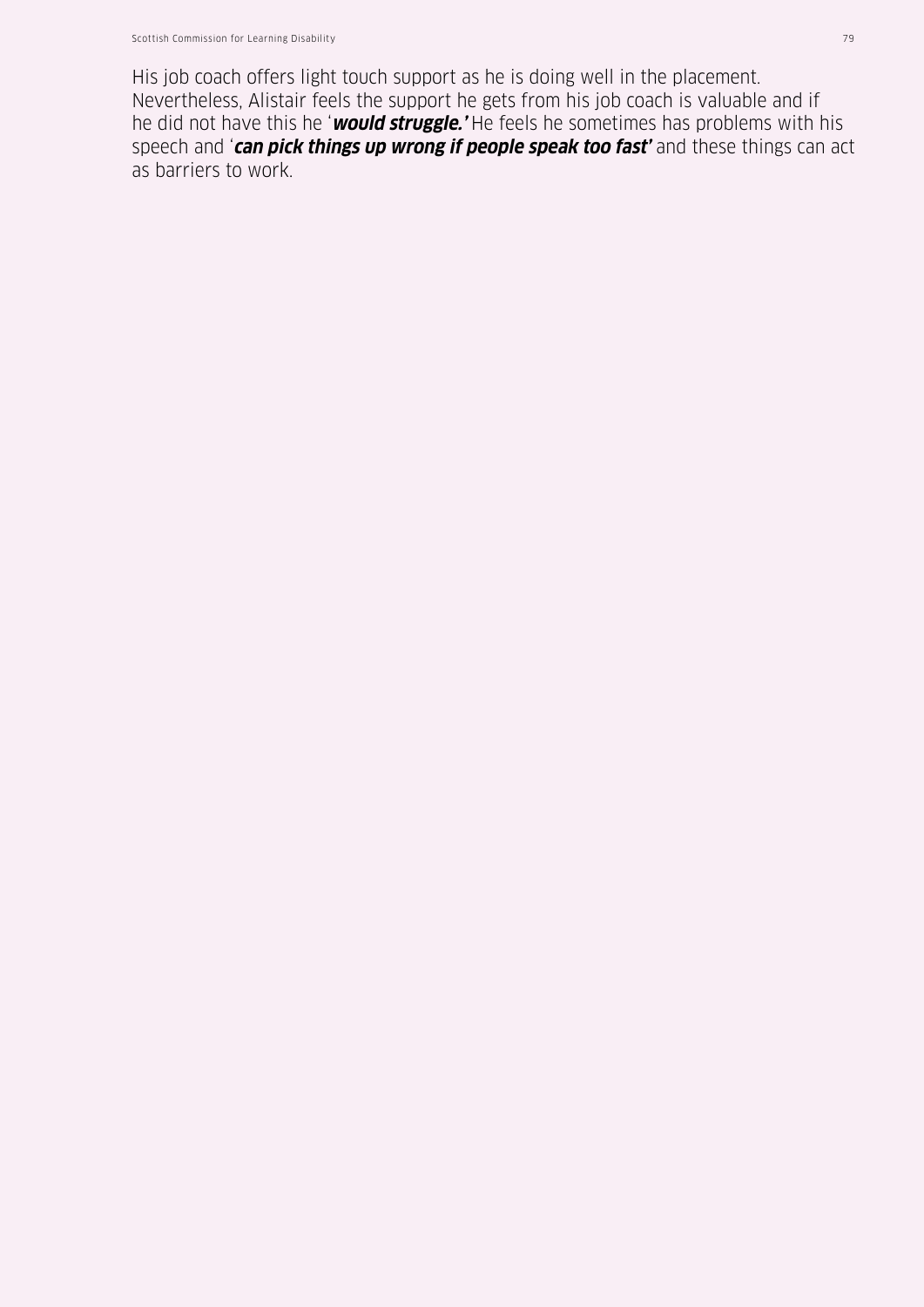His job coach offers light touch support as he is doing well in the placement. Nevertheless, Alistair feels the support he gets from his job coach is valuable and if he did not have this he '***would struggle.'*** He feels he sometimes has problems with his speech and '***can pick things up wrong if people speak too fast'*** and these things can act as barriers to work.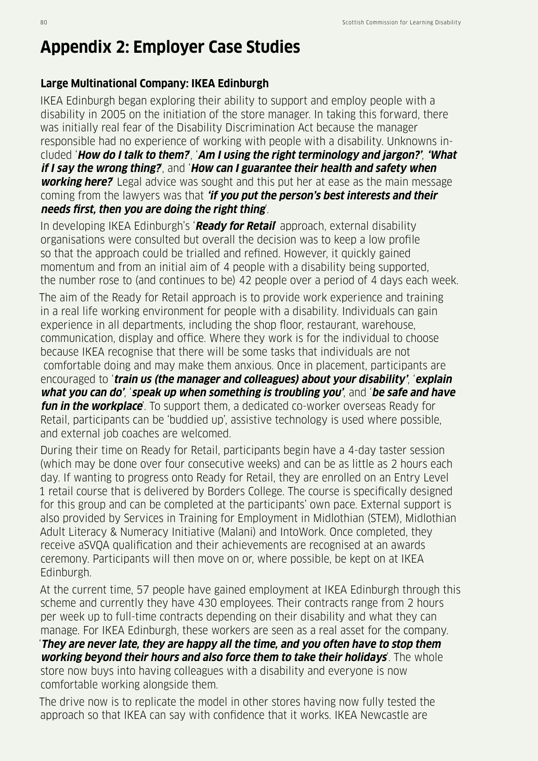# Appendix 2: Employer Case Studies

### Large Multinational Company: IKEA Edinburgh

IKEA Edinburgh began exploring their ability to support and employ people with a disability in 2005 on the initiation of the store manager. In taking this forward, there was initially real fear of the Disability Discrimination Act because the manager responsible had no experience of working with people with a disability. Unknowns included '***How do I talk to them?***', '***Am I using the right terminology and jargon?***', '***What if I say the wrong thing?***', and '***How can I guarantee their health and safety when working here?***' Legal advice was sought and this put her at ease as the main message coming from the lawyers was that '***if you put the person's best interests and their needs first, then you are doing the right thing***'.

In developing IKEA Edinburgh's '***Ready for Retail***' approach, external disability organisations were consulted but overall the decision was to keep a low profile so that the approach could be trialled and refined. However, it quickly gained momentum and from an initial aim of 4 people with a disability being supported, the number rose to (and continues to be) 42 people over a period of 4 days each week.

The aim of the Ready for Retail approach is to provide work experience and training in a real life working environment for people with a disability. Individuals can gain experience in all departments, including the shop floor, restaurant, warehouse, communication, display and office. Where they work is for the individual to choose because IKEA recognise that there will be some tasks that individuals are not comfortable doing and may make them anxious. Once in placement, participants are encouraged to '***train us (the manager and colleagues) about your disability***', '***explain what you can do***', '***speak up when something is troubling you***', and '***be safe and have fun in the workplace***'. To support them, a dedicated co-worker overseas Ready for Retail, participants can be 'buddied up', assistive technology is used where possible, and external job coaches are welcomed.

During their time on Ready for Retail, participants begin have a 4-day taster session (which may be done over four consecutive weeks) and can be as little as 2 hours each day. If wanting to progress onto Ready for Retail, they are enrolled on an Entry Level 1 retail course that is delivered by Borders College. The course is specifically designed for this group and can be completed at the participants' own pace. External support is also provided by Services in Training for Employment in Midlothian (STEM), Midlothian Adult Literacy & Numeracy Initiative (Malani) and IntoWork. Once completed, they receive aSVQA qualification and their achievements are recognised at an awards ceremony. Participants will then move on or, where possible, be kept on at IKEA Edinburgh.

At the current time, 57 people have gained employment at IKEA Edinburgh through this scheme and currently they have 430 employees. Their contracts range from 2 hours per week up to full-time contracts depending on their disability and what they can manage. For IKEA Edinburgh, these workers are seen as a real asset for the company. '***They are never late, they are happy all the time, and you often have to stop them working beyond their hours and also force them to take their holidays***'. The whole store now buys into having colleagues with a disability and everyone is now comfortable working alongside them.

The drive now is to replicate the model in other stores having now fully tested the approach so that IKEA can say with confidence that it works. IKEA Newcastle are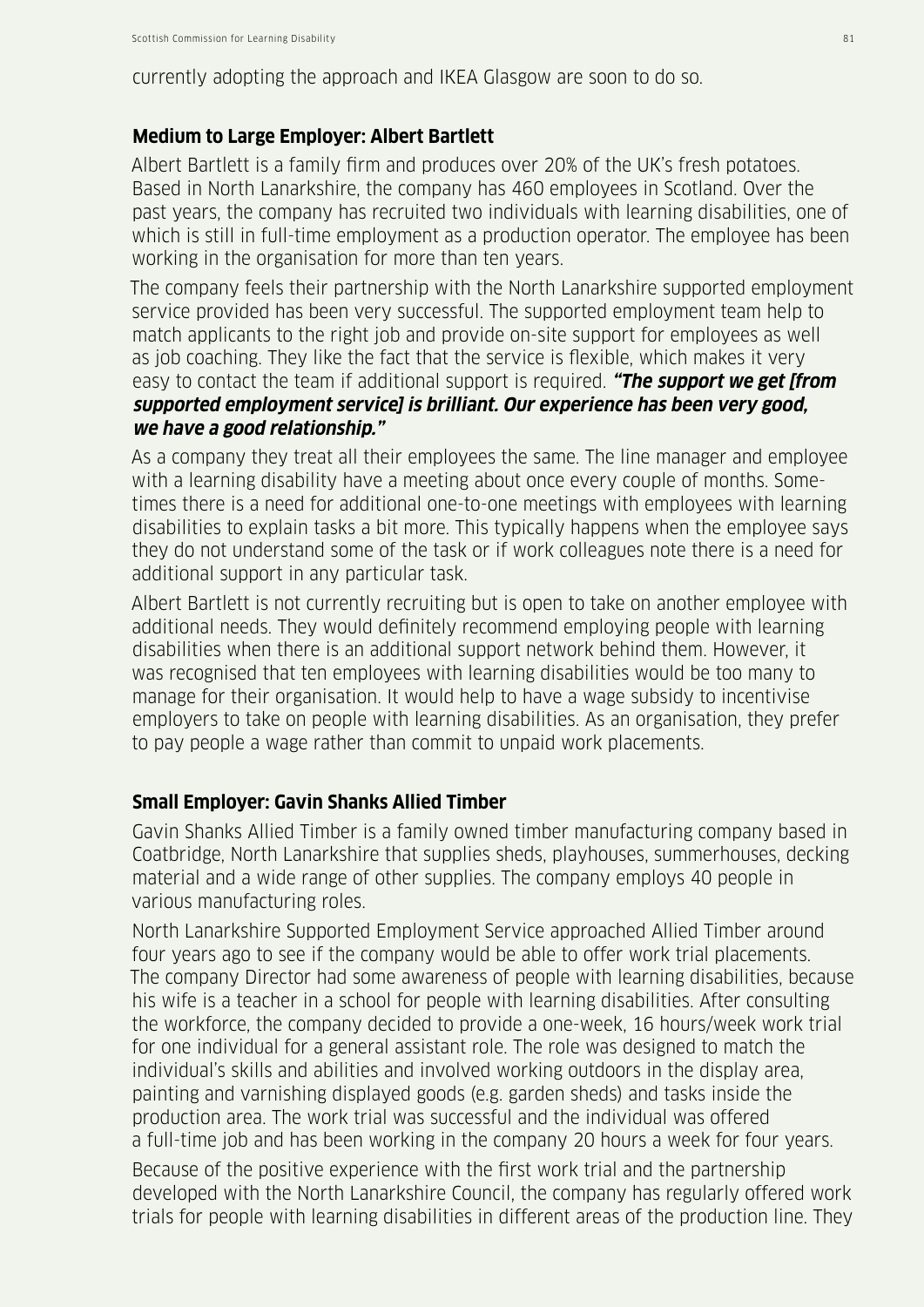currently adopting the approach and IKEA Glasgow are soon to do so.

### Medium to Large Employer: Albert Bartlett

Albert Bartlett is a family firm and produces over 20% of the UK's fresh potatoes. Based in North Lanarkshire, the company has 460 employees in Scotland. Over the past years, the company has recruited two individuals with learning disabilities, one of which is still in full-time employment as a production operator. The employee has been working in the organisation for more than ten years.

The company feels their partnership with the North Lanarkshire supported employment service provided has been very successful. The supported employment team help to match applicants to the right job and provide on-site support for employees as well as job coaching. They like the fact that the service is flexible, which makes it very easy to contact the team if additional support is required. ***"The support we get [from supported employment service] is brilliant. Our experience has been very good, we have a good relationship."***

As a company they treat all their employees the same. The line manager and employee with a learning disability have a meeting about once every couple of months. Sometimes there is a need for additional one-to-one meetings with employees with learning disabilities to explain tasks a bit more. This typically happens when the employee says they do not understand some of the task or if work colleagues note there is a need for additional support in any particular task.

Albert Bartlett is not currently recruiting but is open to take on another employee with additional needs. They would definitely recommend employing people with learning disabilities when there is an additional support network behind them. However, it was recognised that ten employees with learning disabilities would be too many to manage for their organisation. It would help to have a wage subsidy to incentivise employers to take on people with learning disabilities. As an organisation, they prefer to pay people a wage rather than commit to unpaid work placements.

### Small Employer: Gavin Shanks Allied Timber

Gavin Shanks Allied Timber is a family owned timber manufacturing company based in Coatbridge, North Lanarkshire that supplies sheds, playhouses, summerhouses, decking material and a wide range of other supplies. The company employs 40 people in various manufacturing roles.

North Lanarkshire Supported Employment Service approached Allied Timber around four years ago to see if the company would be able to offer work trial placements. The company Director had some awareness of people with learning disabilities, because his wife is a teacher in a school for people with learning disabilities. After consulting the workforce, the company decided to provide a one-week, 16 hours/week work trial for one individual for a general assistant role. The role was designed to match the individual's skills and abilities and involved working outdoors in the display area, painting and varnishing displayed goods (e.g. garden sheds) and tasks inside the production area. The work trial was successful and the individual was offered a full-time job and has been working in the company 20 hours a week for four years.

Because of the positive experience with the first work trial and the partnership developed with the North Lanarkshire Council, the company has regularly offered work trials for people with learning disabilities in different areas of the production line. They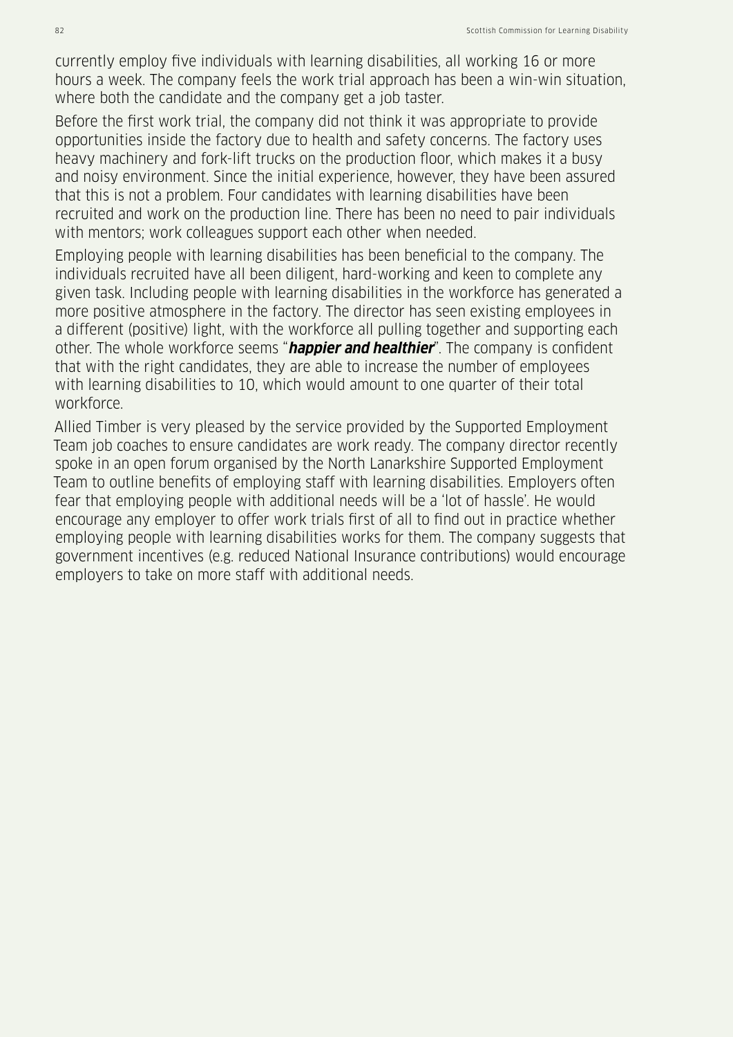currently employ five individuals with learning disabilities, all working 16 or more hours a week. The company feels the work trial approach has been a win-win situation, where both the candidate and the company get a job taster.

Before the first work trial, the company did not think it was appropriate to provide opportunities inside the factory due to health and safety concerns. The factory uses heavy machinery and fork-lift trucks on the production floor, which makes it a busy and noisy environment. Since the initial experience, however, they have been assured that this is not a problem. Four candidates with learning disabilities have been recruited and work on the production line. There has been no need to pair individuals with mentors; work colleagues support each other when needed.

Employing people with learning disabilities has been beneficial to the company. The individuals recruited have all been diligent, hard-working and keen to complete any given task. Including people with learning disabilities in the workforce has generated a more positive atmosphere in the factory. The director has seen existing employees in a different (positive) light, with the workforce all pulling together and supporting each other. The whole workforce seems "***happier and healthier***". The company is confident that with the right candidates, they are able to increase the number of employees with learning disabilities to 10, which would amount to one quarter of their total workforce.

Allied Timber is very pleased by the service provided by the Supported Employment Team job coaches to ensure candidates are work ready. The company director recently spoke in an open forum organised by the North Lanarkshire Supported Employment Team to outline benefits of employing staff with learning disabilities. Employers often fear that employing people with additional needs will be a 'lot of hassle'. He would encourage any employer to offer work trials first of all to find out in practice whether employing people with learning disabilities works for them. The company suggests that government incentives (e.g. reduced National Insurance contributions) would encourage employers to take on more staff with additional needs.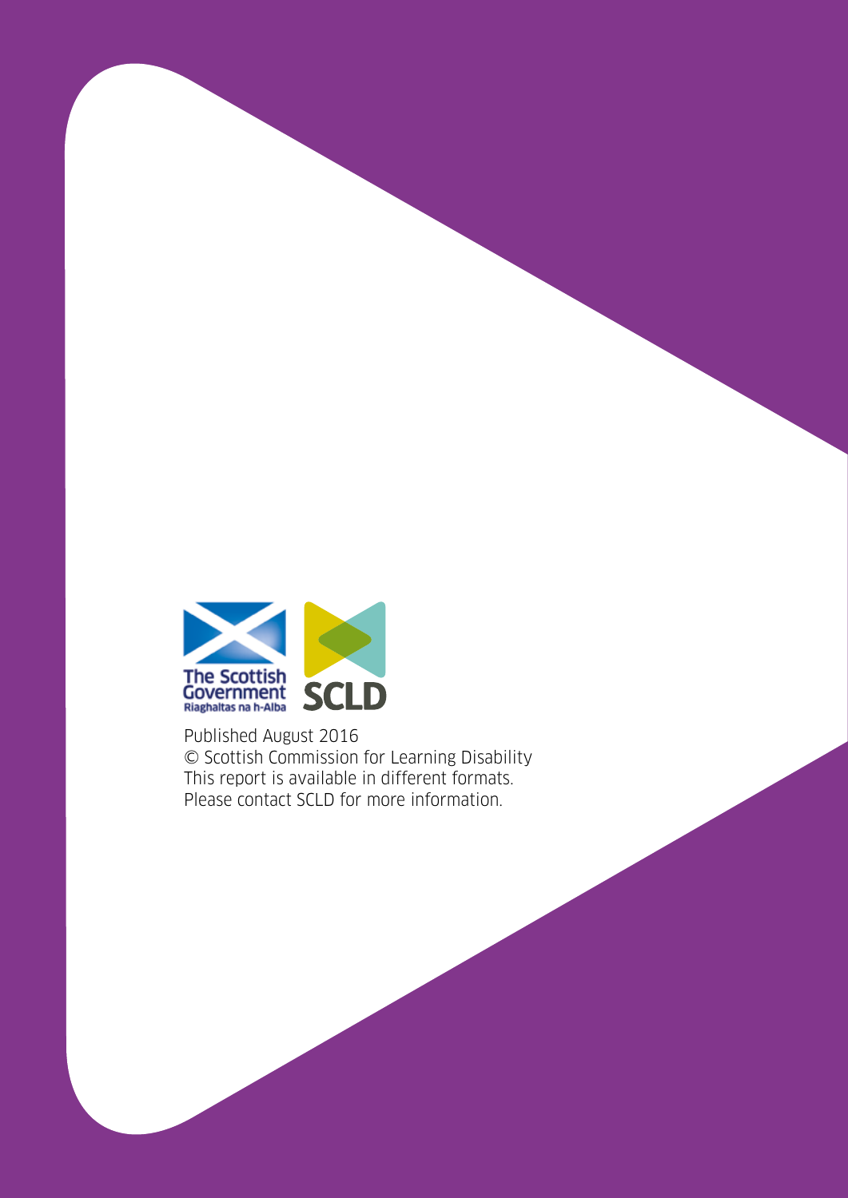The Scottish Government
Riaghaltas na h-Alba

SCLD

Published August 2016
© Scottish Commission for Learning Disability
This report is available in different formats.
Please contact SCLD for more information.